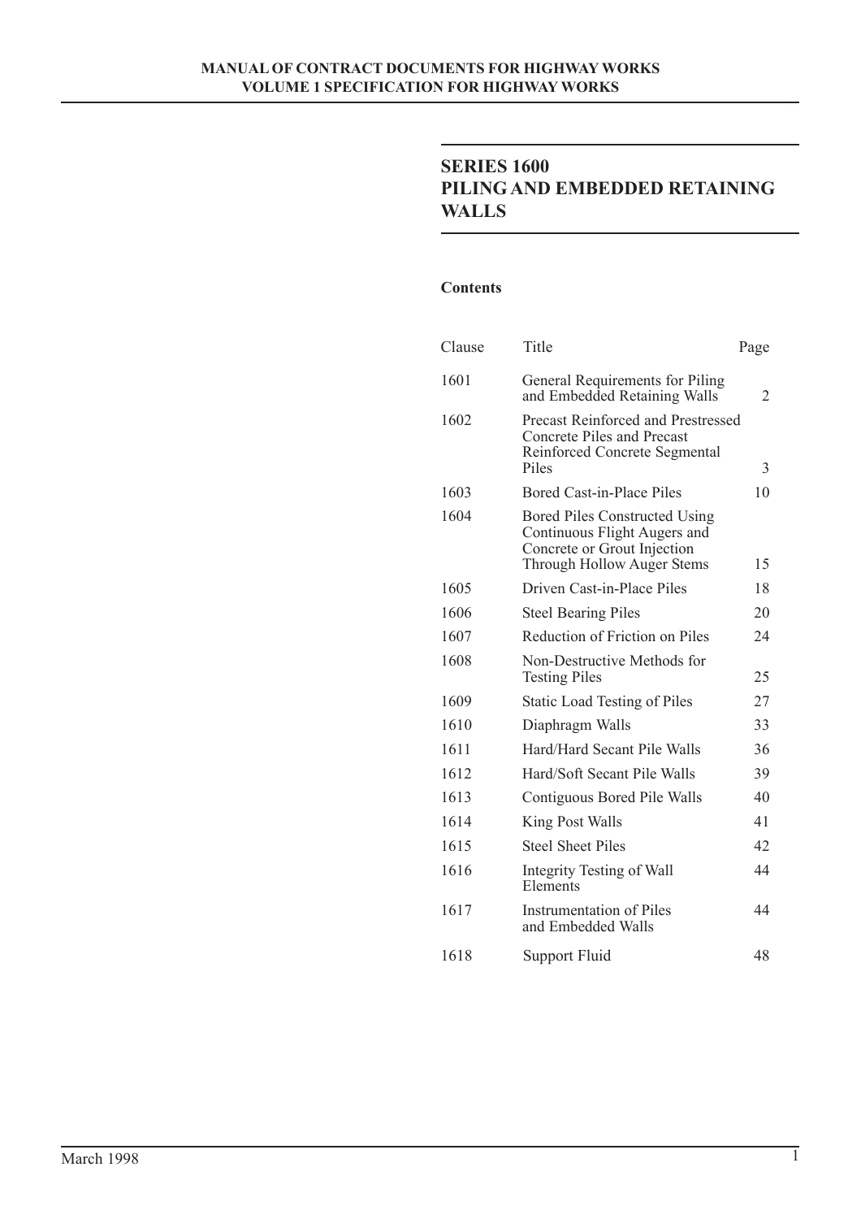# SERIES 1600
# PILING AND EMBEDDED RETAINING WALLS

**Contents**

| Clause | Title | Page |
|---|---|---|
| 1601 | General Requirements for Piling and Embedded Retaining Walls | 2 |
| 1602 | Precast Reinforced and Prestressed Concrete Piles and Precast Reinforced Concrete Segmental Piles | 3 |
| 1603 | Bored Cast-in-Place Piles | 10 |
| 1604 | Bored Piles Constructed Using Continuous Flight Augers and Concrete or Grout Injection Through Hollow Auger Stems | 15 |
| 1605 | Driven Cast-in-Place Piles | 18 |
| 1606 | Steel Bearing Piles | 20 |
| 1607 | Reduction of Friction on Piles | 24 |
| 1608 | Non-Destructive Methods for Testing Piles | 25 |
| 1609 | Static Load Testing of Piles | 27 |
| 1610 | Diaphragm Walls | 33 |
| 1611 | Hard/Hard Secant Pile Walls | 36 |
| 1612 | Hard/Soft Secant Pile Walls | 39 |
| 1613 | Contiguous Bored Pile Walls | 40 |
| 1614 | King Post Walls | 41 |
| 1615 | Steel Sheet Piles | 42 |
| 1616 | Integrity Testing of Wall Elements | 44 |
| 1617 | Instrumentation of Piles and Embedded Walls | 44 |
| 1618 | Support Fluid | 48 |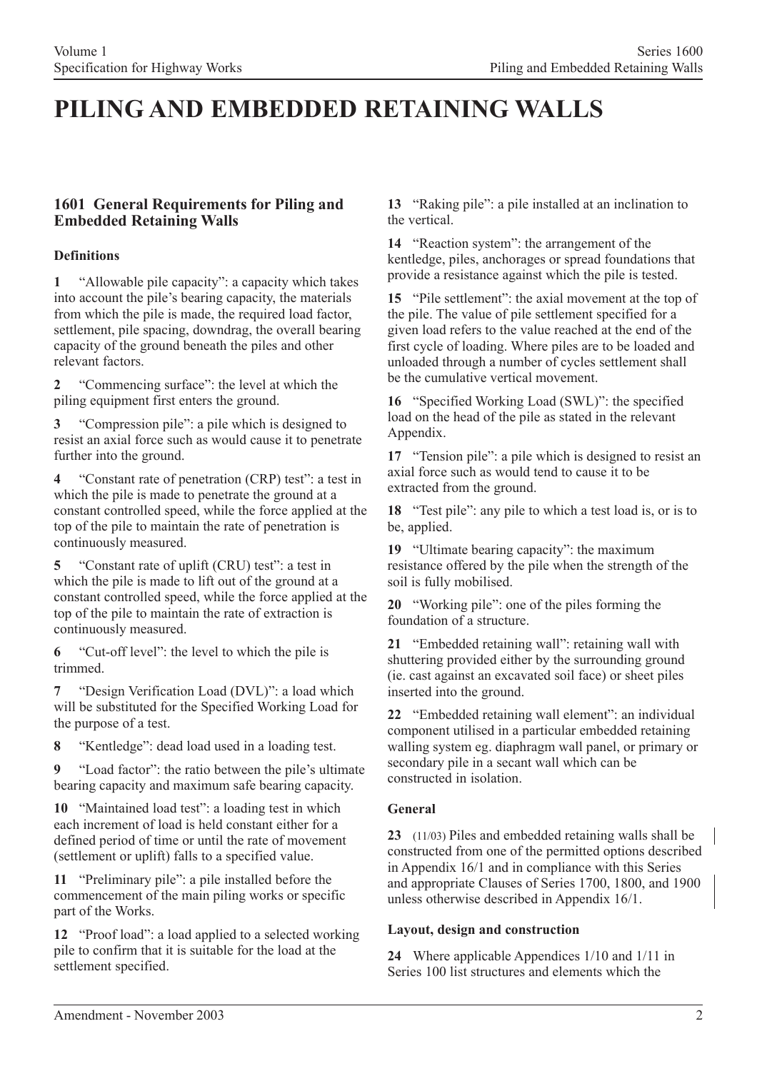# PILING AND EMBEDDED RETAINING WALLS

## 1601 General Requirements for Piling and Embedded Retaining Walls

### Definitions

**1** "Allowable pile capacity": a capacity which takes into account the pile's bearing capacity, the materials from which the pile is made, the required load factor, settlement, pile spacing, downdrag, the overall bearing capacity of the ground beneath the piles and other relevant factors.

**2** "Commencing surface": the level at which the piling equipment first enters the ground.

**3** "Compression pile": a pile which is designed to resist an axial force such as would cause it to penetrate further into the ground.

**4** "Constant rate of penetration (CRP) test": a test in which the pile is made to penetrate the ground at a constant controlled speed, while the force applied at the top of the pile to maintain the rate of penetration is continuously measured.

**5** "Constant rate of uplift (CRU) test": a test in which the pile is made to lift out of the ground at a constant controlled speed, while the force applied at the top of the pile to maintain the rate of extraction is continuously measured.

**6** "Cut-off level": the level to which the pile is trimmed.

**7** "Design Verification Load (DVL)": a load which will be substituted for the Specified Working Load for the purpose of a test.

**8** "Kentledge": dead load used in a loading test.

**9** "Load factor": the ratio between the pile's ultimate bearing capacity and maximum safe bearing capacity.

**10** "Maintained load test": a loading test in which each increment of load is held constant either for a defined period of time or until the rate of movement (settlement or uplift) falls to a specified value.

**11** "Preliminary pile": a pile installed before the commencement of the main piling works or specific part of the Works.

**12** "Proof load": a load applied to a selected working pile to confirm that it is suitable for the load at the settlement specified.

**13** "Raking pile": a pile installed at an inclination to the vertical.

**14** "Reaction system": the arrangement of the kentledge, piles, anchorages or spread foundations that provide a resistance against which the pile is tested.

**15** "Pile settlement": the axial movement at the top of the pile. The value of pile settlement specified for a given load refers to the value reached at the end of the first cycle of loading. Where piles are to be loaded and unloaded through a number of cycles settlement shall be the cumulative vertical movement.

**16** "Specified Working Load (SWL)": the specified load on the head of the pile as stated in the relevant Appendix.

**17** "Tension pile": a pile which is designed to resist an axial force such as would tend to cause it to be extracted from the ground.

**18** "Test pile": any pile to which a test load is, or is to be, applied.

**19** "Ultimate bearing capacity": the maximum resistance offered by the pile when the strength of the soil is fully mobilised.

**20** "Working pile": one of the piles forming the foundation of a structure.

**21** "Embedded retaining wall": retaining wall with shuttering provided either by the surrounding ground (ie. cast against an excavated soil face) or sheet piles inserted into the ground.

**22** "Embedded retaining wall element": an individual component utilised in a particular embedded retaining walling system eg. diaphragm wall panel, or primary or secondary pile in a secant wall which can be constructed in isolation.

### General

**23** (11/03) Piles and embedded retaining walls shall be constructed from one of the permitted options described in Appendix 16/1 and in compliance with this Series and appropriate Clauses of Series 1700, 1800, and 1900 unless otherwise described in Appendix 16/1.

### Layout, design and construction

**24** Where applicable Appendices 1/10 and 1/11 in Series 100 list structures and elements which the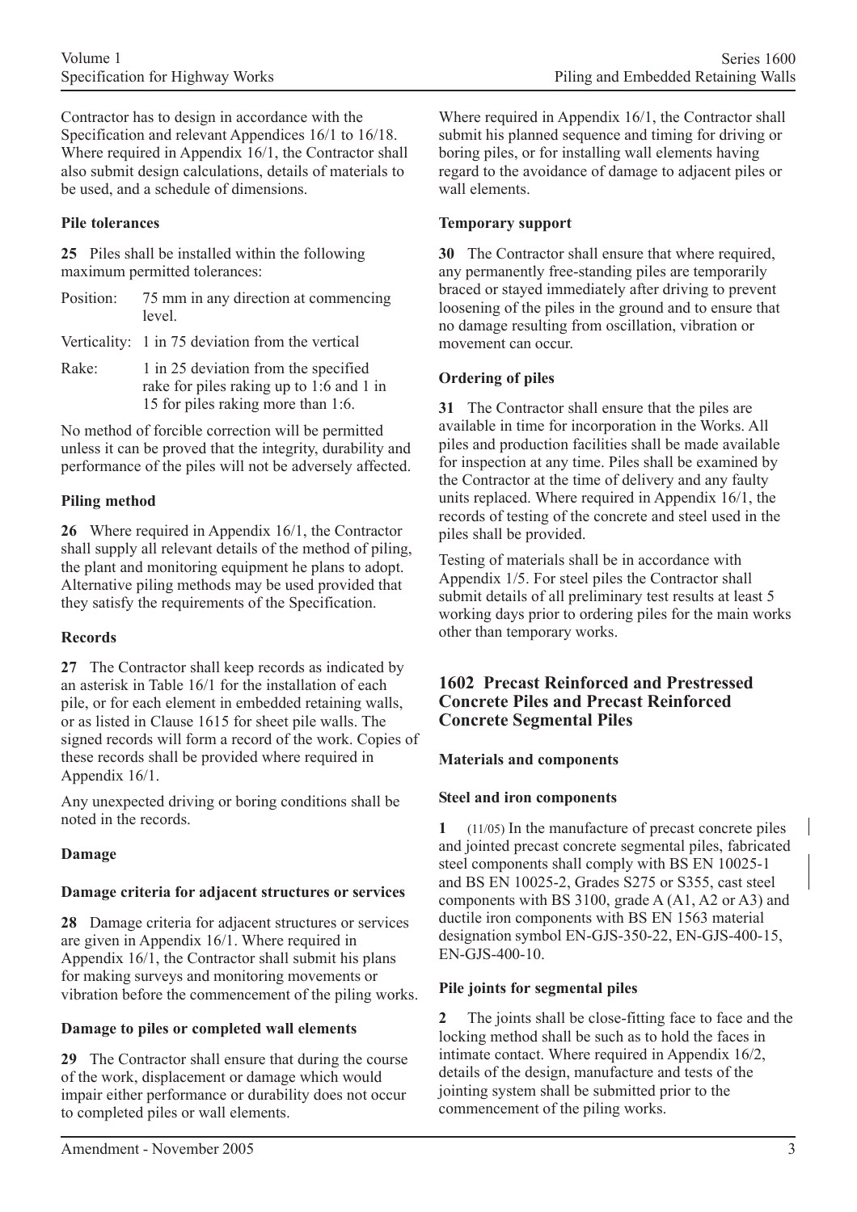Contractor has to design in accordance with the Specification and relevant Appendices 16/1 to 16/18. Where required in Appendix 16/1, the Contractor shall also submit design calculations, details of materials to be used, and a schedule of dimensions.

**Pile tolerances**

**25** Piles shall be installed within the following maximum permitted tolerances:

| | |
|---|---|
| Position: | 75 mm in any direction at commencing level. |
| Verticality: | 1 in 75 deviation from the vertical |
| Rake: | 1 in 25 deviation from the specified rake for piles raking up to 1:6 and 1 in 15 for piles raking more than 1:6. |

No method of forcible correction will be permitted unless it can be proved that the integrity, durability and performance of the piles will not be adversely affected.

**Piling method**

**26** Where required in Appendix 16/1, the Contractor shall supply all relevant details of the method of piling, the plant and monitoring equipment he plans to adopt. Alternative piling methods may be used provided that they satisfy the requirements of the Specification.

**Records**

**27** The Contractor shall keep records as indicated by an asterisk in Table 16/1 for the installation of each pile, or for each element in embedded retaining walls, or as listed in Clause 1615 for sheet pile walls. The signed records will form a record of the work. Copies of these records shall be provided where required in Appendix 16/1.

Any unexpected driving or boring conditions shall be noted in the records.

**Damage**

**Damage criteria for adjacent structures or services**

**28** Damage criteria for adjacent structures or services are given in Appendix 16/1. Where required in Appendix 16/1, the Contractor shall submit his plans for making surveys and monitoring movements or vibration before the commencement of the piling works.

**Damage to piles or completed wall elements**

**29** The Contractor shall ensure that during the course of the work, displacement or damage which would impair either performance or durability does not occur to completed piles or wall elements.

Where required in Appendix 16/1, the Contractor shall submit his planned sequence and timing for driving or boring piles, or for installing wall elements having regard to the avoidance of damage to adjacent piles or wall elements.

**Temporary support**

**30** The Contractor shall ensure that where required, any permanently free-standing piles are temporarily braced or stayed immediately after driving to prevent loosening of the piles in the ground and to ensure that no damage resulting from oscillation, vibration or movement can occur.

**Ordering of piles**

**31** The Contractor shall ensure that the piles are available in time for incorporation in the Works. All piles and production facilities shall be made available for inspection at any time. Piles shall be examined by the Contractor at the time of delivery and any faulty units replaced. Where required in Appendix 16/1, the records of testing of the concrete and steel used in the piles shall be provided.

Testing of materials shall be in accordance with Appendix 1/5. For steel piles the Contractor shall submit details of all preliminary test results at least 5 working days prior to ordering piles for the main works other than temporary works.

## 1602 Precast Reinforced and Prestressed Concrete Piles and Precast Reinforced Concrete Segmental Piles

**Materials and components**

**Steel and iron components**

**1** (11/05) In the manufacture of precast concrete piles and jointed precast concrete segmental piles, fabricated steel components shall comply with BS EN 10025-1 and BS EN 10025-2, Grades S275 or S355, cast steel components with BS 3100, grade A (A1, A2 or A3) and ductile iron components with BS EN 1563 material designation symbol EN-GJS-350-22, EN-GJS-400-15, EN-GJS-400-10.

**Pile joints for segmental piles**

**2** The joints shall be close-fitting face to face and the locking method shall be such as to hold the faces in intimate contact. Where required in Appendix 16/2, details of the design, manufacture and tests of the jointing system shall be submitted prior to the commencement of the piling works.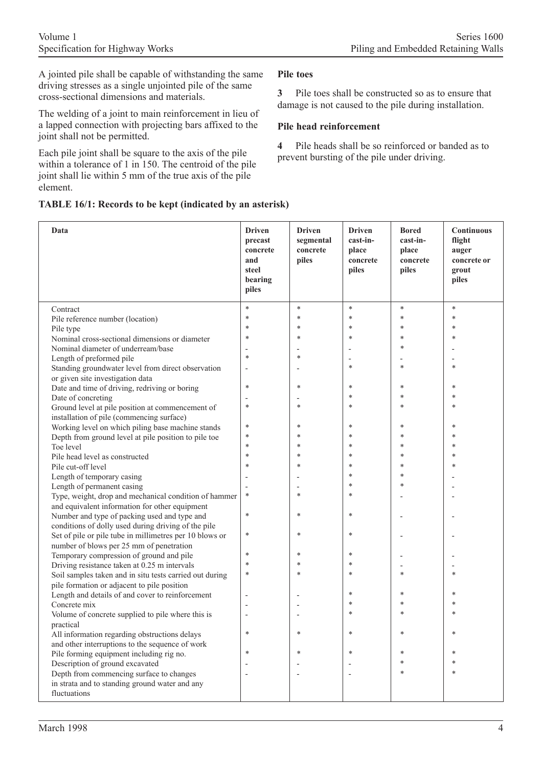A jointed pile shall be capable of withstanding the same driving stresses as a single unjointed pile of the same cross-sectional dimensions and materials.

The welding of a joint to main reinforcement in lieu of a lapped connection with projecting bars affixed to the joint shall not be permitted.

Each pile joint shall be square to the axis of the pile within a tolerance of 1 in 150. The centroid of the pile joint shall lie within 5 mm of the true axis of the pile element.

**Pile toes**

**3** Pile toes shall be constructed so as to ensure that damage is not caused to the pile during installation.

**Pile head reinforcement**

**4** Pile heads shall be so reinforced or banded as to prevent bursting of the pile under driving.

**TABLE 16/1: Records to be kept (indicated by an asterisk)**

| Data | Driven precast concrete and steel bearing piles | Driven segmental concrete piles | Driven cast-in-place concrete piles | Bored cast-in-place concrete piles | Continuous flight auger concrete or grout piles |
|---|---|---|---|---|---|
| Contract | * | * | * | * | * |
| Pile reference number (location) | * | * | * | * | * |
| Pile type | * | * | * | * | * |
| Nominal cross-sectional dimensions or diameter | * | * | * | * | * |
| Nominal diameter of underream/base | - | - | - | * | - |
| Length of preformed pile | * | * | - | - | - |
| Standing groundwater level from direct observation or given site investigation data | - | - | * | * | * |
| Date and time of driving, redriving or boring | * | * | * | * | * |
| Date of concreting | - | - | * | * | * |
| Ground level at pile position at commencement of installation of pile (commencing surface) | * | * | * | * | * |
| Working level on which piling base machine stands | * | * | * | * | * |
| Depth from ground level at pile position to pile toe | * | * | * | * | * |
| Toe level | * | * | * | * | * |
| Pile head level as constructed | * | * | * | * | * |
| Pile cut-off level | * | * | * | * | * |
| Length of temporary casing | - | - | * | * | - |
| Length of permanent casing | - | - | * | * | - |
| Type, weight, drop and mechanical condition of hammer and equivalent information for other equipment | * | * | * | - | - |
| Number and type of packing used and type and conditions of dolly used during driving of the pile | * | * | * | - | - |
| Set of pile or pile tube in millimetres per 10 blows or number of blows per 25 mm of penetration | * | * | * | - | - |
| Temporary compression of ground and pile | * | * | * | - | - |
| Driving resistance taken at 0.25 m intervals | * | * | * | - | - |
| Soil samples taken and in situ tests carried out during pile formation or adjacent to pile position | * | * | * | * | * |
| Length and details of and cover to reinforcement | - | - | * | * | * |
| Concrete mix | - | - | * | * | * |
| Volume of concrete supplied to pile where this is practical | - | - | * | * | * |
| All information regarding obstructions delays and other interruptions to the sequence of work | * | * | * | * | * |
| Pile forming equipment including rig no. | * | * | * | * | * |
| Description of ground excavated | - | - | - | * | * |
| Depth from commencing surface to changes in strata and to standing ground water and any fluctuations | - | - | - | * | * |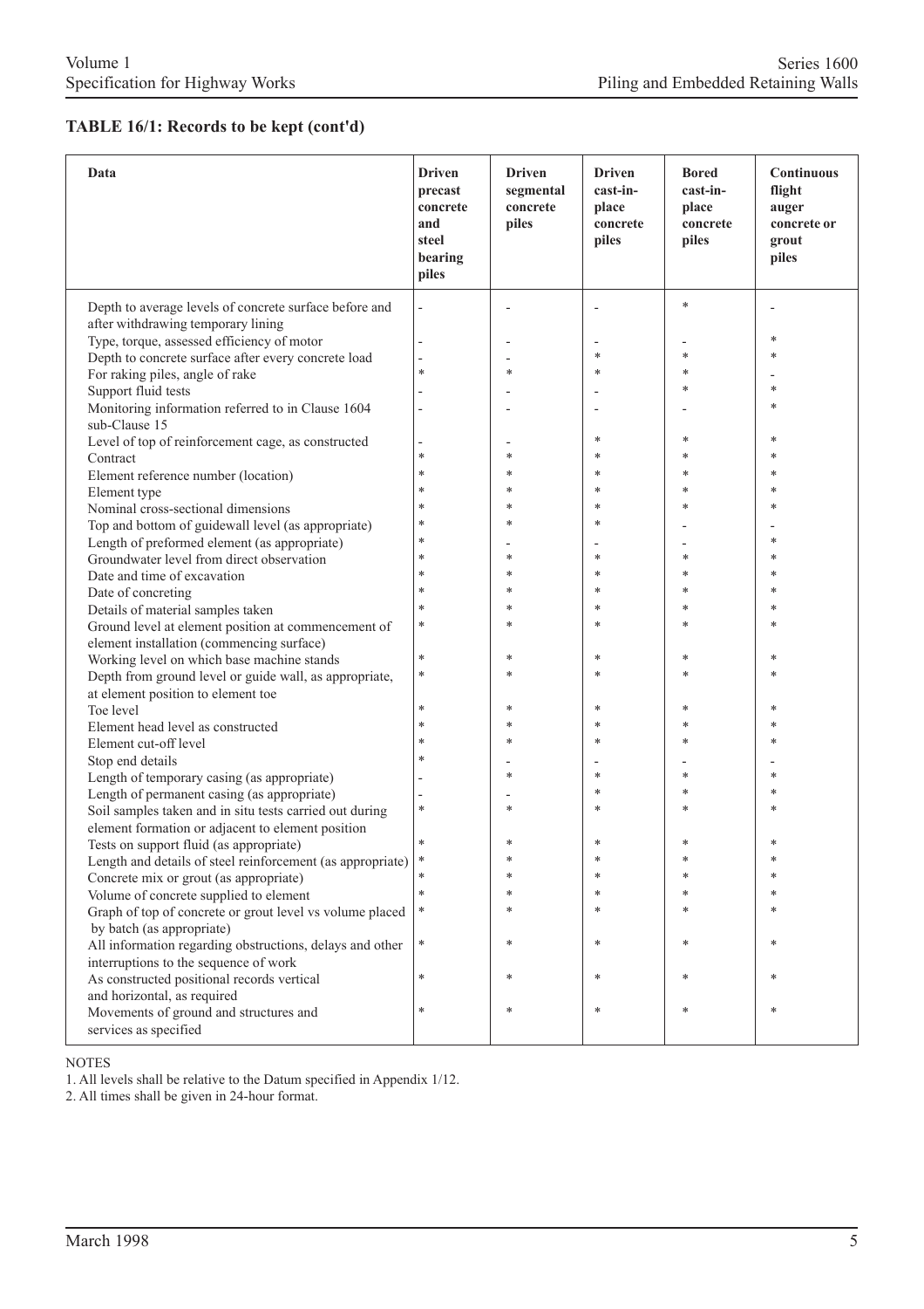**TABLE 16/1: Records to be kept (cont'd)**

| Data | Driven precast concrete and steel bearing piles | Driven segmental concrete piles | Driven cast-in-place concrete piles | Bored cast-in-place concrete piles | Continuous flight auger concrete or grout piles |
|---|---|---|---|---|---|
| Depth to average levels of concrete surface before and after withdrawing temporary lining | - | - | - | * | - |
| Type, torque, assessed efficiency of motor | - | - | - | - | * |
| Depth to concrete surface after every concrete load | - | - | * | * | * |
| For raking piles, angle of rake | * | * | * | * | - |
| Support fluid tests | - | - | - | * | * |
| Monitoring information referred to in Clause 1604 sub-Clause 15 | - | - | - | - | * |
| Level of top of reinforcement cage, as constructed | - | - | * | * | * |
| Contract | * | * | * | * | * |
| Element reference number (location) | * | * | * | * | * |
| Element type | * | * | * | * | * |
| Nominal cross-sectional dimensions | * | * | * | * | * |
| Top and bottom of guidewall level (as appropriate) | * | * | * | - | - |
| Length of preformed element (as appropriate) | * | - | - | - | * |
| Groundwater level from direct observation | * | * | * | * | * |
| Date and time of excavation | * | * | * | * | * |
| Date of concreting | * | * | * | * | * |
| Details of material samples taken | * | * | * | * | * |
| Ground level at element position at commencement of element installation (commencing surface) | * | * | * | * | * |
| Working level on which base machine stands | * | * | * | * | * |
| Depth from ground level or guide wall, as appropriate, at element position to element toe | * | * | * | * | * |
| Toe level | * | * | * | * | * |
| Element head level as constructed | * | * | * | * | * |
| Element cut-off level | * | * | * | * | * |
| Stop end details | * | - | - | - | - |
| Length of temporary casing (as appropriate) | - | * | * | * | * |
| Length of permanent casing (as appropriate) | - | - | * | * | * |
| Soil samples taken and in situ tests carried out during element formation or adjacent to element position | * | * | * | * | * |
| Tests on support fluid (as appropriate) | * | * | * | * | * |
| Length and details of steel reinforcement (as appropriate) | * | * | * | * | * |
| Concrete mix or grout (as appropriate) | * | * | * | * | * |
| Volume of concrete supplied to element | * | * | * | * | * |
| Graph of top of concrete or grout level vs volume placed by batch (as appropriate) | * | * | * | * | * |
| All information regarding obstructions, delays and other interruptions to the sequence of work | * | * | * | * | * |
| As constructed positional records vertical and horizontal, as required | * | * | * | * | * |
| Movements of ground and structures and services as specified | * | * | * | * | * |

NOTES

1. All levels shall be relative to the Datum specified in Appendix 1/12.
2. All times shall be given in 24-hour format.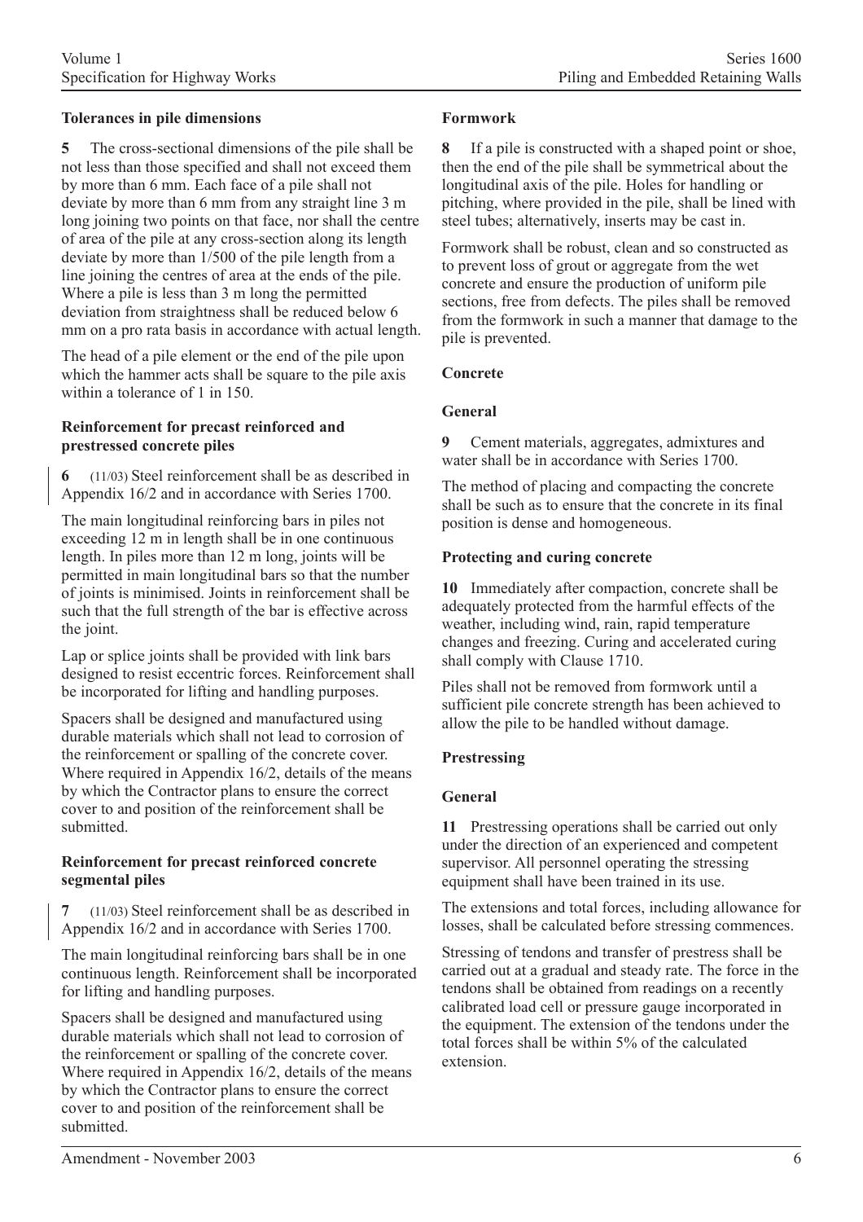### Tolerances in pile dimensions

**5** The cross-sectional dimensions of the pile shall be not less than those specified and shall not exceed them by more than 6 mm. Each face of a pile shall not deviate by more than 6 mm from any straight line 3 m long joining two points on that face, nor shall the centre of area of the pile at any cross-section along its length deviate by more than 1/500 of the pile length from a line joining the centres of area at the ends of the pile. Where a pile is less than 3 m long the permitted deviation from straightness shall be reduced below 6 mm on a pro rata basis in accordance with actual length.

The head of a pile element or the end of the pile upon which the hammer acts shall be square to the pile axis within a tolerance of 1 in 150.

### Reinforcement for precast reinforced and prestressed concrete piles

**6** (11/03) Steel reinforcement shall be as described in Appendix 16/2 and in accordance with Series 1700.

The main longitudinal reinforcing bars in piles not exceeding 12 m in length shall be in one continuous length. In piles more than 12 m long, joints will be permitted in main longitudinal bars so that the number of joints is minimised. Joints in reinforcement shall be such that the full strength of the bar is effective across the joint.

Lap or splice joints shall be provided with link bars designed to resist eccentric forces. Reinforcement shall be incorporated for lifting and handling purposes.

Spacers shall be designed and manufactured using durable materials which shall not lead to corrosion of the reinforcement or spalling of the concrete cover. Where required in Appendix 16/2, details of the means by which the Contractor plans to ensure the correct cover to and position of the reinforcement shall be submitted.

### Reinforcement for precast reinforced concrete segmental piles

**7** (11/03) Steel reinforcement shall be as described in Appendix 16/2 and in accordance with Series 1700.

The main longitudinal reinforcing bars shall be in one continuous length. Reinforcement shall be incorporated for lifting and handling purposes.

Spacers shall be designed and manufactured using durable materials which shall not lead to corrosion of the reinforcement or spalling of the concrete cover. Where required in Appendix 16/2, details of the means by which the Contractor plans to ensure the correct cover to and position of the reinforcement shall be submitted.

### Formwork

**8** If a pile is constructed with a shaped point or shoe, then the end of the pile shall be symmetrical about the longitudinal axis of the pile. Holes for handling or pitching, where provided in the pile, shall be lined with steel tubes; alternatively, inserts may be cast in.

Formwork shall be robust, clean and so constructed as to prevent loss of grout or aggregate from the wet concrete and ensure the production of uniform pile sections, free from defects. The piles shall be removed from the formwork in such a manner that damage to the pile is prevented.

### Concrete

### General

**9** Cement materials, aggregates, admixtures and water shall be in accordance with Series 1700.

The method of placing and compacting the concrete shall be such as to ensure that the concrete in its final position is dense and homogeneous.

### Protecting and curing concrete

**10** Immediately after compaction, concrete shall be adequately protected from the harmful effects of the weather, including wind, rain, rapid temperature changes and freezing. Curing and accelerated curing shall comply with Clause 1710.

Piles shall not be removed from formwork until a sufficient pile concrete strength has been achieved to allow the pile to be handled without damage.

### Prestressing

### General

**11** Prestressing operations shall be carried out only under the direction of an experienced and competent supervisor. All personnel operating the stressing equipment shall have been trained in its use.

The extensions and total forces, including allowance for losses, shall be calculated before stressing commences.

Stressing of tendons and transfer of prestress shall be carried out at a gradual and steady rate. The force in the tendons shall be obtained from readings on a recently calibrated load cell or pressure gauge incorporated in the equipment. The extension of the tendons under the total forces shall be within 5% of the calculated extension.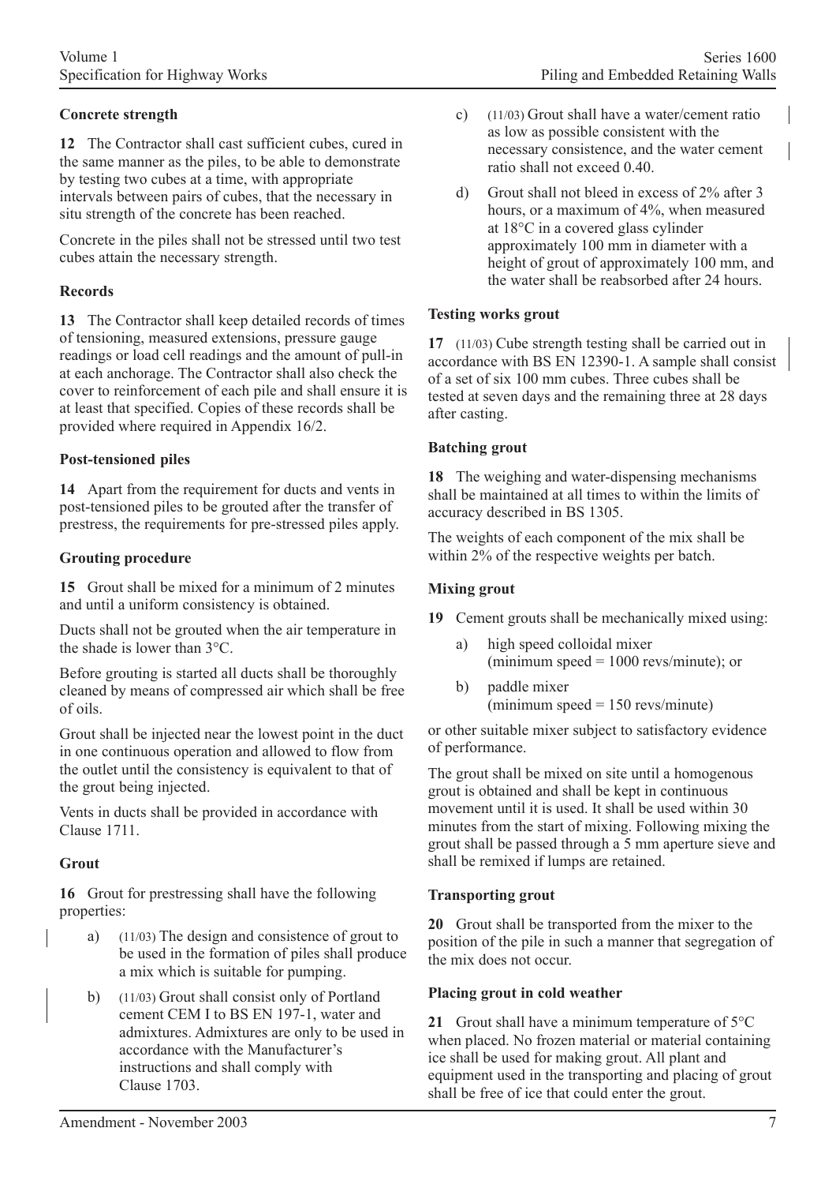**Concrete strength**

**12** The Contractor shall cast sufficient cubes, cured in the same manner as the piles, to be able to demonstrate by testing two cubes at a time, with appropriate intervals between pairs of cubes, that the necessary in situ strength of the concrete has been reached.

Concrete in the piles shall not be stressed until two test cubes attain the necessary strength.

**Records**

**13** The Contractor shall keep detailed records of times of tensioning, measured extensions, pressure gauge readings or load cell readings and the amount of pull-in at each anchorage. The Contractor shall also check the cover to reinforcement of each pile and shall ensure it is at least that specified. Copies of these records shall be provided where required in Appendix 16/2.

**Post-tensioned piles**

**14** Apart from the requirement for ducts and vents in post-tensioned piles to be grouted after the transfer of prestress, the requirements for pre-stressed piles apply.

**Grouting procedure**

**15** Grout shall be mixed for a minimum of 2 minutes and until a uniform consistency is obtained.

Ducts shall not be grouted when the air temperature in the shade is lower than 3°C.

Before grouting is started all ducts shall be thoroughly cleaned by means of compressed air which shall be free of oils.

Grout shall be injected near the lowest point in the duct in one continuous operation and allowed to flow from the outlet until the consistency is equivalent to that of the grout being injected.

Vents in ducts shall be provided in accordance with Clause 1711.

**Grout**

**16** Grout for prestressing shall have the following properties:

a) (11/03) The design and consistence of grout to be used in the formation of piles shall produce a mix which is suitable for pumping.

b) (11/03) Grout shall consist only of Portland cement CEM I to BS EN 197-1, water and admixtures. Admixtures are only to be used in accordance with the Manufacturer's instructions and shall comply with Clause 1703.

c) (11/03) Grout shall have a water/cement ratio as low as possible consistent with the necessary consistence, and the water cement ratio shall not exceed 0.40.

d) Grout shall not bleed in excess of 2% after 3 hours, or a maximum of 4%, when measured at 18°C in a covered glass cylinder approximately 100 mm in diameter with a height of grout of approximately 100 mm, and the water shall be reabsorbed after 24 hours.

**Testing works grout**

**17** (11/03) Cube strength testing shall be carried out in accordance with BS EN 12390-1. A sample shall consist of a set of six 100 mm cubes. Three cubes shall be tested at seven days and the remaining three at 28 days after casting.

**Batching grout**

**18** The weighing and water-dispensing mechanisms shall be maintained at all times to within the limits of accuracy described in BS 1305.

The weights of each component of the mix shall be within 2% of the respective weights per batch.

**Mixing grout**

**19** Cement grouts shall be mechanically mixed using:

a) high speed colloidal mixer (minimum speed = 1000 revs/minute); or

b) paddle mixer (minimum speed = 150 revs/minute)

or other suitable mixer subject to satisfactory evidence of performance.

The grout shall be mixed on site until a homogenous grout is obtained and shall be kept in continuous movement until it is used. It shall be used within 30 minutes from the start of mixing. Following mixing the grout shall be passed through a 5 mm aperture sieve and shall be remixed if lumps are retained.

**Transporting grout**

**20** Grout shall be transported from the mixer to the position of the pile in such a manner that segregation of the mix does not occur.

**Placing grout in cold weather**

**21** Grout shall have a minimum temperature of 5°C when placed. No frozen material or material containing ice shall be used for making grout. All plant and equipment used in the transporting and placing of grout shall be free of ice that could enter the grout.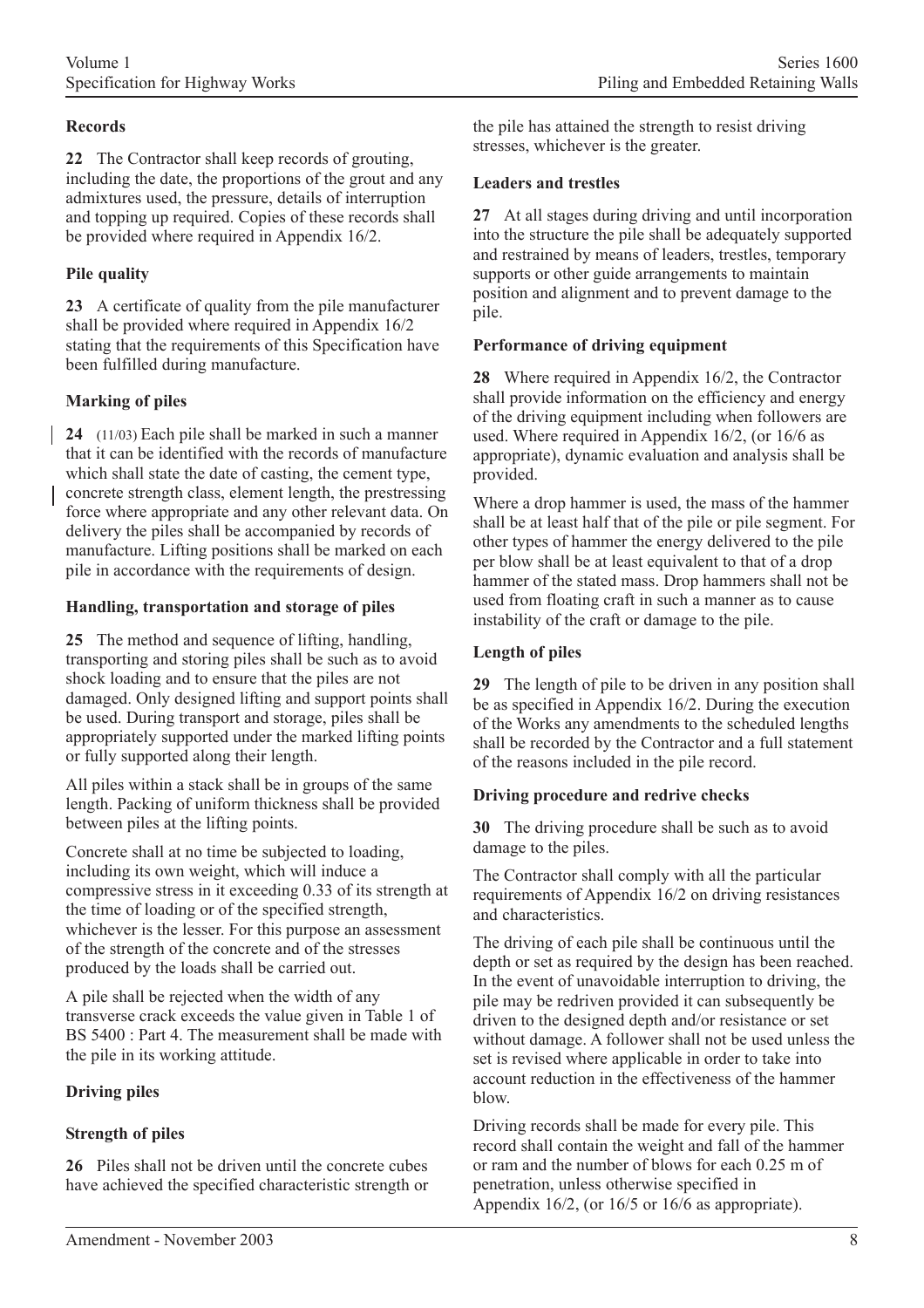### Records

**22** The Contractor shall keep records of grouting, including the date, the proportions of the grout and any admixtures used, the pressure, details of interruption and topping up required. Copies of these records shall be provided where required in Appendix 16/2.

### Pile quality

**23** A certificate of quality from the pile manufacturer shall be provided where required in Appendix 16/2 stating that the requirements of this Specification have been fulfilled during manufacture.

### Marking of piles

**24** (11/03) Each pile shall be marked in such a manner that it can be identified with the records of manufacture which shall state the date of casting, the cement type, concrete strength class, element length, the prestressing force where appropriate and any other relevant data. On delivery the piles shall be accompanied by records of manufacture. Lifting positions shall be marked on each pile in accordance with the requirements of design.

### Handling, transportation and storage of piles

**25** The method and sequence of lifting, handling, transporting and storing piles shall be such as to avoid shock loading and to ensure that the piles are not damaged. Only designed lifting and support points shall be used. During transport and storage, piles shall be appropriately supported under the marked lifting points or fully supported along their length.

All piles within a stack shall be in groups of the same length. Packing of uniform thickness shall be provided between piles at the lifting points.

Concrete shall at no time be subjected to loading, including its own weight, which will induce a compressive stress in it exceeding 0.33 of its strength at the time of loading or of the specified strength, whichever is the lesser. For this purpose an assessment of the strength of the concrete and of the stresses produced by the loads shall be carried out.

A pile shall be rejected when the width of any transverse crack exceeds the value given in Table 1 of BS 5400 : Part 4. The measurement shall be made with the pile in its working attitude.

### Driving piles

### Strength of piles

**26** Piles shall not be driven until the concrete cubes have achieved the specified characteristic strength or the pile has attained the strength to resist driving stresses, whichever is the greater.

### Leaders and trestles

**27** At all stages during driving and until incorporation into the structure the pile shall be adequately supported and restrained by means of leaders, trestles, temporary supports or other guide arrangements to maintain position and alignment and to prevent damage to the pile.

### Performance of driving equipment

**28** Where required in Appendix 16/2, the Contractor shall provide information on the efficiency and energy of the driving equipment including when followers are used. Where required in Appendix 16/2, (or 16/6 as appropriate), dynamic evaluation and analysis shall be provided.

Where a drop hammer is used, the mass of the hammer shall be at least half that of the pile or pile segment. For other types of hammer the energy delivered to the pile per blow shall be at least equivalent to that of a drop hammer of the stated mass. Drop hammers shall not be used from floating craft in such a manner as to cause instability of the craft or damage to the pile.

### Length of piles

**29** The length of pile to be driven in any position shall be as specified in Appendix 16/2. During the execution of the Works any amendments to the scheduled lengths shall be recorded by the Contractor and a full statement of the reasons included in the pile record.

### Driving procedure and redrive checks

**30** The driving procedure shall be such as to avoid damage to the piles.

The Contractor shall comply with all the particular requirements of Appendix 16/2 on driving resistances and characteristics.

The driving of each pile shall be continuous until the depth or set as required by the design has been reached. In the event of unavoidable interruption to driving, the pile may be redriven provided it can subsequently be driven to the designed depth and/or resistance or set without damage. A follower shall not be used unless the set is revised where applicable in order to take into account reduction in the effectiveness of the hammer blow.

Driving records shall be made for every pile. This record shall contain the weight and fall of the hammer or ram and the number of blows for each 0.25 m of penetration, unless otherwise specified in Appendix 16/2, (or 16/5 or 16/6 as appropriate).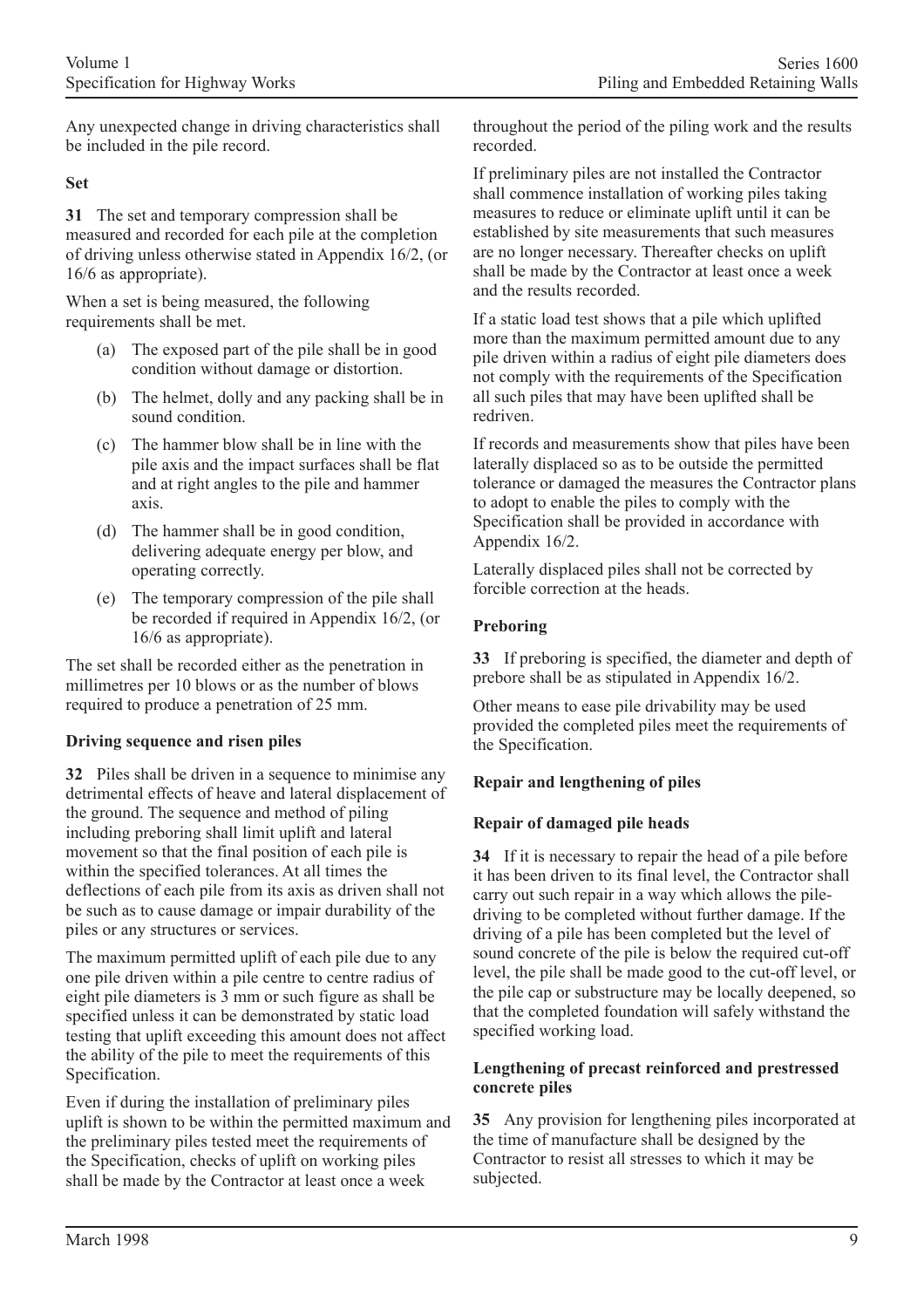Any unexpected change in driving characteristics shall be included in the pile record.

### Set

**31** The set and temporary compression shall be measured and recorded for each pile at the completion of driving unless otherwise stated in Appendix 16/2, (or 16/6 as appropriate).

When a set is being measured, the following requirements shall be met.

(a) The exposed part of the pile shall be in good condition without damage or distortion.

(b) The helmet, dolly and any packing shall be in sound condition.

(c) The hammer blow shall be in line with the pile axis and the impact surfaces shall be flat and at right angles to the pile and hammer axis.

(d) The hammer shall be in good condition, delivering adequate energy per blow, and operating correctly.

(e) The temporary compression of the pile shall be recorded if required in Appendix 16/2, (or 16/6 as appropriate).

The set shall be recorded either as the penetration in millimetres per 10 blows or as the number of blows required to produce a penetration of 25 mm.

### Driving sequence and risen piles

**32** Piles shall be driven in a sequence to minimise any detrimental effects of heave and lateral displacement of the ground. The sequence and method of piling including preboring shall limit uplift and lateral movement so that the final position of each pile is within the specified tolerances. At all times the deflections of each pile from its axis as driven shall not be such as to cause damage or impair durability of the piles or any structures or services.

The maximum permitted uplift of each pile due to any one pile driven within a pile centre to centre radius of eight pile diameters is 3 mm or such figure as shall be specified unless it can be demonstrated by static load testing that uplift exceeding this amount does not affect the ability of the pile to meet the requirements of this Specification.

Even if during the installation of preliminary piles uplift is shown to be within the permitted maximum and the preliminary piles tested meet the requirements of the Specification, checks of uplift on working piles shall be made by the Contractor at least once a week throughout the period of the piling work and the results recorded.

If preliminary piles are not installed the Contractor shall commence installation of working piles taking measures to reduce or eliminate uplift until it can be established by site measurements that such measures are no longer necessary. Thereafter checks on uplift shall be made by the Contractor at least once a week and the results recorded.

If a static load test shows that a pile which uplifted more than the maximum permitted amount due to any pile driven within a radius of eight pile diameters does not comply with the requirements of the Specification all such piles that may have been uplifted shall be redriven.

If records and measurements show that piles have been laterally displaced so as to be outside the permitted tolerance or damaged the measures the Contractor plans to adopt to enable the piles to comply with the Specification shall be provided in accordance with Appendix 16/2.

Laterally displaced piles shall not be corrected by forcible correction at the heads.

### Preboring

**33** If preboring is specified, the diameter and depth of prebore shall be as stipulated in Appendix 16/2.

Other means to ease pile drivability may be used provided the completed piles meet the requirements of the Specification.

### Repair and lengthening of piles

### Repair of damaged pile heads

**34** If it is necessary to repair the head of a pile before it has been driven to its final level, the Contractor shall carry out such repair in a way which allows the pile-driving to be completed without further damage. If the driving of a pile has been completed but the level of sound concrete of the pile is below the required cut-off level, the pile shall be made good to the cut-off level, or the pile cap or substructure may be locally deepened, so that the completed foundation will safely withstand the specified working load.

### Lengthening of precast reinforced and prestressed concrete piles

**35** Any provision for lengthening piles incorporated at the time of manufacture shall be designed by the Contractor to resist all stresses to which it may be subjected.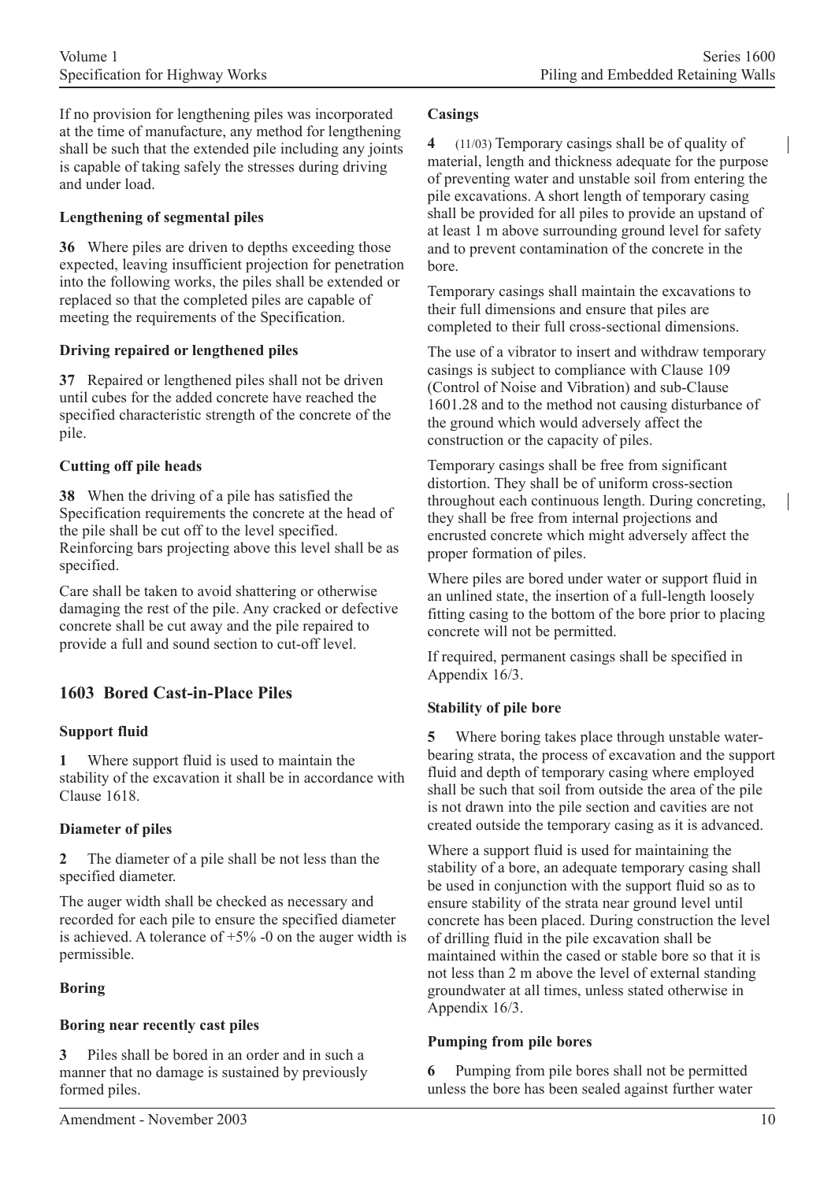If no provision for lengthening piles was incorporated at the time of manufacture, any method for lengthening shall be such that the extended pile including any joints is capable of taking safely the stresses during driving and under load.

**Lengthening of segmental piles**

**36** Where piles are driven to depths exceeding those expected, leaving insufficient projection for penetration into the following works, the piles shall be extended or replaced so that the completed piles are capable of meeting the requirements of the Specification.

**Driving repaired or lengthened piles**

**37** Repaired or lengthened piles shall not be driven until cubes for the added concrete have reached the specified characteristic strength of the concrete of the pile.

**Cutting off pile heads**

**38** When the driving of a pile has satisfied the Specification requirements the concrete at the head of the pile shall be cut off to the level specified. Reinforcing bars projecting above this level shall be as specified.

Care shall be taken to avoid shattering or otherwise damaging the rest of the pile. Any cracked or defective concrete shall be cut away and the pile repaired to provide a full and sound section to cut-off level.

## 1603 Bored Cast-in-Place Piles

**Support fluid**

**1** Where support fluid is used to maintain the stability of the excavation it shall be in accordance with Clause 1618.

**Diameter of piles**

**2** The diameter of a pile shall be not less than the specified diameter.

The auger width shall be checked as necessary and recorded for each pile to ensure the specified diameter is achieved. A tolerance of +5% -0 on the auger width is permissible.

**Boring**

**Boring near recently cast piles**

**3** Piles shall be bored in an order and in such a manner that no damage is sustained by previously formed piles.

**Casings**

**4** (11/03) Temporary casings shall be of quality of material, length and thickness adequate for the purpose of preventing water and unstable soil from entering the pile excavations. A short length of temporary casing shall be provided for all piles to provide an upstand of at least 1 m above surrounding ground level for safety and to prevent contamination of the concrete in the bore.

Temporary casings shall maintain the excavations to their full dimensions and ensure that piles are completed to their full cross-sectional dimensions.

The use of a vibrator to insert and withdraw temporary casings is subject to compliance with Clause 109 (Control of Noise and Vibration) and sub-Clause 1601.28 and to the method not causing disturbance of the ground which would adversely affect the construction or the capacity of piles.

Temporary casings shall be free from significant distortion. They shall be of uniform cross-section throughout each continuous length. During concreting, they shall be free from internal projections and encrusted concrete which might adversely affect the proper formation of piles.

Where piles are bored under water or support fluid in an unlined state, the insertion of a full-length loosely fitting casing to the bottom of the bore prior to placing concrete will not be permitted.

If required, permanent casings shall be specified in Appendix 16/3.

**Stability of pile bore**

**5** Where boring takes place through unstable water-bearing strata, the process of excavation and the support fluid and depth of temporary casing where employed shall be such that soil from outside the area of the pile is not drawn into the pile section and cavities are not created outside the temporary casing as it is advanced.

Where a support fluid is used for maintaining the stability of a bore, an adequate temporary casing shall be used in conjunction with the support fluid so as to ensure stability of the strata near ground level until concrete has been placed. During construction the level of drilling fluid in the pile excavation shall be maintained within the cased or stable bore so that it is not less than 2 m above the level of external standing groundwater at all times, unless stated otherwise in Appendix 16/3.

**Pumping from pile bores**

**6** Pumping from pile bores shall not be permitted unless the bore has been sealed against further water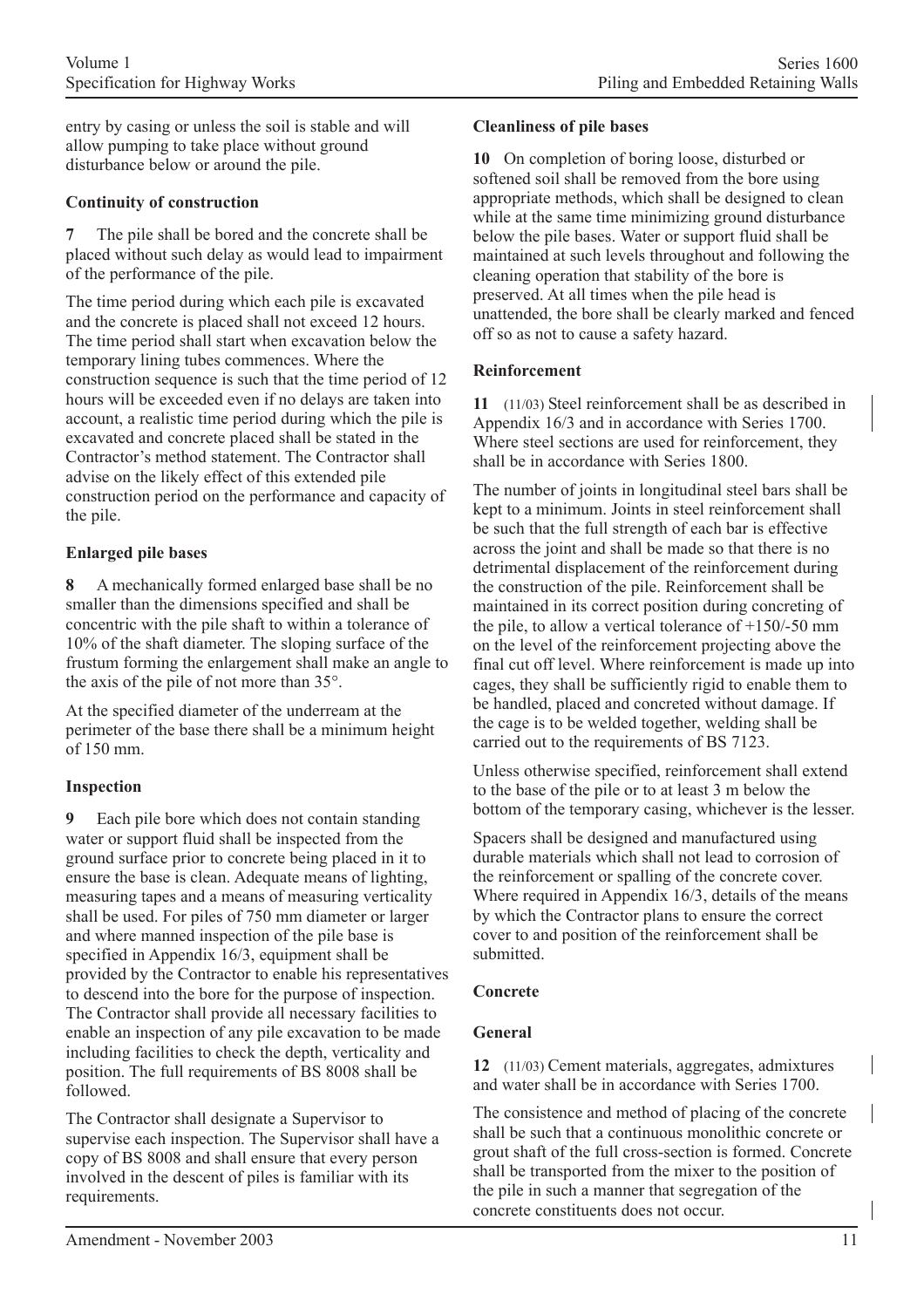entry by casing or unless the soil is stable and will allow pumping to take place without ground disturbance below or around the pile.

**Continuity of construction**

**7** The pile shall be bored and the concrete shall be placed without such delay as would lead to impairment of the performance of the pile.

The time period during which each pile is excavated and the concrete is placed shall not exceed 12 hours. The time period shall start when excavation below the temporary lining tubes commences. Where the construction sequence is such that the time period of 12 hours will be exceeded even if no delays are taken into account, a realistic time period during which the pile is excavated and concrete placed shall be stated in the Contractor's method statement. The Contractor shall advise on the likely effect of this extended pile construction period on the performance and capacity of the pile.

**Enlarged pile bases**

**8** A mechanically formed enlarged base shall be no smaller than the dimensions specified and shall be concentric with the pile shaft to within a tolerance of 10% of the shaft diameter. The sloping surface of the frustum forming the enlargement shall make an angle to the axis of the pile of not more than 35°.

At the specified diameter of the underream at the perimeter of the base there shall be a minimum height of 150 mm.

**Inspection**

**9** Each pile bore which does not contain standing water or support fluid shall be inspected from the ground surface prior to concrete being placed in it to ensure the base is clean. Adequate means of lighting, measuring tapes and a means of measuring verticality shall be used. For piles of 750 mm diameter or larger and where manned inspection of the pile base is specified in Appendix 16/3, equipment shall be provided by the Contractor to enable his representatives to descend into the bore for the purpose of inspection. The Contractor shall provide all necessary facilities to enable an inspection of any pile excavation to be made including facilities to check the depth, verticality and position. The full requirements of BS 8008 shall be followed.

The Contractor shall designate a Supervisor to supervise each inspection. The Supervisor shall have a copy of BS 8008 and shall ensure that every person involved in the descent of piles is familiar with its requirements.

**Cleanliness of pile bases**

**10** On completion of boring loose, disturbed or softened soil shall be removed from the bore using appropriate methods, which shall be designed to clean while at the same time minimizing ground disturbance below the pile bases. Water or support fluid shall be maintained at such levels throughout and following the cleaning operation that stability of the bore is preserved. At all times when the pile head is unattended, the bore shall be clearly marked and fenced off so as not to cause a safety hazard.

**Reinforcement**

**11** (11/03) Steel reinforcement shall be as described in Appendix 16/3 and in accordance with Series 1700. Where steel sections are used for reinforcement, they shall be in accordance with Series 1800.

The number of joints in longitudinal steel bars shall be kept to a minimum. Joints in steel reinforcement shall be such that the full strength of each bar is effective across the joint and shall be made so that there is no detrimental displacement of the reinforcement during the construction of the pile. Reinforcement shall be maintained in its correct position during concreting of the pile, to allow a vertical tolerance of +150/-50 mm on the level of the reinforcement projecting above the final cut off level. Where reinforcement is made up into cages, they shall be sufficiently rigid to enable them to be handled, placed and concreted without damage. If the cage is to be welded together, welding shall be carried out to the requirements of BS 7123.

Unless otherwise specified, reinforcement shall extend to the base of the pile or to at least 3 m below the bottom of the temporary casing, whichever is the lesser.

Spacers shall be designed and manufactured using durable materials which shall not lead to corrosion of the reinforcement or spalling of the concrete cover. Where required in Appendix 16/3, details of the means by which the Contractor plans to ensure the correct cover to and position of the reinforcement shall be submitted.

**Concrete**

**General**

**12** (11/03) Cement materials, aggregates, admixtures and water shall be in accordance with Series 1700.

The consistence and method of placing of the concrete shall be such that a continuous monolithic concrete or grout shaft of the full cross-section is formed. Concrete shall be transported from the mixer to the position of the pile in such a manner that segregation of the concrete constituents does not occur.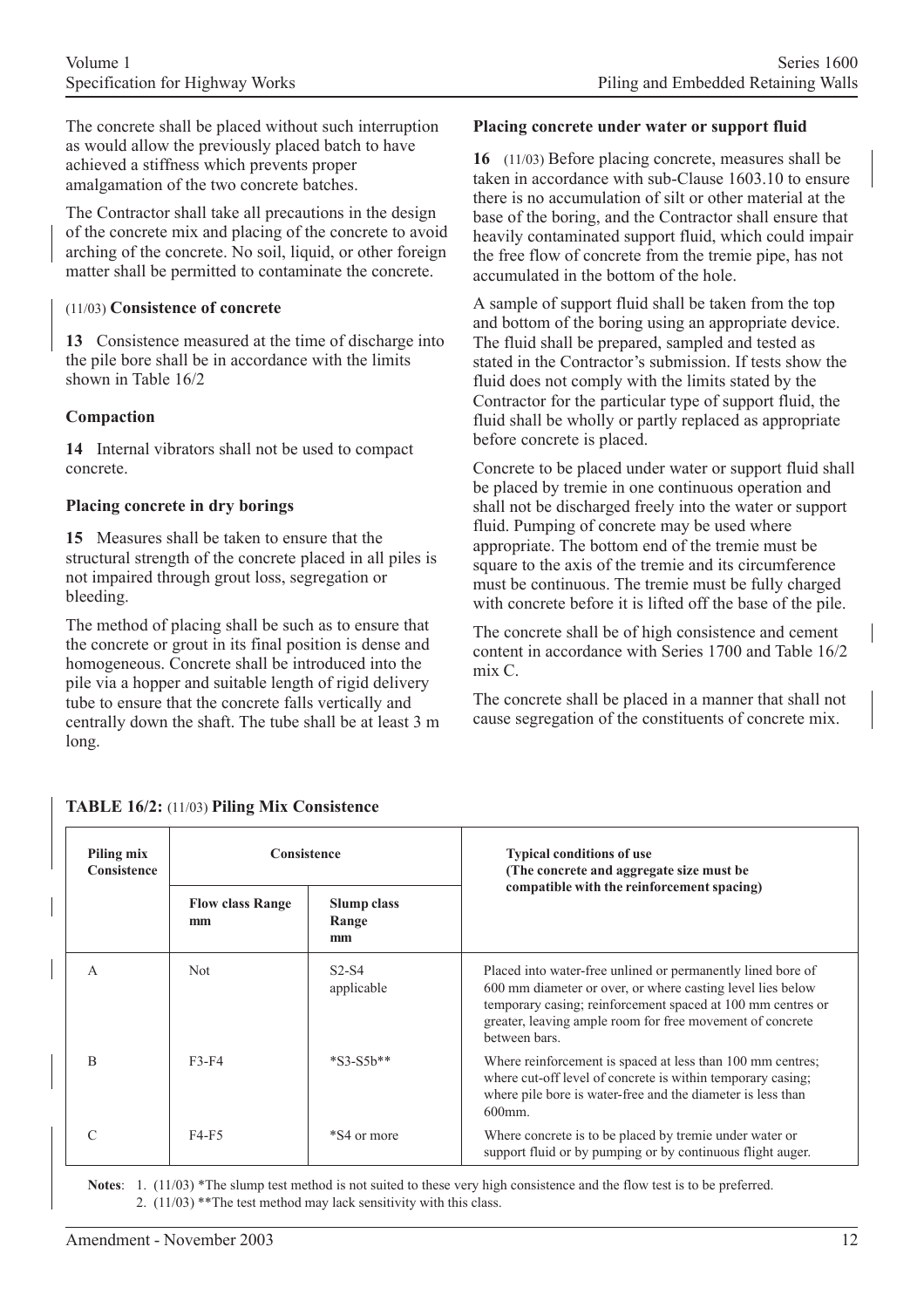The concrete shall be placed without such interruption as would allow the previously placed batch to have achieved a stiffness which prevents proper amalgamation of the two concrete batches.

The Contractor shall take all precautions in the design of the concrete mix and placing of the concrete to avoid arching of the concrete. No soil, liquid, or other foreign matter shall be permitted to contaminate the concrete.

### (11/03) Consistence of concrete

**13** Consistence measured at the time of discharge into the pile bore shall be in accordance with the limits shown in Table 16/2

### Compaction

**14** Internal vibrators shall not be used to compact concrete.

### Placing concrete in dry borings

**15** Measures shall be taken to ensure that the structural strength of the concrete placed in all piles is not impaired through grout loss, segregation or bleeding.

The method of placing shall be such as to ensure that the concrete or grout in its final position is dense and homogeneous. Concrete shall be introduced into the pile via a hopper and suitable length of rigid delivery tube to ensure that the concrete falls vertically and centrally down the shaft. The tube shall be at least 3 m long.

### Placing concrete under water or support fluid

**16** (11/03) Before placing concrete, measures shall be taken in accordance with sub-Clause 1603.10 to ensure there is no accumulation of silt or other material at the base of the boring, and the Contractor shall ensure that heavily contaminated support fluid, which could impair the free flow of concrete from the tremie pipe, has not accumulated in the bottom of the hole.

A sample of support fluid shall be taken from the top and bottom of the boring using an appropriate device. The fluid shall be prepared, sampled and tested as stated in the Contractor's submission. If tests show the fluid does not comply with the limits stated by the Contractor for the particular type of support fluid, the fluid shall be wholly or partly replaced as appropriate before concrete is placed.

Concrete to be placed under water or support fluid shall be placed by tremie in one continuous operation and shall not be discharged freely into the water or support fluid. Pumping of concrete may be used where appropriate. The bottom end of the tremie must be square to the axis of the tremie and its circumference must be continuous. The tremie must be fully charged with concrete before it is lifted off the base of the pile.

The concrete shall be of high consistence and cement content in accordance with Series 1700 and Table 16/2 mix C.

The concrete shall be placed in a manner that shall not cause segregation of the constituents of concrete mix.

**TABLE 16/2:** (11/03) **Piling Mix Consistence**

| Piling mix Consistence | Consistence | | Typical conditions of use (The concrete and aggregate size must be compatible with the reinforcement spacing) |
|---|---|---|---|
| | Flow class Range mm | Slump class Range mm | |
| A | Not applicable | S2-S4 | Placed into water-free unlined or permanently lined bore of 600 mm diameter or over, or where casting level lies below temporary casing; reinforcement spaced at 100 mm centres or greater, leaving ample room for free movement of concrete between bars. |
| B | F3-F4 | *S3-S5b** | Where reinforcement is spaced at less than 100 mm centres; where cut-off level of concrete is within temporary casing; where pile bore is water-free and the diameter is less than 600mm. |
| C | F4-F5 | *S4 or more | Where concrete is to be placed by tremie under water or support fluid or by pumping or by continuous flight auger. |

**Notes**: 1. (11/03) *The slump test method is not suited to these very high consistence and the flow test is to be preferred.
2. (11/03) **The test method may lack sensitivity with this class.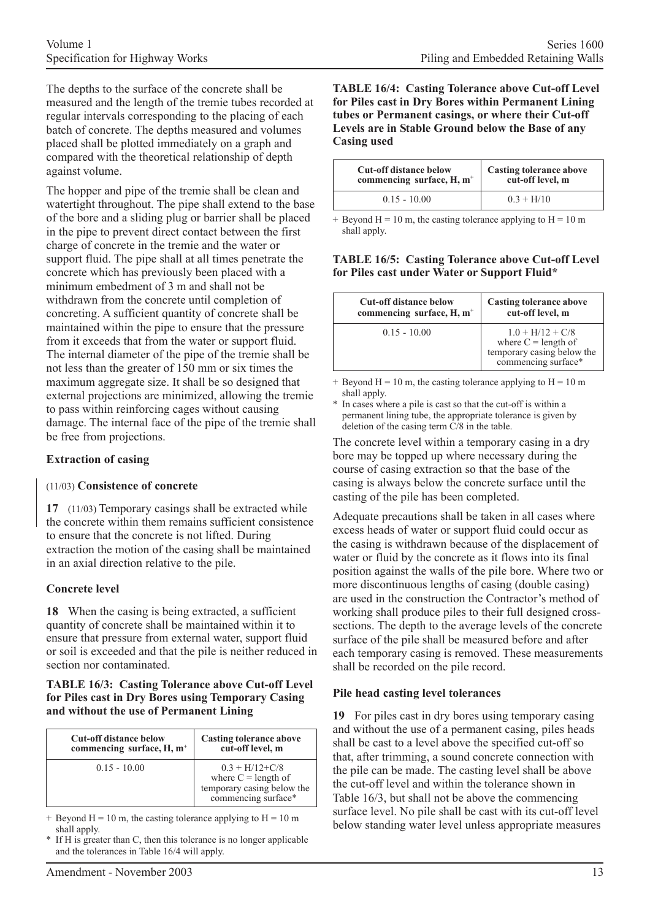The depths to the surface of the concrete shall be measured and the length of the tremie tubes recorded at regular intervals corresponding to the placing of each batch of concrete. The depths measured and volumes placed shall be plotted immediately on a graph and compared with the theoretical relationship of depth against volume.

The hopper and pipe of the tremie shall be clean and watertight throughout. The pipe shall extend to the base of the bore and a sliding plug or barrier shall be placed in the pipe to prevent direct contact between the first charge of concrete in the tremie and the water or support fluid. The pipe shall at all times penetrate the concrete which has previously been placed with a minimum embedment of 3 m and shall not be withdrawn from the concrete until completion of concreting. A sufficient quantity of concrete shall be maintained within the pipe to ensure that the pressure from it exceeds that from the water or support fluid. The internal diameter of the pipe of the tremie shall be not less than the greater of 150 mm or six times the maximum aggregate size. It shall be so designed that external projections are minimized, allowing the tremie to pass within reinforcing cages without causing damage. The internal face of the pipe of the tremie shall be free from projections.

### Extraction of casing

#### (11/03) Consistence of concrete

**17** (11/03) Temporary casings shall be extracted while the concrete within them remains sufficient consistence to ensure that the concrete is not lifted. During extraction the motion of the casing shall be maintained in an axial direction relative to the pile.

#### Concrete level

**18** When the casing is being extracted, a sufficient quantity of concrete shall be maintained within it to ensure that pressure from external water, support fluid or soil is exceeded and that the pile is neither reduced in section nor contaminated.

**TABLE 16/3: Casting Tolerance above Cut-off Level for Piles cast in Dry Bores using Temporary Casing and without the use of Permanent Lining**

| Cut-off distance below commencing surface, H, m[+] | Casting tolerance above cut-off level, m |
|---|---|
| 0.15 - 10.00 | 0.3 + H/12+C/8 where C = length of temporary casing below the commencing surface* |

\+ Beyond H = 10 m, the casting tolerance applying to H = 10 m shall apply.

\* If H is greater than C, then this tolerance is no longer applicable and the tolerances in Table 16/4 will apply.

**TABLE 16/4: Casting Tolerance above Cut-off Level for Piles cast in Dry Bores within Permanent Lining tubes or Permanent casings, or where their Cut-off Levels are in Stable Ground below the Base of any Casing used**

| Cut-off distance below commencing surface, H, m[+] | Casting tolerance above cut-off level, m |
|---|---|
| 0.15 - 10.00 | 0.3 + H/10 |

\+ Beyond H = 10 m, the casting tolerance applying to H = 10 m shall apply.

**TABLE 16/5: Casting Tolerance above Cut-off Level for Piles cast under Water or Support Fluid***

| Cut-off distance below commencing surface, H, m[+] | Casting tolerance above cut-off level, m |
|---|---|
| 0.15 - 10.00 | 1.0 + H/12 + C/8 where C = length of temporary casing below the commencing surface* |

\+ Beyond H = 10 m, the casting tolerance applying to H = 10 m shall apply.

\* In cases where a pile is cast so that the cut-off is within a permanent lining tube, the appropriate tolerance is given by deletion of the casing term C/8 in the table.

The concrete level within a temporary casing in a dry bore may be topped up where necessary during the course of casing extraction so that the base of the casing is always below the concrete surface until the casting of the pile has been completed.

Adequate precautions shall be taken in all cases where excess heads of water or support fluid could occur as the casing is withdrawn because of the displacement of water or fluid by the concrete as it flows into its final position against the walls of the pile bore. Where two or more discontinuous lengths of casing (double casing) are used in the construction the Contractor's method of working shall produce piles to their full designed cross-sections. The depth to the average levels of the concrete surface of the pile shall be measured before and after each temporary casing is removed. These measurements shall be recorded on the pile record.

### Pile head casting level tolerances

**19** For piles cast in dry bores using temporary casing and without the use of a permanent casing, piles heads shall be cast to a level above the specified cut-off so that, after trimming, a sound concrete connection with the pile can be made. The casting level shall be above the cut-off level and within the tolerance shown in Table 16/3, but shall not be above the commencing surface level. No pile shall be cast with its cut-off level below standing water level unless appropriate measures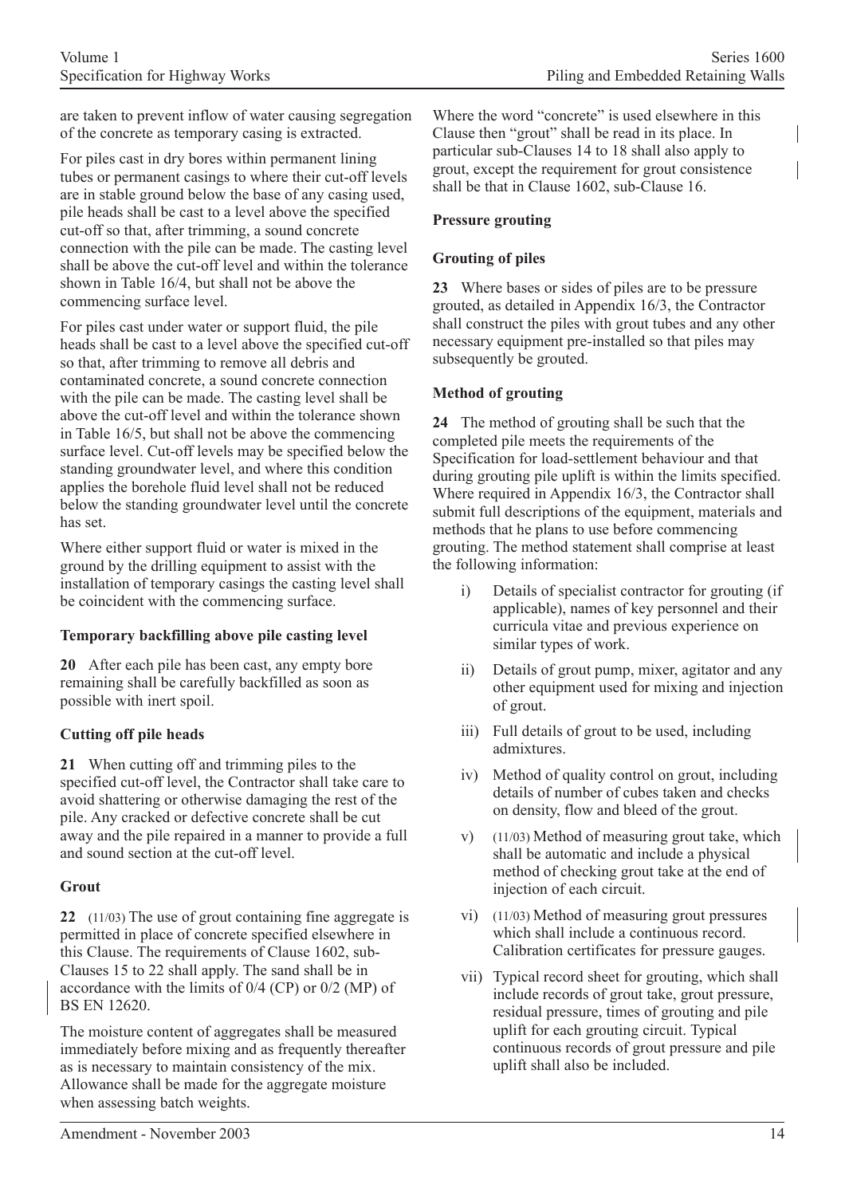are taken to prevent inflow of water causing segregation of the concrete as temporary casing is extracted.

For piles cast in dry bores within permanent lining tubes or permanent casings to where their cut-off levels are in stable ground below the base of any casing used, pile heads shall be cast to a level above the specified cut-off so that, after trimming, a sound concrete connection with the pile can be made. The casting level shall be above the cut-off level and within the tolerance shown in Table 16/4, but shall not be above the commencing surface level.

For piles cast under water or support fluid, the pile heads shall be cast to a level above the specified cut-off so that, after trimming to remove all debris and contaminated concrete, a sound concrete connection with the pile can be made. The casting level shall be above the cut-off level and within the tolerance shown in Table 16/5, but shall not be above the commencing surface level. Cut-off levels may be specified below the standing groundwater level, and where this condition applies the borehole fluid level shall not be reduced below the standing groundwater level until the concrete has set.

Where either support fluid or water is mixed in the ground by the drilling equipment to assist with the installation of temporary casings the casting level shall be coincident with the commencing surface.

**Temporary backfilling above pile casting level**

**20** After each pile has been cast, any empty bore remaining shall be carefully backfilled as soon as possible with inert spoil.

**Cutting off pile heads**

**21** When cutting off and trimming piles to the specified cut-off level, the Contractor shall take care to avoid shattering or otherwise damaging the rest of the pile. Any cracked or defective concrete shall be cut away and the pile repaired in a manner to provide a full and sound section at the cut-off level.

**Grout**

**22** (11/03) The use of grout containing fine aggregate is permitted in place of concrete specified elsewhere in this Clause. The requirements of Clause 1602, sub-Clauses 15 to 22 shall apply. The sand shall be in accordance with the limits of 0/4 (CP) or 0/2 (MP) of BS EN 12620.

The moisture content of aggregates shall be measured immediately before mixing and as frequently thereafter as is necessary to maintain consistency of the mix. Allowance shall be made for the aggregate moisture when assessing batch weights.

Where the word "concrete" is used elsewhere in this Clause then "grout" shall be read in its place. In particular sub-Clauses 14 to 18 shall also apply to grout, except the requirement for grout consistence shall be that in Clause 1602, sub-Clause 16.

**Pressure grouting**

**Grouting of piles**

**23** Where bases or sides of piles are to be pressure grouted, as detailed in Appendix 16/3, the Contractor shall construct the piles with grout tubes and any other necessary equipment pre-installed so that piles may subsequently be grouted.

**Method of grouting**

**24** The method of grouting shall be such that the completed pile meets the requirements of the Specification for load-settlement behaviour and that during grouting pile uplift is within the limits specified. Where required in Appendix 16/3, the Contractor shall submit full descriptions of the equipment, materials and methods that he plans to use before commencing grouting. The method statement shall comprise at least the following information:

i) Details of specialist contractor for grouting (if applicable), names of key personnel and their curricula vitae and previous experience on similar types of work.

ii) Details of grout pump, mixer, agitator and any other equipment used for mixing and injection of grout.

iii) Full details of grout to be used, including admixtures.

iv) Method of quality control on grout, including details of number of cubes taken and checks on density, flow and bleed of the grout.

v) (11/03) Method of measuring grout take, which shall be automatic and include a physical method of checking grout take at the end of injection of each circuit.

vi) (11/03) Method of measuring grout pressures which shall include a continuous record. Calibration certificates for pressure gauges.

vii) Typical record sheet for grouting, which shall include records of grout take, grout pressure, residual pressure, times of grouting and pile uplift for each grouting circuit. Typical continuous records of grout pressure and pile uplift shall also be included.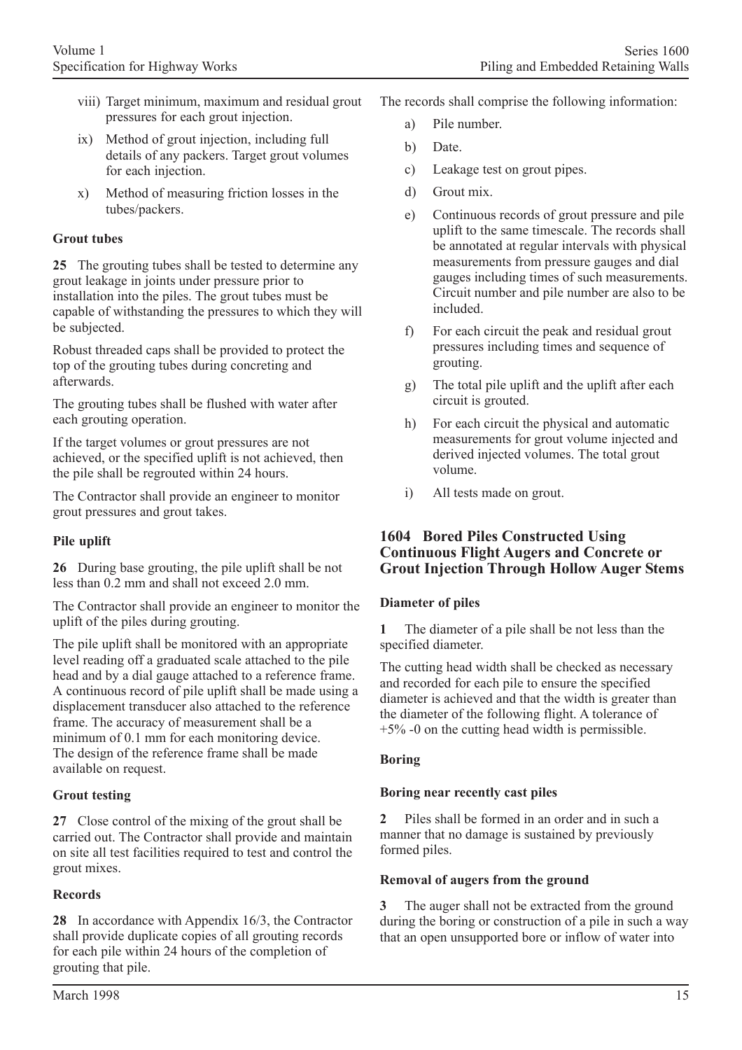viii) Target minimum, maximum and residual grout pressures for each grout injection.

ix) Method of grout injection, including full details of any packers. Target grout volumes for each injection.

x) Method of measuring friction losses in the tubes/packers.

**Grout tubes**

**25** The grouting tubes shall be tested to determine any grout leakage in joints under pressure prior to installation into the piles. The grout tubes must be capable of withstanding the pressures to which they will be subjected.

Robust threaded caps shall be provided to protect the top of the grouting tubes during concreting and afterwards.

The grouting tubes shall be flushed with water after each grouting operation.

If the target volumes or grout pressures are not achieved, or the specified uplift is not achieved, then the pile shall be regrouted within 24 hours.

The Contractor shall provide an engineer to monitor grout pressures and grout takes.

**Pile uplift**

**26** During base grouting, the pile uplift shall be not less than 0.2 mm and shall not exceed 2.0 mm.

The Contractor shall provide an engineer to monitor the uplift of the piles during grouting.

The pile uplift shall be monitored with an appropriate level reading off a graduated scale attached to the pile head and by a dial gauge attached to a reference frame. A continuous record of pile uplift shall be made using a displacement transducer also attached to the reference frame. The accuracy of measurement shall be a minimum of 0.1 mm for each monitoring device. The design of the reference frame shall be made available on request.

**Grout testing**

**27** Close control of the mixing of the grout shall be carried out. The Contractor shall provide and maintain on site all test facilities required to test and control the grout mixes.

**Records**

**28** In accordance with Appendix 16/3, the Contractor shall provide duplicate copies of all grouting records for each pile within 24 hours of the completion of grouting that pile.

The records shall comprise the following information:

a) Pile number.

b) Date.

c) Leakage test on grout pipes.

d) Grout mix.

e) Continuous records of grout pressure and pile uplift to the same timescale. The records shall be annotated at regular intervals with physical measurements from pressure gauges and dial gauges including times of such measurements. Circuit number and pile number are also to be included.

f) For each circuit the peak and residual grout pressures including times and sequence of grouting.

g) The total pile uplift and the uplift after each circuit is grouted.

h) For each circuit the physical and automatic measurements for grout volume injected and derived injected volumes. The total grout volume.

i) All tests made on grout.

## 1604 Bored Piles Constructed Using Continuous Flight Augers and Concrete or Grout Injection Through Hollow Auger Stems

**Diameter of piles**

**1** The diameter of a pile shall be not less than the specified diameter.

The cutting head width shall be checked as necessary and recorded for each pile to ensure the specified diameter is achieved and that the width is greater than the diameter of the following flight. A tolerance of +5% -0 on the cutting head width is permissible.

**Boring**

**Boring near recently cast piles**

**2** Piles shall be formed in an order and in such a manner that no damage is sustained by previously formed piles.

**Removal of augers from the ground**

**3** The auger shall not be extracted from the ground during the boring or construction of a pile in such a way that an open unsupported bore or inflow of water into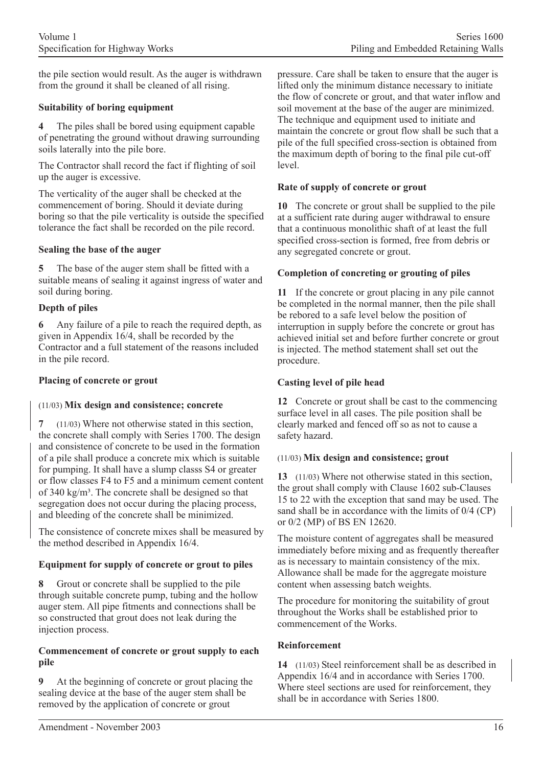the pile section would result. As the auger is withdrawn from the ground it shall be cleaned of all rising.

**Suitability of boring equipment**

**4** The piles shall be bored using equipment capable of penetrating the ground without drawing surrounding soils laterally into the pile bore.

The Contractor shall record the fact if flighting of soil up the auger is excessive.

The verticality of the auger shall be checked at the commencement of boring. Should it deviate during boring so that the pile verticality is outside the specified tolerance the fact shall be recorded on the pile record.

**Sealing the base of the auger**

**5** The base of the auger stem shall be fitted with a suitable means of sealing it against ingress of water and soil during boring.

**Depth of piles**

**6** Any failure of a pile to reach the required depth, as given in Appendix 16/4, shall be recorded by the Contractor and a full statement of the reasons included in the pile record.

**Placing of concrete or grout**

(11/03) **Mix design and consistence; concrete**

**7** (11/03) Where not otherwise stated in this section, the concrete shall comply with Series 1700. The design and consistence of concrete to be used in the formation of a pile shall produce a concrete mix which is suitable for pumping. It shall have a slump classs S4 or greater or flow classes F4 to F5 and a minimum cement content of 340 kg/m³. The concrete shall be designed so that segregation does not occur during the placing process, and bleeding of the concrete shall be minimized.

The consistence of concrete mixes shall be measured by the method described in Appendix 16/4.

**Equipment for supply of concrete or grout to piles**

**8** Grout or concrete shall be supplied to the pile through suitable concrete pump, tubing and the hollow auger stem. All pipe fitments and connections shall be so constructed that grout does not leak during the injection process.

**Commencement of concrete or grout supply to each pile**

**9** At the beginning of concrete or grout placing the sealing device at the base of the auger stem shall be removed by the application of concrete or grout pressure. Care shall be taken to ensure that the auger is lifted only the minimum distance necessary to initiate the flow of concrete or grout, and that water inflow and soil movement at the base of the auger are minimized. The technique and equipment used to initiate and maintain the concrete or grout flow shall be such that a pile of the full specified cross-section is obtained from the maximum depth of boring to the final pile cut-off level.

**Rate of supply of concrete or grout**

**10** The concrete or grout shall be supplied to the pile at a sufficient rate during auger withdrawal to ensure that a continuous monolithic shaft of at least the full specified cross-section is formed, free from debris or any segregated concrete or grout.

**Completion of concreting or grouting of piles**

**11** If the concrete or grout placing in any pile cannot be completed in the normal manner, then the pile shall be rebored to a safe level below the position of interruption in supply before the concrete or grout has achieved initial set and before further concrete or grout is injected. The method statement shall set out the procedure.

**Casting level of pile head**

**12** Concrete or grout shall be cast to the commencing surface level in all cases. The pile position shall be clearly marked and fenced off so as not to cause a safety hazard.

(11/03) **Mix design and consistence; grout**

**13** (11/03) Where not otherwise stated in this section, the grout shall comply with Clause 1602 sub-Clauses 15 to 22 with the exception that sand may be used. The sand shall be in accordance with the limits of 0/4 (CP) or 0/2 (MP) of BS EN 12620.

The moisture content of aggregates shall be measured immediately before mixing and as frequently thereafter as is necessary to maintain consistency of the mix. Allowance shall be made for the aggregate moisture content when assessing batch weights.

The procedure for monitoring the suitability of grout throughout the Works shall be established prior to commencement of the Works.

**Reinforcement**

**14** (11/03) Steel reinforcement shall be as described in Appendix 16/4 and in accordance with Series 1700. Where steel sections are used for reinforcement, they shall be in accordance with Series 1800.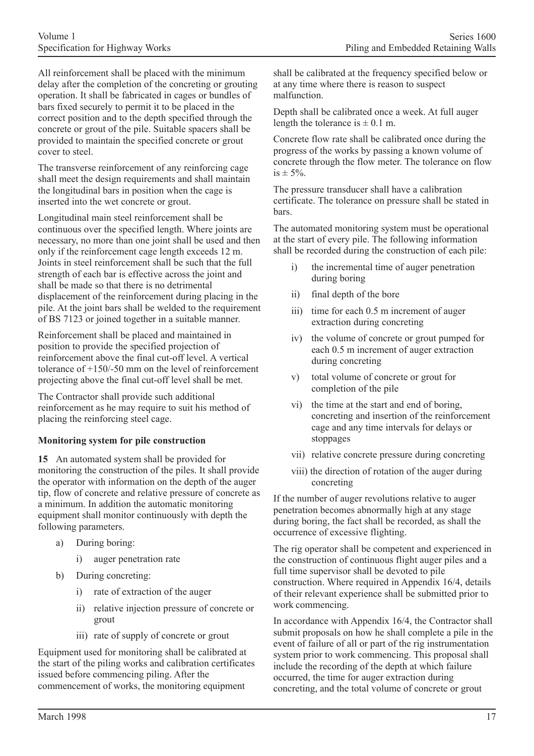All reinforcement shall be placed with the minimum delay after the completion of the concreting or grouting operation. It shall be fabricated in cages or bundles of bars fixed securely to permit it to be placed in the correct position and to the depth specified through the concrete or grout of the pile. Suitable spacers shall be provided to maintain the specified concrete or grout cover to steel.

The transverse reinforcement of any reinforcing cage shall meet the design requirements and shall maintain the longitudinal bars in position when the cage is inserted into the wet concrete or grout.

Longitudinal main steel reinforcement shall be continuous over the specified length. Where joints are necessary, no more than one joint shall be used and then only if the reinforcement cage length exceeds 12 m. Joints in steel reinforcement shall be such that the full strength of each bar is effective across the joint and shall be made so that there is no detrimental displacement of the reinforcement during placing in the pile. At the joint bars shall be welded to the requirement of BS 7123 or joined together in a suitable manner.

Reinforcement shall be placed and maintained in position to provide the specified projection of reinforcement above the final cut-off level. A vertical tolerance of +150/-50 mm on the level of reinforcement projecting above the final cut-off level shall be met.

The Contractor shall provide such additional reinforcement as he may require to suit his method of placing the reinforcing steel cage.

**Monitoring system for pile construction**

**15** An automated system shall be provided for monitoring the construction of the piles. It shall provide the operator with information on the depth of the auger tip, flow of concrete and relative pressure of concrete as a minimum. In addition the automatic monitoring equipment shall monitor continuously with depth the following parameters.

a) During boring:
   i) auger penetration rate
b) During concreting:
   i) rate of extraction of the auger
   ii) relative injection pressure of concrete or grout
   iii) rate of supply of concrete or grout

Equipment used for monitoring shall be calibrated at the start of the piling works and calibration certificates issued before commencing piling. After the commencement of works, the monitoring equipment shall be calibrated at the frequency specified below or at any time where there is reason to suspect malfunction.

Depth shall be calibrated once a week. At full auger length the tolerance is $\pm$ 0.1 m.

Concrete flow rate shall be calibrated once during the progress of the works by passing a known volume of concrete through the flow meter. The tolerance on flow is $\pm$ 5%.

The pressure transducer shall have a calibration certificate. The tolerance on pressure shall be stated in bars.

The automated monitoring system must be operational at the start of every pile. The following information shall be recorded during the construction of each pile:

i) the incremental time of auger penetration during boring
ii) final depth of the bore
iii) time for each 0.5 m increment of auger extraction during concreting
iv) the volume of concrete or grout pumped for each 0.5 m increment of auger extraction during concreting
v) total volume of concrete or grout for completion of the pile
vi) the time at the start and end of boring, concreting and insertion of the reinforcement cage and any time intervals for delays or stoppages
vii) relative concrete pressure during concreting
viii) the direction of rotation of the auger during concreting

If the number of auger revolutions relative to auger penetration becomes abnormally high at any stage during boring, the fact shall be recorded, as shall the occurrence of excessive flighting.

The rig operator shall be competent and experienced in the construction of continuous flight auger piles and a full time supervisor shall be devoted to pile construction. Where required in Appendix 16/4, details of their relevant experience shall be submitted prior to work commencing.

In accordance with Appendix 16/4, the Contractor shall submit proposals on how he shall complete a pile in the event of failure of all or part of the rig instrumentation system prior to work commencing. This proposal shall include the recording of the depth at which failure occurred, the time for auger extraction during concreting, and the total volume of concrete or grout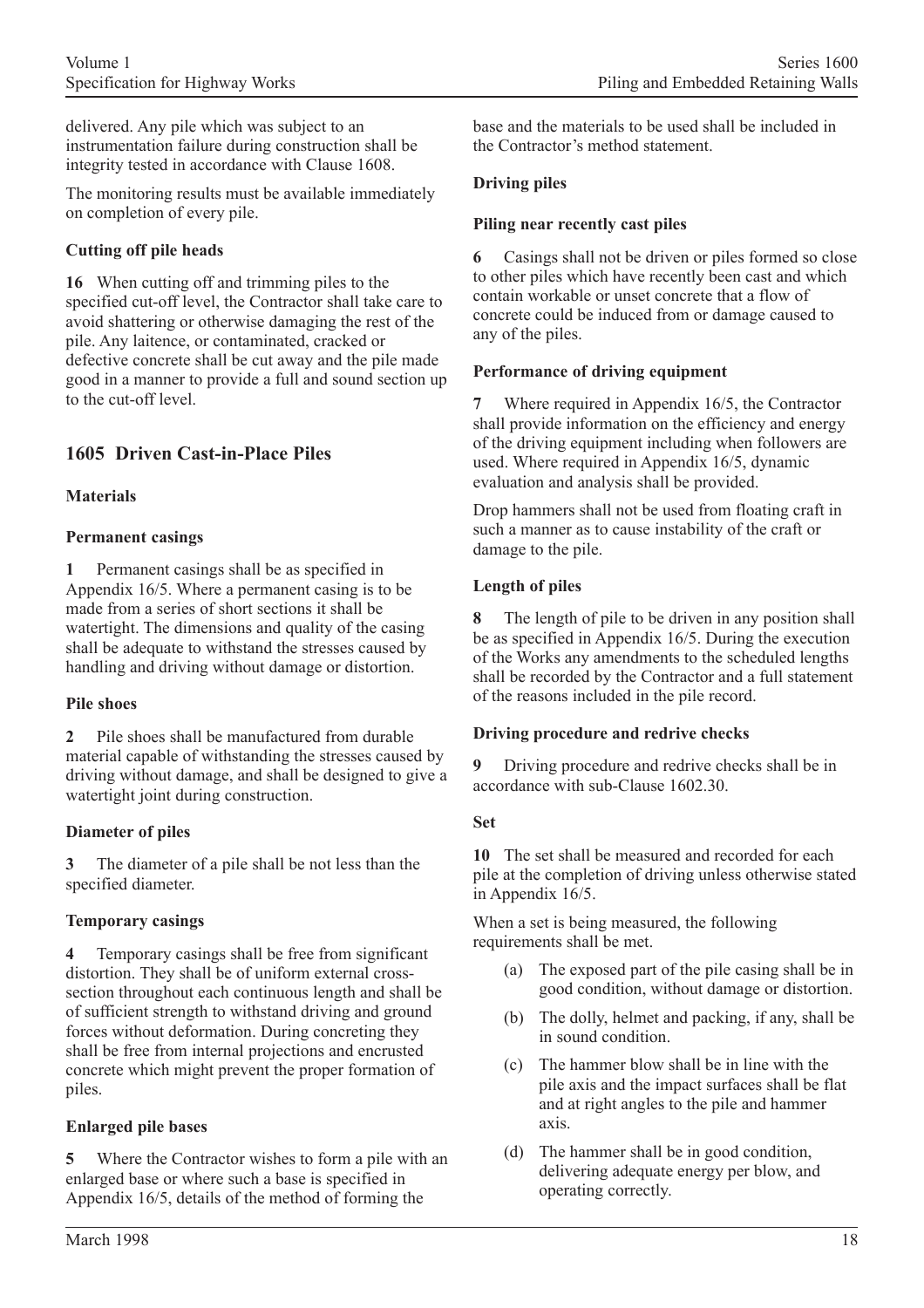delivered. Any pile which was subject to an instrumentation failure during construction shall be integrity tested in accordance with Clause 1608.

The monitoring results must be available immediately on completion of every pile.

**Cutting off pile heads**

**16** When cutting off and trimming piles to the specified cut-off level, the Contractor shall take care to avoid shattering or otherwise damaging the rest of the pile. Any laitence, or contaminated, cracked or defective concrete shall be cut away and the pile made good in a manner to provide a full and sound section up to the cut-off level.

## 1605 Driven Cast-in-Place Piles

**Materials**

**Permanent casings**

**1** Permanent casings shall be as specified in Appendix 16/5. Where a permanent casing is to be made from a series of short sections it shall be watertight. The dimensions and quality of the casing shall be adequate to withstand the stresses caused by handling and driving without damage or distortion.

**Pile shoes**

**2** Pile shoes shall be manufactured from durable material capable of withstanding the stresses caused by driving without damage, and shall be designed to give a watertight joint during construction.

**Diameter of piles**

**3** The diameter of a pile shall be not less than the specified diameter.

**Temporary casings**

**4** Temporary casings shall be free from significant distortion. They shall be of uniform external cross-section throughout each continuous length and shall be of sufficient strength to withstand driving and ground forces without deformation. During concreting they shall be free from internal projections and encrusted concrete which might prevent the proper formation of piles.

**Enlarged pile bases**

**5** Where the Contractor wishes to form a pile with an enlarged base or where such a base is specified in Appendix 16/5, details of the method of forming the base and the materials to be used shall be included in the Contractor's method statement.

**Driving piles**

**Piling near recently cast piles**

**6** Casings shall not be driven or piles formed so close to other piles which have recently been cast and which contain workable or unset concrete that a flow of concrete could be induced from or damage caused to any of the piles.

**Performance of driving equipment**

**7** Where required in Appendix 16/5, the Contractor shall provide information on the efficiency and energy of the driving equipment including when followers are used. Where required in Appendix 16/5, dynamic evaluation and analysis shall be provided.

Drop hammers shall not be used from floating craft in such a manner as to cause instability of the craft or damage to the pile.

**Length of piles**

**8** The length of pile to be driven in any position shall be as specified in Appendix 16/5. During the execution of the Works any amendments to the scheduled lengths shall be recorded by the Contractor and a full statement of the reasons included in the pile record.

**Driving procedure and redrive checks**

**9** Driving procedure and redrive checks shall be in accordance with sub-Clause 1602.30.

**Set**

**10** The set shall be measured and recorded for each pile at the completion of driving unless otherwise stated in Appendix 16/5.

When a set is being measured, the following requirements shall be met.

(a) The exposed part of the pile casing shall be in good condition, without damage or distortion.

(b) The dolly, helmet and packing, if any, shall be in sound condition.

(c) The hammer blow shall be in line with the pile axis and the impact surfaces shall be flat and at right angles to the pile and hammer axis.

(d) The hammer shall be in good condition, delivering adequate energy per blow, and operating correctly.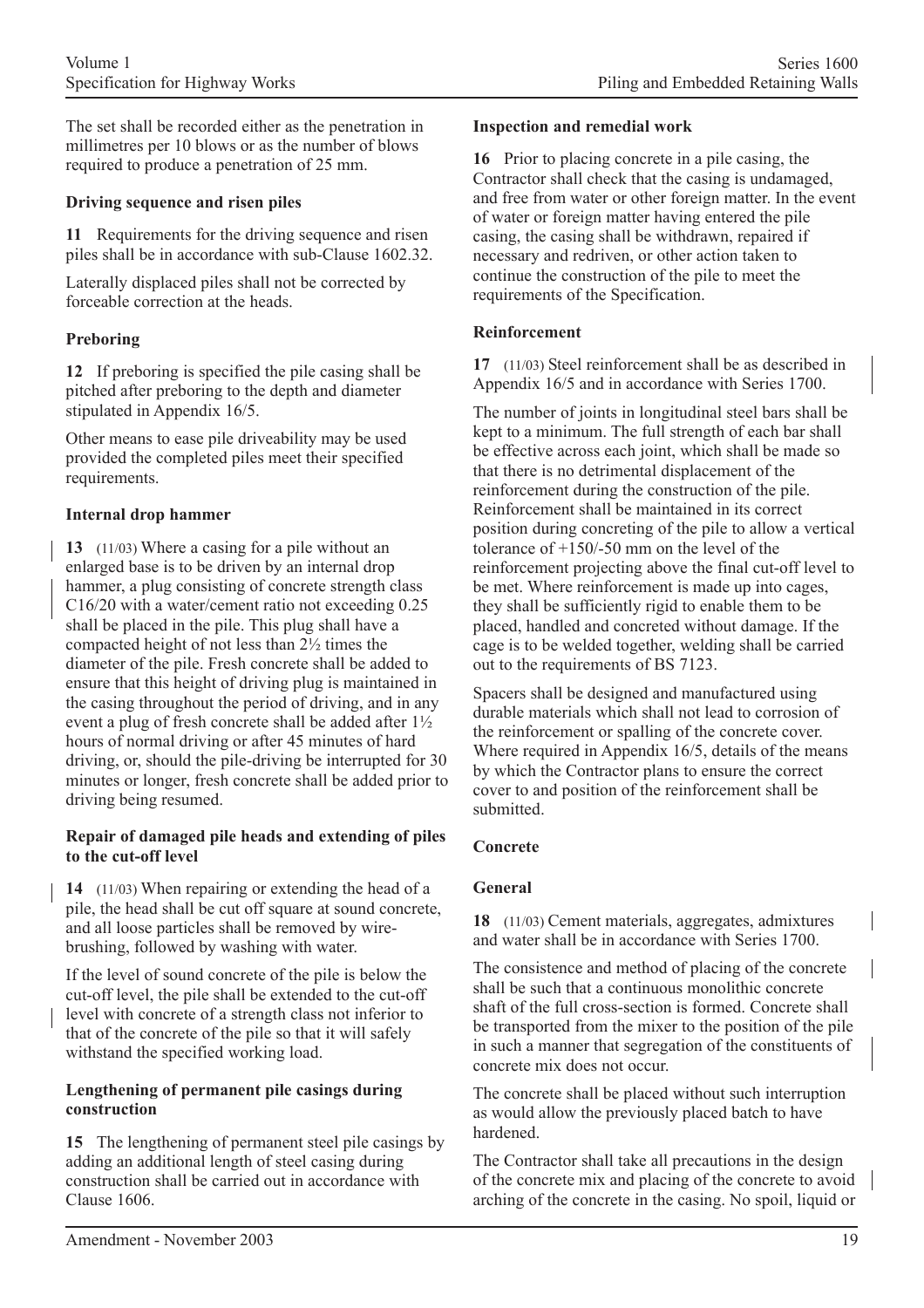The set shall be recorded either as the penetration in millimetres per 10 blows or as the number of blows required to produce a penetration of 25 mm.

**Driving sequence and risen piles**

**11** Requirements for the driving sequence and risen piles shall be in accordance with sub-Clause 1602.32.

Laterally displaced piles shall not be corrected by forceable correction at the heads.

**Preboring**

**12** If preboring is specified the pile casing shall be pitched after preboring to the depth and diameter stipulated in Appendix 16/5.

Other means to ease pile driveability may be used provided the completed piles meet their specified requirements.

**Internal drop hammer**

**13** (11/03) Where a casing for a pile without an enlarged base is to be driven by an internal drop hammer, a plug consisting of concrete strength class C16/20 with a water/cement ratio not exceeding 0.25 shall be placed in the pile. This plug shall have a compacted height of not less than 2½ times the diameter of the pile. Fresh concrete shall be added to ensure that this height of driving plug is maintained in the casing throughout the period of driving, and in any event a plug of fresh concrete shall be added after 1½ hours of normal driving or after 45 minutes of hard driving, or, should the pile-driving be interrupted for 30 minutes or longer, fresh concrete shall be added prior to driving being resumed.

**Repair of damaged pile heads and extending of piles to the cut-off level**

**14** (11/03) When repairing or extending the head of a pile, the head shall be cut off square at sound concrete, and all loose particles shall be removed by wire-brushing, followed by washing with water.

If the level of sound concrete of the pile is below the cut-off level, the pile shall be extended to the cut-off level with concrete of a strength class not inferior to that of the concrete of the pile so that it will safely withstand the specified working load.

**Lengthening of permanent pile casings during construction**

**15** The lengthening of permanent steel pile casings by adding an additional length of steel casing during construction shall be carried out in accordance with Clause 1606.

**Inspection and remedial work**

**16** Prior to placing concrete in a pile casing, the Contractor shall check that the casing is undamaged, and free from water or other foreign matter. In the event of water or foreign matter having entered the pile casing, the casing shall be withdrawn, repaired if necessary and redriven, or other action taken to continue the construction of the pile to meet the requirements of the Specification.

**Reinforcement**

**17** (11/03) Steel reinforcement shall be as described in Appendix 16/5 and in accordance with Series 1700.

The number of joints in longitudinal steel bars shall be kept to a minimum. The full strength of each bar shall be effective across each joint, which shall be made so that there is no detrimental displacement of the reinforcement during the construction of the pile. Reinforcement shall be maintained in its correct position during concreting of the pile to allow a vertical tolerance of +150/-50 mm on the level of the reinforcement projecting above the final cut-off level to be met. Where reinforcement is made up into cages, they shall be sufficiently rigid to enable them to be placed, handled and concreted without damage. If the cage is to be welded together, welding shall be carried out to the requirements of BS 7123.

Spacers shall be designed and manufactured using durable materials which shall not lead to corrosion of the reinforcement or spalling of the concrete cover. Where required in Appendix 16/5, details of the means by which the Contractor plans to ensure the correct cover to and position of the reinforcement shall be submitted.

**Concrete**

**General**

**18** (11/03) Cement materials, aggregates, admixtures and water shall be in accordance with Series 1700.

The consistence and method of placing of the concrete shall be such that a continuous monolithic concrete shaft of the full cross-section is formed. Concrete shall be transported from the mixer to the position of the pile in such a manner that segregation of the constituents of concrete mix does not occur.

The concrete shall be placed without such interruption as would allow the previously placed batch to have hardened.

The Contractor shall take all precautions in the design of the concrete mix and placing of the concrete to avoid arching of the concrete in the casing. No spoil, liquid or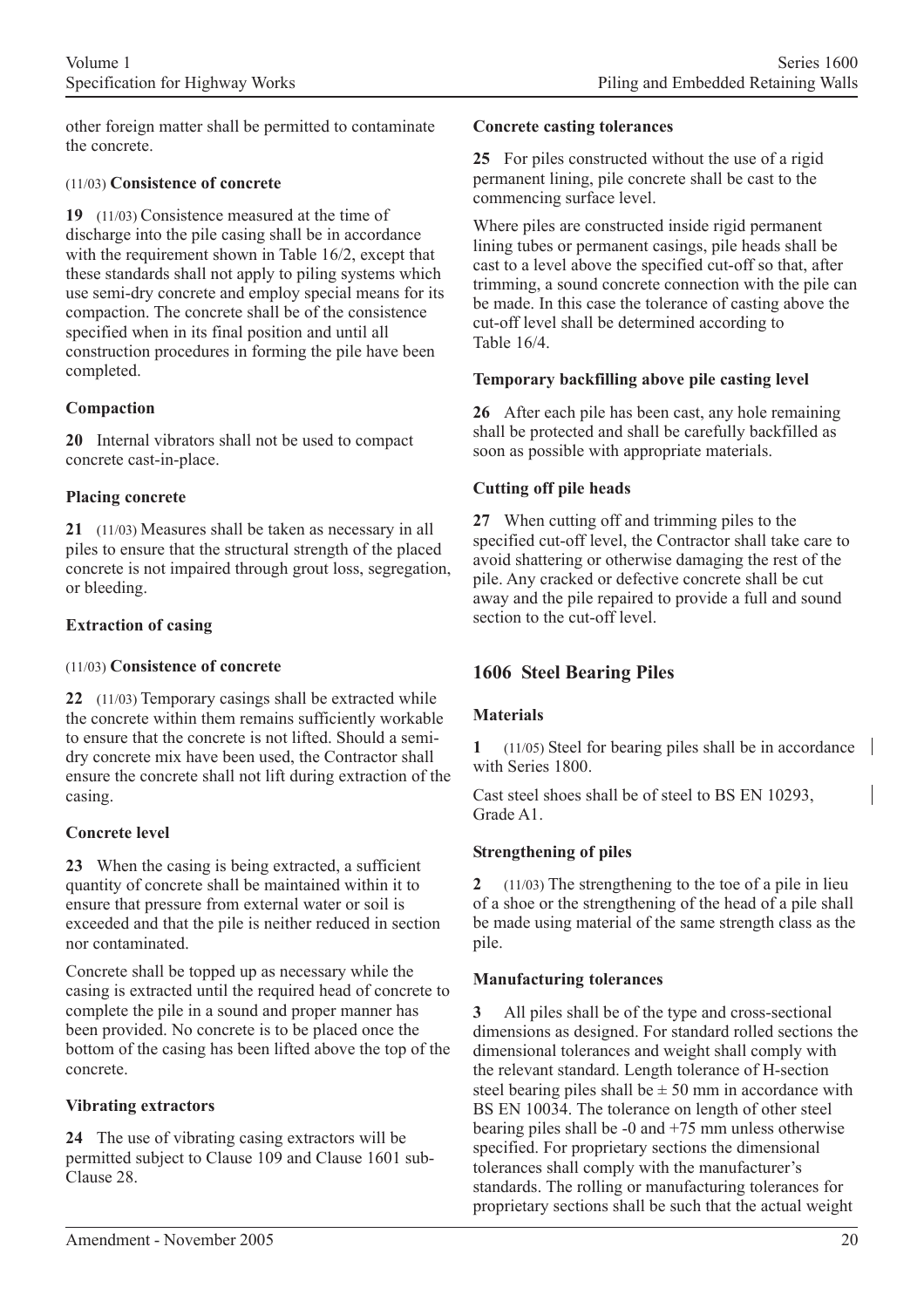other foreign matter shall be permitted to contaminate the concrete.

#### (11/03) Consistence of concrete

**19** (11/03) Consistence measured at the time of discharge into the pile casing shall be in accordance with the requirement shown in Table 16/2, except that these standards shall not apply to piling systems which use semi-dry concrete and employ special means for its compaction. The concrete shall be of the consistence specified when in its final position and until all construction procedures in forming the pile have been completed.

#### Compaction

**20** Internal vibrators shall not be used to compact concrete cast-in-place.

#### Placing concrete

**21** (11/03) Measures shall be taken as necessary in all piles to ensure that the structural strength of the placed concrete is not impaired through grout loss, segregation, or bleeding.

#### Extraction of casing

#### (11/03) Consistence of concrete

**22** (11/03) Temporary casings shall be extracted while the concrete within them remains sufficiently workable to ensure that the concrete is not lifted. Should a semi-dry concrete mix have been used, the Contractor shall ensure the concrete shall not lift during extraction of the casing.

#### Concrete level

**23** When the casing is being extracted, a sufficient quantity of concrete shall be maintained within it to ensure that pressure from external water or soil is exceeded and that the pile is neither reduced in section nor contaminated.

Concrete shall be topped up as necessary while the casing is extracted until the required head of concrete to complete the pile in a sound and proper manner has been provided. No concrete is to be placed once the bottom of the casing has been lifted above the top of the concrete.

#### Vibrating extractors

**24** The use of vibrating casing extractors will be permitted subject to Clause 109 and Clause 1601 sub-Clause 28.

#### Concrete casting tolerances

**25** For piles constructed without the use of a rigid permanent lining, pile concrete shall be cast to the commencing surface level.

Where piles are constructed inside rigid permanent lining tubes or permanent casings, pile heads shall be cast to a level above the specified cut-off so that, after trimming, a sound concrete connection with the pile can be made. In this case the tolerance of casting above the cut-off level shall be determined according to Table 16/4.

#### Temporary backfilling above pile casting level

**26** After each pile has been cast, any hole remaining shall be protected and shall be carefully backfilled as soon as possible with appropriate materials.

#### Cutting off pile heads

**27** When cutting off and trimming piles to the specified cut-off level, the Contractor shall take care to avoid shattering or otherwise damaging the rest of the pile. Any cracked or defective concrete shall be cut away and the pile repaired to provide a full and sound section to the cut-off level.

## 1606 Steel Bearing Piles

#### Materials

**1** (11/05) Steel for bearing piles shall be in accordance with Series 1800.

Cast steel shoes shall be of steel to BS EN 10293, Grade A1.

#### Strengthening of piles

**2** (11/03) The strengthening to the toe of a pile in lieu of a shoe or the strengthening of the head of a pile shall be made using material of the same strength class as the pile.

#### Manufacturing tolerances

**3** All piles shall be of the type and cross-sectional dimensions as designed. For standard rolled sections the dimensional tolerances and weight shall comply with the relevant standard. Length tolerance of H-section steel bearing piles shall be ± 50 mm in accordance with BS EN 10034. The tolerance on length of other steel bearing piles shall be -0 and +75 mm unless otherwise specified. For proprietary sections the dimensional tolerances shall comply with the manufacturer's standards. The rolling or manufacturing tolerances for proprietary sections shall be such that the actual weight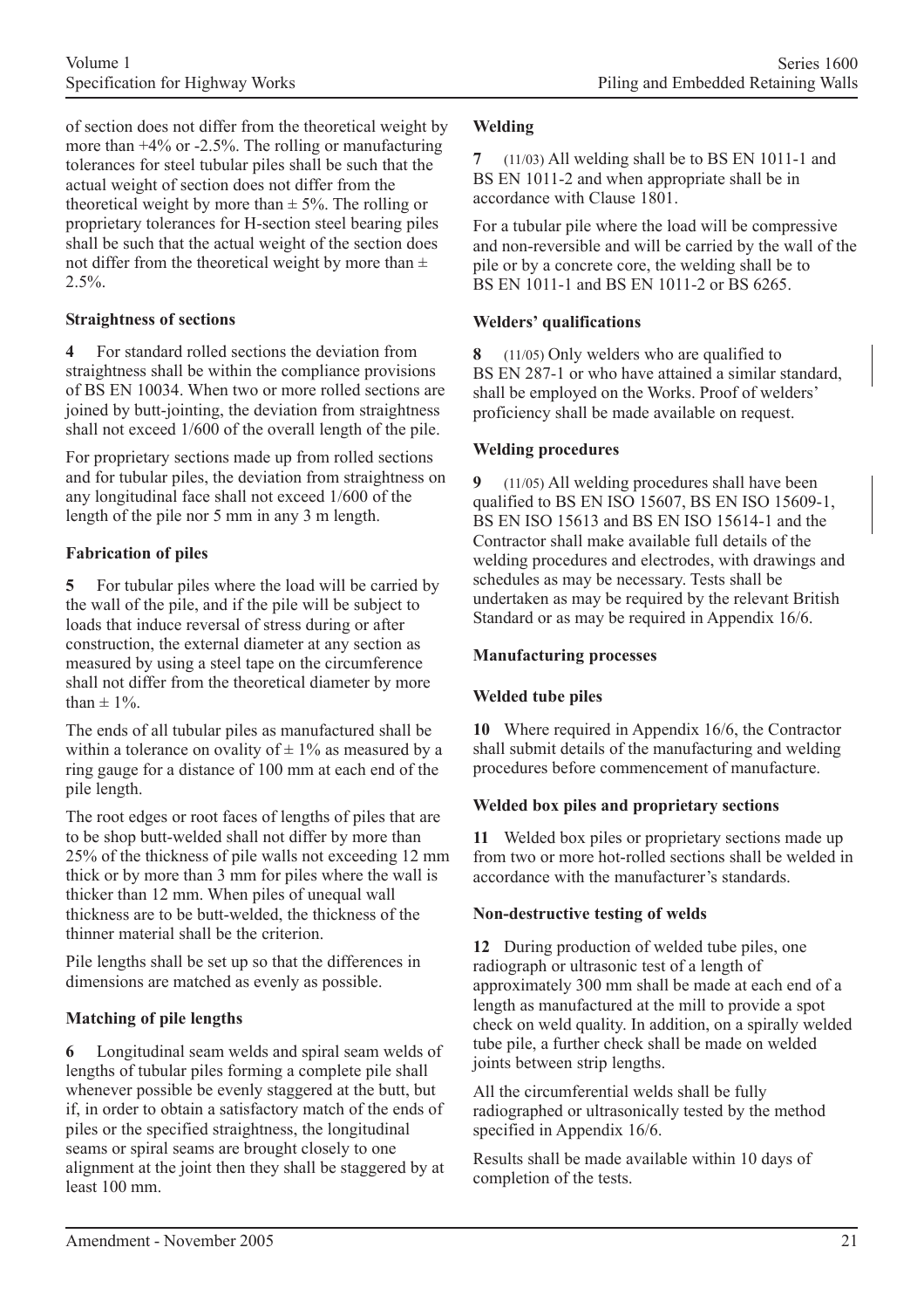of section does not differ from the theoretical weight by more than +4% or -2.5%. The rolling or manufacturing tolerances for steel tubular piles shall be such that the actual weight of section does not differ from the theoretical weight by more than ± 5%. The rolling or proprietary tolerances for H-section steel bearing piles shall be such that the actual weight of the section does not differ from the theoretical weight by more than ± 2.5%.

### Straightness of sections

**4** For standard rolled sections the deviation from straightness shall be within the compliance provisions of BS EN 10034. When two or more rolled sections are joined by butt-jointing, the deviation from straightness shall not exceed 1/600 of the overall length of the pile.

For proprietary sections made up from rolled sections and for tubular piles, the deviation from straightness on any longitudinal face shall not exceed 1/600 of the length of the pile nor 5 mm in any 3 m length.

### Fabrication of piles

**5** For tubular piles where the load will be carried by the wall of the pile, and if the pile will be subject to loads that induce reversal of stress during or after construction, the external diameter at any section as measured by using a steel tape on the circumference shall not differ from the theoretical diameter by more than ± 1%.

The ends of all tubular piles as manufactured shall be within a tolerance on ovality of ± 1% as measured by a ring gauge for a distance of 100 mm at each end of the pile length.

The root edges or root faces of lengths of piles that are to be shop butt-welded shall not differ by more than 25% of the thickness of pile walls not exceeding 12 mm thick or by more than 3 mm for piles where the wall is thicker than 12 mm. When piles of unequal wall thickness are to be butt-welded, the thickness of the thinner material shall be the criterion.

Pile lengths shall be set up so that the differences in dimensions are matched as evenly as possible.

### Matching of pile lengths

**6** Longitudinal seam welds and spiral seam welds of lengths of tubular piles forming a complete pile shall whenever possible be evenly staggered at the butt, but if, in order to obtain a satisfactory match of the ends of piles or the specified straightness, the longitudinal seams or spiral seams are brought closely to one alignment at the joint then they shall be staggered by at least 100 mm.

### Welding

**7** (11/03) All welding shall be to BS EN 1011-1 and BS EN 1011-2 and when appropriate shall be in accordance with Clause 1801.

For a tubular pile where the load will be compressive and non-reversible and will be carried by the wall of the pile or by a concrete core, the welding shall be to BS EN 1011-1 and BS EN 1011-2 or BS 6265.

### Welders' qualifications

**8** (11/05) Only welders who are qualified to BS EN 287-1 or who have attained a similar standard, shall be employed on the Works. Proof of welders' proficiency shall be made available on request.

### Welding procedures

**9** (11/05) All welding procedures shall have been qualified to BS EN ISO 15607, BS EN ISO 15609-1, BS EN ISO 15613 and BS EN ISO 15614-1 and the Contractor shall make available full details of the welding procedures and electrodes, with drawings and schedules as may be necessary. Tests shall be undertaken as may be required by the relevant British Standard or as may be required in Appendix 16/6.

### Manufacturing processes

### Welded tube piles

**10** Where required in Appendix 16/6, the Contractor shall submit details of the manufacturing and welding procedures before commencement of manufacture.

### Welded box piles and proprietary sections

**11** Welded box piles or proprietary sections made up from two or more hot-rolled sections shall be welded in accordance with the manufacturer's standards.

### Non-destructive testing of welds

**12** During production of welded tube piles, one radiograph or ultrasonic test of a length of approximately 300 mm shall be made at each end of a length as manufactured at the mill to provide a spot check on weld quality. In addition, on a spirally welded tube pile, a further check shall be made on welded joints between strip lengths.

All the circumferential welds shall be fully radiographed or ultrasonically tested by the method specified in Appendix 16/6.

Results shall be made available within 10 days of completion of the tests.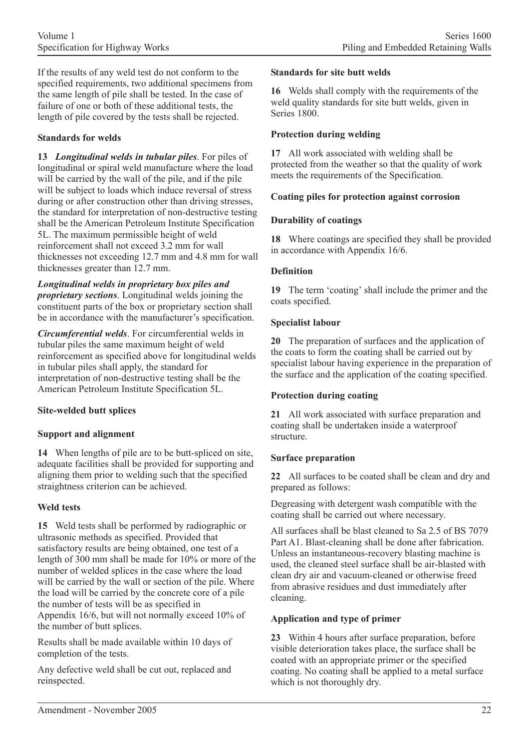If the results of any weld test do not conform to the specified requirements, two additional specimens from the same length of pile shall be tested. In the case of failure of one or both of these additional tests, the length of pile covered by the tests shall be rejected.

**Standards for welds**

**13** ***Longitudinal welds in tubular piles***. For piles of longitudinal or spiral weld manufacture where the load will be carried by the wall of the pile, and if the pile will be subject to loads which induce reversal of stress during or after construction other than driving stresses, the standard for interpretation of non-destructive testing shall be the American Petroleum Institute Specification 5L. The maximum permissible height of weld reinforcement shall not exceed 3.2 mm for wall thicknesses not exceeding 12.7 mm and 4.8 mm for wall thicknesses greater than 12.7 mm.

***Longitudinal welds in proprietary box piles and proprietary sections***. Longitudinal welds joining the constituent parts of the box or proprietary section shall be in accordance with the manufacturer's specification.

***Circumferential welds***. For circumferential welds in tubular piles the same maximum height of weld reinforcement as specified above for longitudinal welds in tubular piles shall apply, the standard for interpretation of non-destructive testing shall be the American Petroleum Institute Specification 5L.

**Site-welded butt splices**

**Support and alignment**

**14** When lengths of pile are to be butt-spliced on site, adequate facilities shall be provided for supporting and aligning them prior to welding such that the specified straightness criterion can be achieved.

**Weld tests**

**15** Weld tests shall be performed by radiographic or ultrasonic methods as specified. Provided that satisfactory results are being obtained, one test of a length of 300 mm shall be made for 10% or more of the number of welded splices in the case where the load will be carried by the wall or section of the pile. Where the load will be carried by the concrete core of a pile the number of tests will be as specified in Appendix 16/6, but will not normally exceed 10% of the number of butt splices.

Results shall be made available within 10 days of completion of the tests.

Any defective weld shall be cut out, replaced and reinspected.

**Standards for site butt welds**

**16** Welds shall comply with the requirements of the weld quality standards for site butt welds, given in Series 1800.

**Protection during welding**

**17** All work associated with welding shall be protected from the weather so that the quality of work meets the requirements of the Specification.

**Coating piles for protection against corrosion**

**Durability of coatings**

**18** Where coatings are specified they shall be provided in accordance with Appendix 16/6.

**Definition**

**19** The term 'coating' shall include the primer and the coats specified.

**Specialist labour**

**20** The preparation of surfaces and the application of the coats to form the coating shall be carried out by specialist labour having experience in the preparation of the surface and the application of the coating specified.

**Protection during coating**

**21** All work associated with surface preparation and coating shall be undertaken inside a waterproof structure.

**Surface preparation**

**22** All surfaces to be coated shall be clean and dry and prepared as follows:

Degreasing with detergent wash compatible with the coating shall be carried out where necessary.

All surfaces shall be blast cleaned to Sa 2.5 of BS 7079 Part A1. Blast-cleaning shall be done after fabrication. Unless an instantaneous-recovery blasting machine is used, the cleaned steel surface shall be air-blasted with clean dry air and vacuum-cleaned or otherwise freed from abrasive residues and dust immediately after cleaning.

**Application and type of primer**

**23** Within 4 hours after surface preparation, before visible deterioration takes place, the surface shall be coated with an appropriate primer or the specified coating. No coating shall be applied to a metal surface which is not thoroughly dry.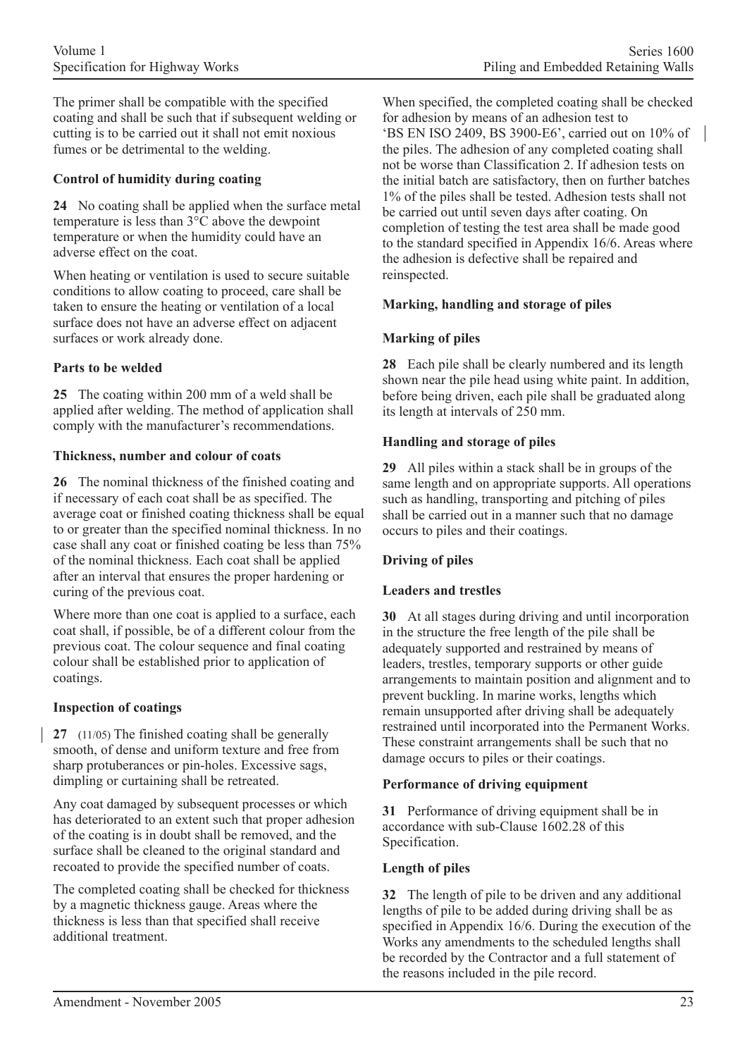The primer shall be compatible with the specified coating and shall be such that if subsequent welding or cutting is to be carried out it shall not emit noxious fumes or be detrimental to the welding.

### Control of humidity during coating

**24** No coating shall be applied when the surface metal temperature is less than 3°C above the dewpoint temperature or when the humidity could have an adverse effect on the coat.

When heating or ventilation is used to secure suitable conditions to allow coating to proceed, care shall be taken to ensure the heating or ventilation of a local surface does not have an adverse effect on adjacent surfaces or work already done.

### Parts to be welded

**25** The coating within 200 mm of a weld shall be applied after welding. The method of application shall comply with the manufacturer's recommendations.

### Thickness, number and colour of coats

**26** The nominal thickness of the finished coating and if necessary of each coat shall be as specified. The average coat or finished coating thickness shall be equal to or greater than the specified nominal thickness. In no case shall any coat or finished coating be less than 75% of the nominal thickness. Each coat shall be applied after an interval that ensures the proper hardening or curing of the previous coat.

Where more than one coat is applied to a surface, each coat shall, if possible, be of a different colour from the previous coat. The colour sequence and final coating colour shall be established prior to application of coatings.

### Inspection of coatings

**27** (11/05) The finished coating shall be generally smooth, of dense and uniform texture and free from sharp protuberances or pin-holes. Excessive sags, dimpling or curtaining shall be retreated.

Any coat damaged by subsequent processes or which has deteriorated to an extent such that proper adhesion of the coating is in doubt shall be removed, and the surface shall be cleaned to the original standard and recoated to provide the specified number of coats.

The completed coating shall be checked for thickness by a magnetic thickness gauge. Areas where the thickness is less than that specified shall receive additional treatment.

When specified, the completed coating shall be checked for adhesion by means of an adhesion test to 'BS EN ISO 2409, BS 3900-E6', carried out on 10% of the piles. The adhesion of any completed coating shall not be worse than Classification 2. If adhesion tests on the initial batch are satisfactory, then on further batches 1% of the piles shall be tested. Adhesion tests shall not be carried out until seven days after coating. On completion of testing the test area shall be made good to the standard specified in Appendix 16/6. Areas where the adhesion is defective shall be repaired and reinspected.

## Marking, handling and storage of piles

### Marking of piles

**28** Each pile shall be clearly numbered and its length shown near the pile head using white paint. In addition, before being driven, each pile shall be graduated along its length at intervals of 250 mm.

### Handling and storage of piles

**29** All piles within a stack shall be in groups of the same length and on appropriate supports. All operations such as handling, transporting and pitching of piles shall be carried out in a manner such that no damage occurs to piles and their coatings.

## Driving of piles

### Leaders and trestles

**30** At all stages during driving and until incorporation in the structure the free length of the pile shall be adequately supported and restrained by means of leaders, trestles, temporary supports or other guide arrangements to maintain position and alignment and to prevent buckling. In marine works, lengths which remain unsupported after driving shall be adequately restrained until incorporated into the Permanent Works. These constraint arrangements shall be such that no damage occurs to piles or their coatings.

### Performance of driving equipment

**31** Performance of driving equipment shall be in accordance with sub-Clause 1602.28 of this Specification.

### Length of piles

**32** The length of pile to be driven and any additional lengths of pile to be added during driving shall be as specified in Appendix 16/6. During the execution of the Works any amendments to the scheduled lengths shall be recorded by the Contractor and a full statement of the reasons included in the pile record.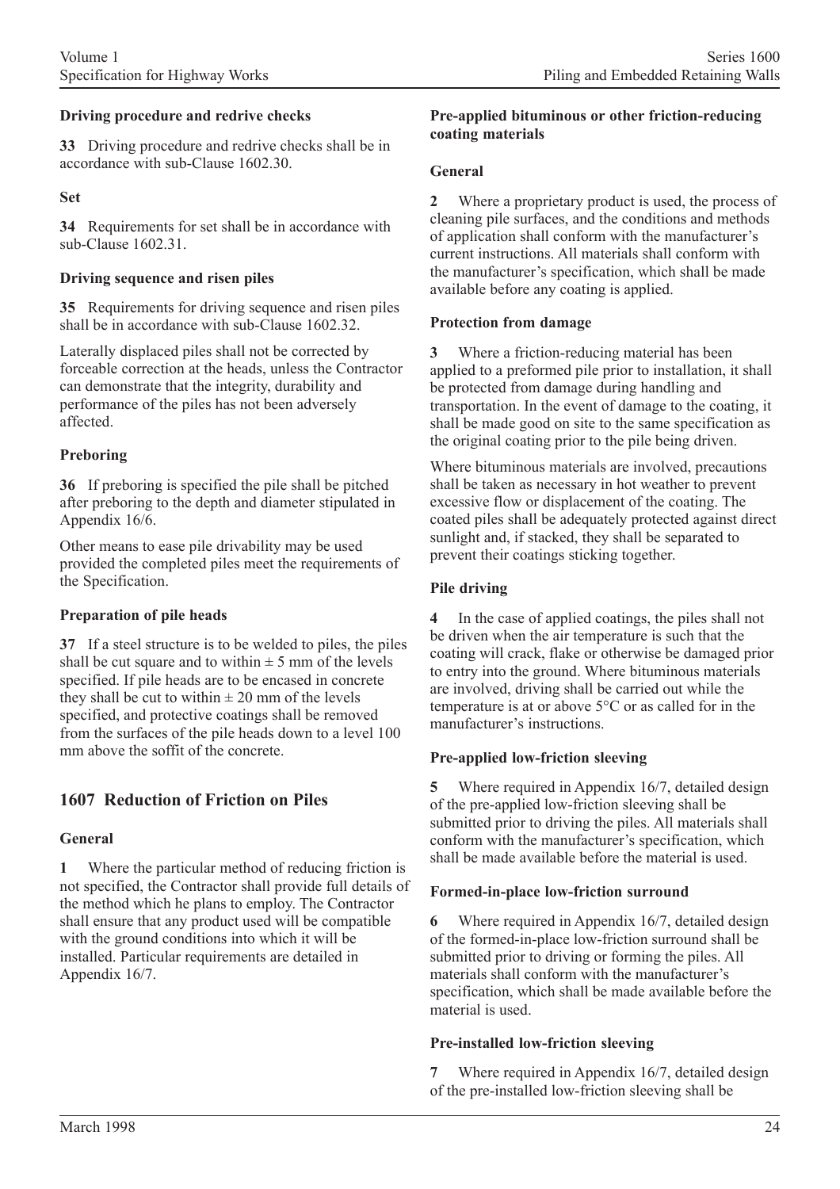#### Driving procedure and redrive checks

**33** Driving procedure and redrive checks shall be in accordance with sub-Clause 1602.30.

#### Set

**34** Requirements for set shall be in accordance with sub-Clause 1602.31.

#### Driving sequence and risen piles

**35** Requirements for driving sequence and risen piles shall be in accordance with sub-Clause 1602.32.

Laterally displaced piles shall not be corrected by forceable correction at the heads, unless the Contractor can demonstrate that the integrity, durability and performance of the piles has not been adversely affected.

#### Preboring

**36** If preboring is specified the pile shall be pitched after preboring to the depth and diameter stipulated in Appendix 16/6.

Other means to ease pile drivability may be used provided the completed piles meet the requirements of the Specification.

#### Preparation of pile heads

**37** If a steel structure is to be welded to piles, the piles shall be cut square and to within ± 5 mm of the levels specified. If pile heads are to be encased in concrete they shall be cut to within ± 20 mm of the levels specified, and protective coatings shall be removed from the surfaces of the pile heads down to a level 100 mm above the soffit of the concrete.

## 1607 Reduction of Friction on Piles

#### General

**1** Where the particular method of reducing friction is not specified, the Contractor shall provide full details of the method which he plans to employ. The Contractor shall ensure that any product used will be compatible with the ground conditions into which it will be installed. Particular requirements are detailed in Appendix 16/7.

#### Pre-applied bituminous or other friction-reducing coating materials

#### General

**2** Where a proprietary product is used, the process of cleaning pile surfaces, and the conditions and methods of application shall conform with the manufacturer's current instructions. All materials shall conform with the manufacturer's specification, which shall be made available before any coating is applied.

#### Protection from damage

**3** Where a friction-reducing material has been applied to a preformed pile prior to installation, it shall be protected from damage during handling and transportation. In the event of damage to the coating, it shall be made good on site to the same specification as the original coating prior to the pile being driven.

Where bituminous materials are involved, precautions shall be taken as necessary in hot weather to prevent excessive flow or displacement of the coating. The coated piles shall be adequately protected against direct sunlight and, if stacked, they shall be separated to prevent their coatings sticking together.

#### Pile driving

**4** In the case of applied coatings, the piles shall not be driven when the air temperature is such that the coating will crack, flake or otherwise be damaged prior to entry into the ground. Where bituminous materials are involved, driving shall be carried out while the temperature is at or above 5°C or as called for in the manufacturer's instructions.

#### Pre-applied low-friction sleeving

**5** Where required in Appendix 16/7, detailed design of the pre-applied low-friction sleeving shall be submitted prior to driving the piles. All materials shall conform with the manufacturer's specification, which shall be made available before the material is used.

#### Formed-in-place low-friction surround

**6** Where required in Appendix 16/7, detailed design of the formed-in-place low-friction surround shall be submitted prior to driving or forming the piles. All materials shall conform with the manufacturer's specification, which shall be made available before the material is used.

#### Pre-installed low-friction sleeving

**7** Where required in Appendix 16/7, detailed design of the pre-installed low-friction sleeving shall be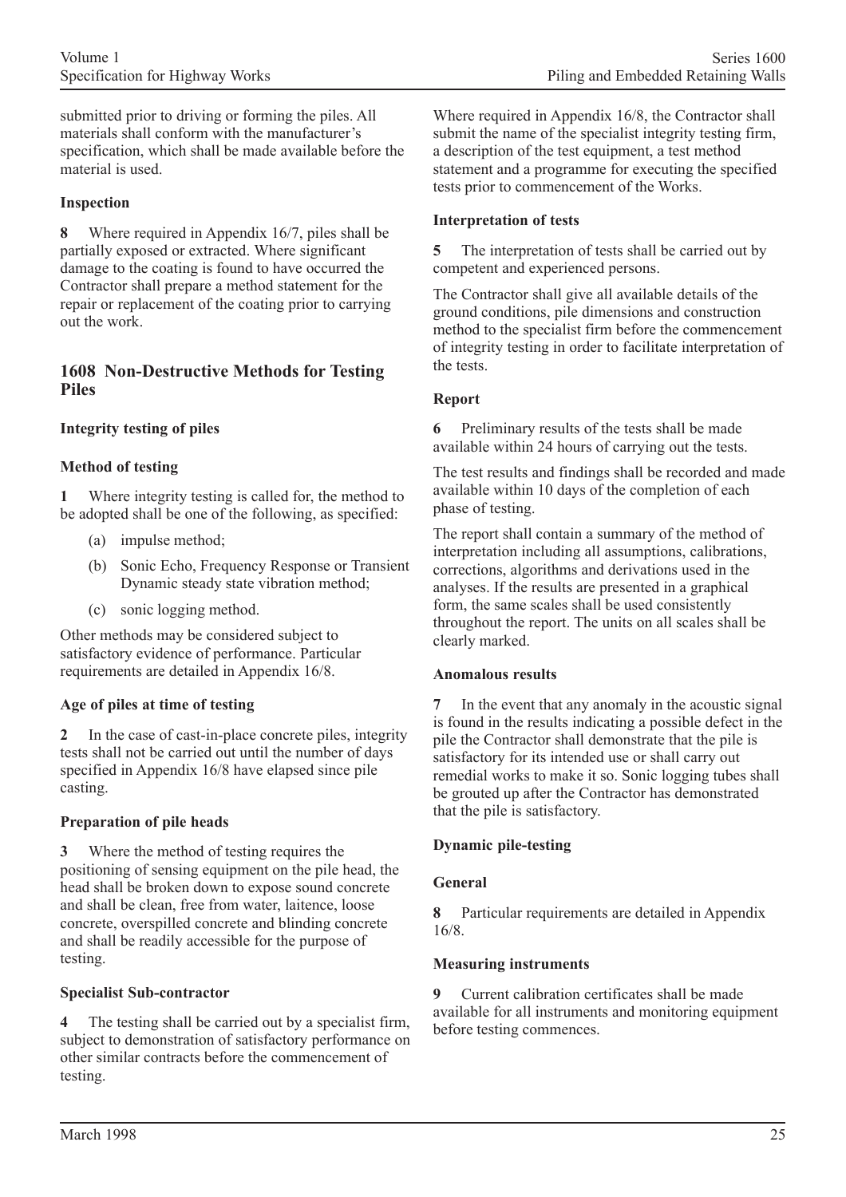submitted prior to driving or forming the piles. All materials shall conform with the manufacturer's specification, which shall be made available before the material is used.

**Inspection**

**8** Where required in Appendix 16/7, piles shall be partially exposed or extracted. Where significant damage to the coating is found to have occurred the Contractor shall prepare a method statement for the repair or replacement of the coating prior to carrying out the work.

## 1608 Non-Destructive Methods for Testing Piles

**Integrity testing of piles**

**Method of testing**

**1** Where integrity testing is called for, the method to be adopted shall be one of the following, as specified:

(a) impulse method;

(b) Sonic Echo, Frequency Response or Transient Dynamic steady state vibration method;

(c) sonic logging method.

Other methods may be considered subject to satisfactory evidence of performance. Particular requirements are detailed in Appendix 16/8.

**Age of piles at time of testing**

**2** In the case of cast-in-place concrete piles, integrity tests shall not be carried out until the number of days specified in Appendix 16/8 have elapsed since pile casting.

**Preparation of pile heads**

**3** Where the method of testing requires the positioning of sensing equipment on the pile head, the head shall be broken down to expose sound concrete and shall be clean, free from water, laitence, loose concrete, overspilled concrete and blinding concrete and shall be readily accessible for the purpose of testing.

**Specialist Sub-contractor**

**4** The testing shall be carried out by a specialist firm, subject to demonstration of satisfactory performance on other similar contracts before the commencement of testing.

Where required in Appendix 16/8, the Contractor shall submit the name of the specialist integrity testing firm, a description of the test equipment, a test method statement and a programme for executing the specified tests prior to commencement of the Works.

**Interpretation of tests**

**5** The interpretation of tests shall be carried out by competent and experienced persons.

The Contractor shall give all available details of the ground conditions, pile dimensions and construction method to the specialist firm before the commencement of integrity testing in order to facilitate interpretation of the tests.

**Report**

**6** Preliminary results of the tests shall be made available within 24 hours of carrying out the tests.

The test results and findings shall be recorded and made available within 10 days of the completion of each phase of testing.

The report shall contain a summary of the method of interpretation including all assumptions, calibrations, corrections, algorithms and derivations used in the analyses. If the results are presented in a graphical form, the same scales shall be used consistently throughout the report. The units on all scales shall be clearly marked.

**Anomalous results**

**7** In the event that any anomaly in the acoustic signal is found in the results indicating a possible defect in the pile the Contractor shall demonstrate that the pile is satisfactory for its intended use or shall carry out remedial works to make it so. Sonic logging tubes shall be grouted up after the Contractor has demonstrated that the pile is satisfactory.

**Dynamic pile-testing**

**General**

**8** Particular requirements are detailed in Appendix 16/8.

**Measuring instruments**

**9** Current calibration certificates shall be made available for all instruments and monitoring equipment before testing commences.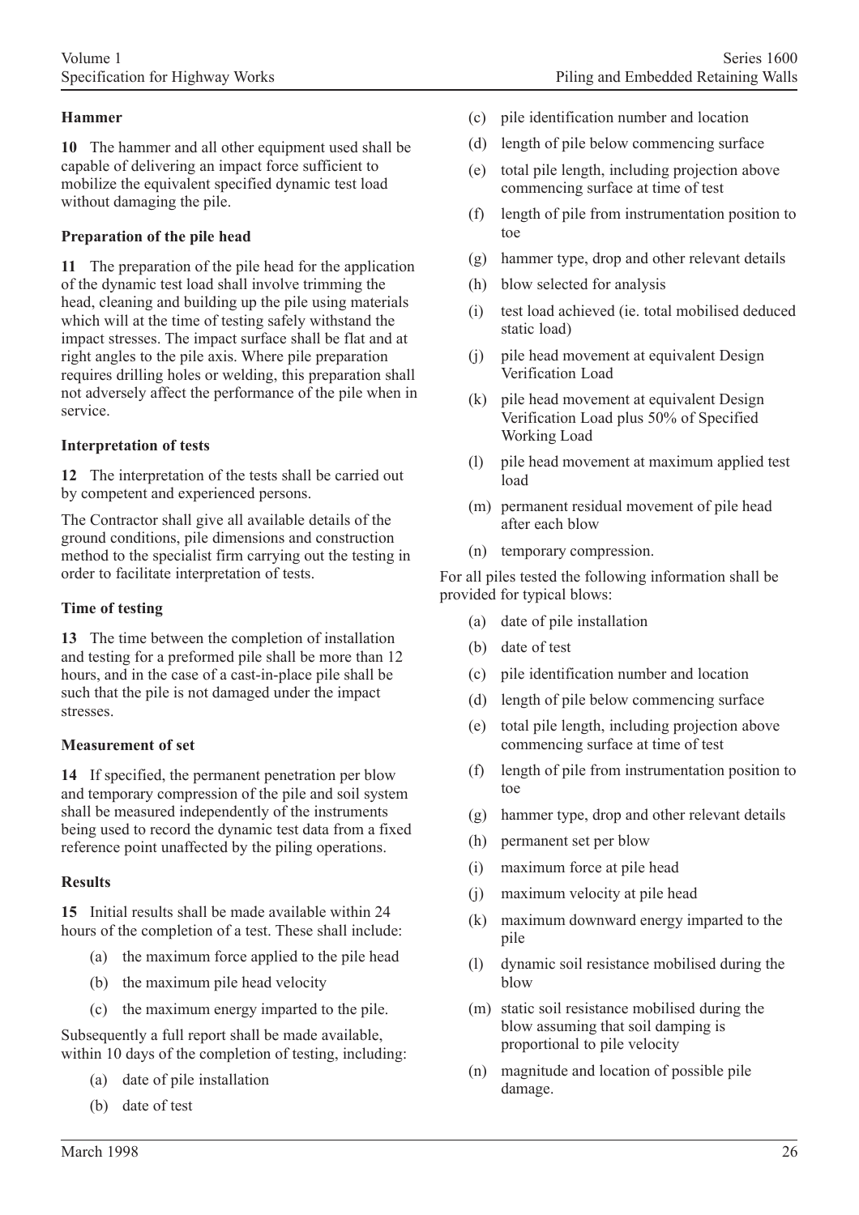**Hammer**

**10** The hammer and all other equipment used shall be capable of delivering an impact force sufficient to mobilize the equivalent specified dynamic test load without damaging the pile.

**Preparation of the pile head**

**11** The preparation of the pile head for the application of the dynamic test load shall involve trimming the head, cleaning and building up the pile using materials which will at the time of testing safely withstand the impact stresses. The impact surface shall be flat and at right angles to the pile axis. Where pile preparation requires drilling holes or welding, this preparation shall not adversely affect the performance of the pile when in service.

**Interpretation of tests**

**12** The interpretation of the tests shall be carried out by competent and experienced persons.

The Contractor shall give all available details of the ground conditions, pile dimensions and construction method to the specialist firm carrying out the testing in order to facilitate interpretation of tests.

**Time of testing**

**13** The time between the completion of installation and testing for a preformed pile shall be more than 12 hours, and in the case of a cast-in-place pile shall be such that the pile is not damaged under the impact stresses.

**Measurement of set**

**14** If specified, the permanent penetration per blow and temporary compression of the pile and soil system shall be measured independently of the instruments being used to record the dynamic test data from a fixed reference point unaffected by the piling operations.

**Results**

**15** Initial results shall be made available within 24 hours of the completion of a test. These shall include:

(a) the maximum force applied to the pile head

(b) the maximum pile head velocity

(c) the maximum energy imparted to the pile.

Subsequently a full report shall be made available, within 10 days of the completion of testing, including:

(a) date of pile installation

(b) date of test

(c) pile identification number and location

(d) length of pile below commencing surface

(e) total pile length, including projection above commencing surface at time of test

(f) length of pile from instrumentation position to toe

(g) hammer type, drop and other relevant details

(h) blow selected for analysis

(i) test load achieved (ie. total mobilised deduced static load)

(j) pile head movement at equivalent Design Verification Load

(k) pile head movement at equivalent Design Verification Load plus 50% of Specified Working Load

(l) pile head movement at maximum applied test load

(m) permanent residual movement of pile head after each blow

(n) temporary compression.

For all piles tested the following information shall be provided for typical blows:

(a) date of pile installation

(b) date of test

(c) pile identification number and location

(d) length of pile below commencing surface

(e) total pile length, including projection above commencing surface at time of test

(f) length of pile from instrumentation position to toe

(g) hammer type, drop and other relevant details

(h) permanent set per blow

(i) maximum force at pile head

(j) maximum velocity at pile head

(k) maximum downward energy imparted to the pile

(l) dynamic soil resistance mobilised during the blow

(m) static soil resistance mobilised during the blow assuming that soil damping is proportional to pile velocity

(n) magnitude and location of possible pile damage.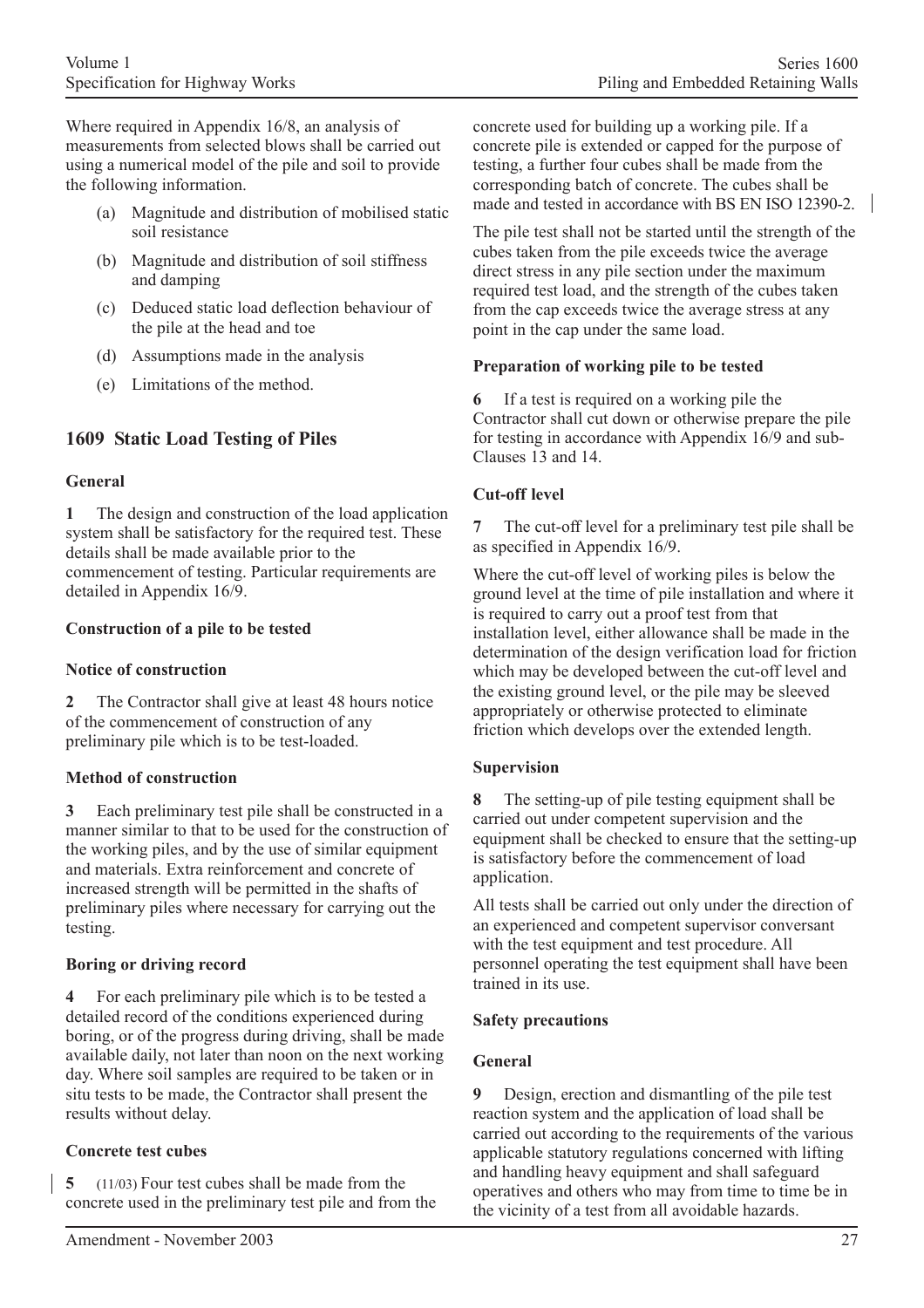Where required in Appendix 16/8, an analysis of measurements from selected blows shall be carried out using a numerical model of the pile and soil to provide the following information.

(a) Magnitude and distribution of mobilised static soil resistance

(b) Magnitude and distribution of soil stiffness and damping

(c) Deduced static load deflection behaviour of the pile at the head and toe

(d) Assumptions made in the analysis

(e) Limitations of the method.

## 1609 Static Load Testing of Piles

### General

**1** The design and construction of the load application system shall be satisfactory for the required test. These details shall be made available prior to the commencement of testing. Particular requirements are detailed in Appendix 16/9.

### Construction of a pile to be tested

### Notice of construction

**2** The Contractor shall give at least 48 hours notice of the commencement of construction of any preliminary pile which is to be test-loaded.

### Method of construction

**3** Each preliminary test pile shall be constructed in a manner similar to that to be used for the construction of the working piles, and by the use of similar equipment and materials. Extra reinforcement and concrete of increased strength will be permitted in the shafts of preliminary piles where necessary for carrying out the testing.

### Boring or driving record

**4** For each preliminary pile which is to be tested a detailed record of the conditions experienced during boring, or of the progress during driving, shall be made available daily, not later than noon on the next working day. Where soil samples are required to be taken or in situ tests to be made, the Contractor shall present the results without delay.

### Concrete test cubes

**5** (11/03) Four test cubes shall be made from the concrete used in the preliminary test pile and from the concrete used for building up a working pile. If a concrete pile is extended or capped for the purpose of testing, a further four cubes shall be made from the corresponding batch of concrete. The cubes shall be made and tested in accordance with BS EN ISO 12390-2.

The pile test shall not be started until the strength of the cubes taken from the pile exceeds twice the average direct stress in any pile section under the maximum required test load, and the strength of the cubes taken from the cap exceeds twice the average stress at any point in the cap under the same load.

### Preparation of working pile to be tested

**6** If a test is required on a working pile the Contractor shall cut down or otherwise prepare the pile for testing in accordance with Appendix 16/9 and sub-Clauses 13 and 14.

### Cut-off level

**7** The cut-off level for a preliminary test pile shall be as specified in Appendix 16/9.

Where the cut-off level of working piles is below the ground level at the time of pile installation and where it is required to carry out a proof test from that installation level, either allowance shall be made in the determination of the design verification load for friction which may be developed between the cut-off level and the existing ground level, or the pile may be sleeved appropriately or otherwise protected to eliminate friction which develops over the extended length.

### Supervision

**8** The setting-up of pile testing equipment shall be carried out under competent supervision and the equipment shall be checked to ensure that the setting-up is satisfactory before the commencement of load application.

All tests shall be carried out only under the direction of an experienced and competent supervisor conversant with the test equipment and test procedure. All personnel operating the test equipment shall have been trained in its use.

### Safety precautions

### General

**9** Design, erection and dismantling of the pile test reaction system and the application of load shall be carried out according to the requirements of the various applicable statutory regulations concerned with lifting and handling heavy equipment and shall safeguard operatives and others who may from time to time be in the vicinity of a test from all avoidable hazards.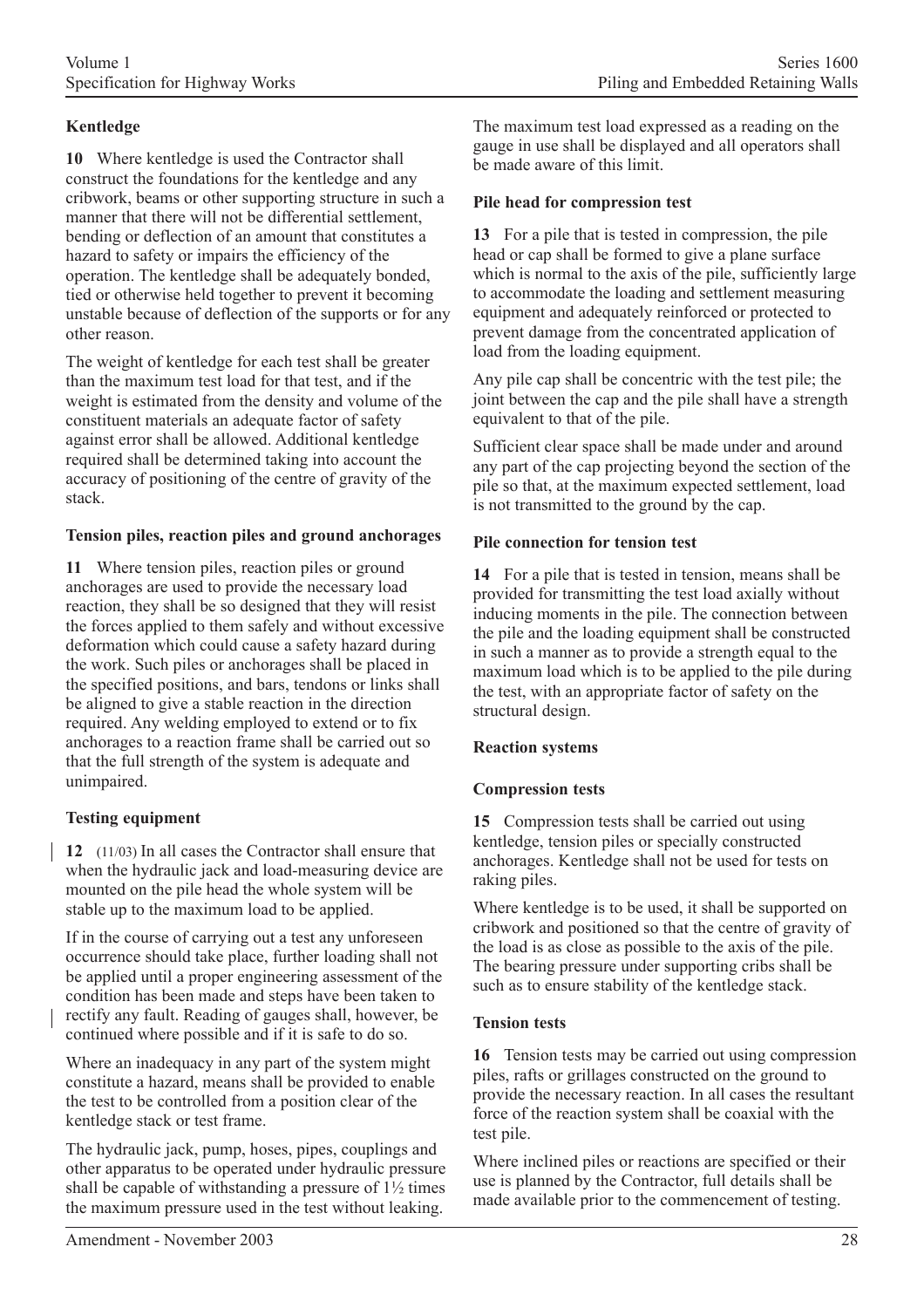**Kentledge**

**10** Where kentledge is used the Contractor shall construct the foundations for the kentledge and any cribwork, beams or other supporting structure in such a manner that there will not be differential settlement, bending or deflection of an amount that constitutes a hazard to safety or impairs the efficiency of the operation. The kentledge shall be adequately bonded, tied or otherwise held together to prevent it becoming unstable because of deflection of the supports or for any other reason.

The weight of kentledge for each test shall be greater than the maximum test load for that test, and if the weight is estimated from the density and volume of the constituent materials an adequate factor of safety against error shall be allowed. Additional kentledge required shall be determined taking into account the accuracy of positioning of the centre of gravity of the stack.

**Tension piles, reaction piles and ground anchorages**

**11** Where tension piles, reaction piles or ground anchorages are used to provide the necessary load reaction, they shall be so designed that they will resist the forces applied to them safely and without excessive deformation which could cause a safety hazard during the work. Such piles or anchorages shall be placed in the specified positions, and bars, tendons or links shall be aligned to give a stable reaction in the direction required. Any welding employed to extend or to fix anchorages to a reaction frame shall be carried out so that the full strength of the system is adequate and unimpaired.

**Testing equipment**

**12** (11/03) In all cases the Contractor shall ensure that when the hydraulic jack and load-measuring device are mounted on the pile head the whole system will be stable up to the maximum load to be applied.

If in the course of carrying out a test any unforeseen occurrence should take place, further loading shall not be applied until a proper engineering assessment of the condition has been made and steps have been taken to rectify any fault. Reading of gauges shall, however, be continued where possible and if it is safe to do so.

Where an inadequacy in any part of the system might constitute a hazard, means shall be provided to enable the test to be controlled from a position clear of the kentledge stack or test frame.

The hydraulic jack, pump, hoses, pipes, couplings and other apparatus to be operated under hydraulic pressure shall be capable of withstanding a pressure of 1½ times the maximum pressure used in the test without leaking.

The maximum test load expressed as a reading on the gauge in use shall be displayed and all operators shall be made aware of this limit.

**Pile head for compression test**

**13** For a pile that is tested in compression, the pile head or cap shall be formed to give a plane surface which is normal to the axis of the pile, sufficiently large to accommodate the loading and settlement measuring equipment and adequately reinforced or protected to prevent damage from the concentrated application of load from the loading equipment.

Any pile cap shall be concentric with the test pile; the joint between the cap and the pile shall have a strength equivalent to that of the pile.

Sufficient clear space shall be made under and around any part of the cap projecting beyond the section of the pile so that, at the maximum expected settlement, load is not transmitted to the ground by the cap.

**Pile connection for tension test**

**14** For a pile that is tested in tension, means shall be provided for transmitting the test load axially without inducing moments in the pile. The connection between the pile and the loading equipment shall be constructed in such a manner as to provide a strength equal to the maximum load which is to be applied to the pile during the test, with an appropriate factor of safety on the structural design.

**Reaction systems**

**Compression tests**

**15** Compression tests shall be carried out using kentledge, tension piles or specially constructed anchorages. Kentledge shall not be used for tests on raking piles.

Where kentledge is to be used, it shall be supported on cribwork and positioned so that the centre of gravity of the load is as close as possible to the axis of the pile. The bearing pressure under supporting cribs shall be such as to ensure stability of the kentledge stack.

**Tension tests**

**16** Tension tests may be carried out using compression piles, rafts or grillages constructed on the ground to provide the necessary reaction. In all cases the resultant force of the reaction system shall be coaxial with the test pile.

Where inclined piles or reactions are specified or their use is planned by the Contractor, full details shall be made available prior to the commencement of testing.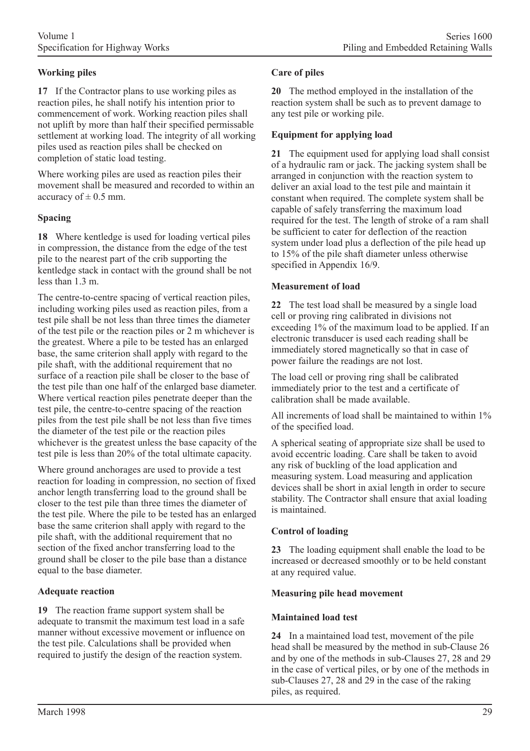### Working piles

**17** If the Contractor plans to use working piles as reaction piles, he shall notify his intention prior to commencement of work. Working reaction piles shall not uplift by more than half their specified permissable settlement at working load. The integrity of all working piles used as reaction piles shall be checked on completion of static load testing.

Where working piles are used as reaction piles their movement shall be measured and recorded to within an accuracy of $\pm$ 0.5 mm.

### Spacing

**18** Where kentledge is used for loading vertical piles in compression, the distance from the edge of the test pile to the nearest part of the crib supporting the kentledge stack in contact with the ground shall be not less than 1.3 m.

The centre-to-centre spacing of vertical reaction piles, including working piles used as reaction piles, from a test pile shall be not less than three times the diameter of the test pile or the reaction piles or 2 m whichever is the greatest. Where a pile to be tested has an enlarged base, the same criterion shall apply with regard to the pile shaft, with the additional requirement that no surface of a reaction pile shall be closer to the base of the test pile than one half of the enlarged base diameter. Where vertical reaction piles penetrate deeper than the test pile, the centre-to-centre spacing of the reaction piles from the test pile shall be not less than five times the diameter of the test pile or the reaction piles whichever is the greatest unless the base capacity of the test pile is less than 20% of the total ultimate capacity.

Where ground anchorages are used to provide a test reaction for loading in compression, no section of fixed anchor length transferring load to the ground shall be closer to the test pile than three times the diameter of the test pile. Where the pile to be tested has an enlarged base the same criterion shall apply with regard to the pile shaft, with the additional requirement that no section of the fixed anchor transferring load to the ground shall be closer to the pile base than a distance equal to the base diameter.

### Adequate reaction

**19** The reaction frame support system shall be adequate to transmit the maximum test load in a safe manner without excessive movement or influence on the test pile. Calculations shall be provided when required to justify the design of the reaction system.

### Care of piles

**20** The method employed in the installation of the reaction system shall be such as to prevent damage to any test pile or working pile.

### Equipment for applying load

**21** The equipment used for applying load shall consist of a hydraulic ram or jack. The jacking system shall be arranged in conjunction with the reaction system to deliver an axial load to the test pile and maintain it constant when required. The complete system shall be capable of safely transferring the maximum load required for the test. The length of stroke of a ram shall be sufficient to cater for deflection of the reaction system under load plus a deflection of the pile head up to 15% of the pile shaft diameter unless otherwise specified in Appendix 16/9.

### Measurement of load

**22** The test load shall be measured by a single load cell or proving ring calibrated in divisions not exceeding 1% of the maximum load to be applied. If an electronic transducer is used each reading shall be immediately stored magnetically so that in case of power failure the readings are not lost.

The load cell or proving ring shall be calibrated immediately prior to the test and a certificate of calibration shall be made available.

All increments of load shall be maintained to within 1% of the specified load.

A spherical seating of appropriate size shall be used to avoid eccentric loading. Care shall be taken to avoid any risk of buckling of the load application and measuring system. Load measuring and application devices shall be short in axial length in order to secure stability. The Contractor shall ensure that axial loading is maintained.

### Control of loading

**23** The loading equipment shall enable the load to be increased or decreased smoothly or to be held constant at any required value.

### Measuring pile head movement

### Maintained load test

**24** In a maintained load test, movement of the pile head shall be measured by the method in sub-Clause 26 and by one of the methods in sub-Clauses 27, 28 and 29 in the case of vertical piles, or by one of the methods in sub-Clauses 27, 28 and 29 in the case of the raking piles, as required.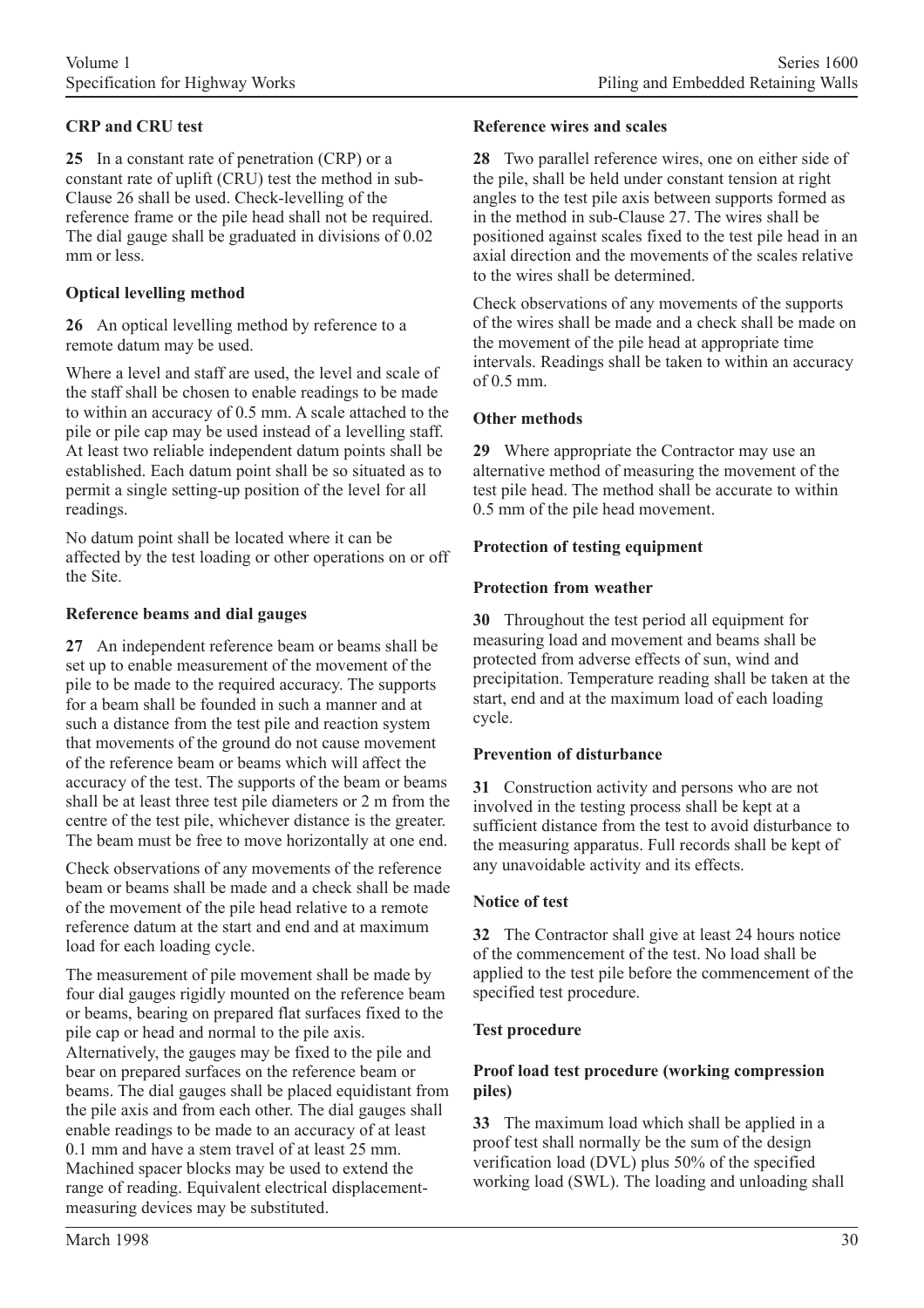**CRP and CRU test**

**25** In a constant rate of penetration (CRP) or a constant rate of uplift (CRU) test the method in sub-Clause 26 shall be used. Check-levelling of the reference frame or the pile head shall not be required. The dial gauge shall be graduated in divisions of 0.02 mm or less.

**Optical levelling method**

**26** An optical levelling method by reference to a remote datum may be used.

Where a level and staff are used, the level and scale of the staff shall be chosen to enable readings to be made to within an accuracy of 0.5 mm. A scale attached to the pile or pile cap may be used instead of a levelling staff. At least two reliable independent datum points shall be established. Each datum point shall be so situated as to permit a single setting-up position of the level for all readings.

No datum point shall be located where it can be affected by the test loading or other operations on or off the Site.

**Reference beams and dial gauges**

**27** An independent reference beam or beams shall be set up to enable measurement of the movement of the pile to be made to the required accuracy. The supports for a beam shall be founded in such a manner and at such a distance from the test pile and reaction system that movements of the ground do not cause movement of the reference beam or beams which will affect the accuracy of the test. The supports of the beam or beams shall be at least three test pile diameters or 2 m from the centre of the test pile, whichever distance is the greater. The beam must be free to move horizontally at one end.

Check observations of any movements of the reference beam or beams shall be made and a check shall be made of the movement of the pile head relative to a remote reference datum at the start and end and at maximum load for each loading cycle.

The measurement of pile movement shall be made by four dial gauges rigidly mounted on the reference beam or beams, bearing on prepared flat surfaces fixed to the pile cap or head and normal to the pile axis. Alternatively, the gauges may be fixed to the pile and bear on prepared surfaces on the reference beam or beams. The dial gauges shall be placed equidistant from the pile axis and from each other. The dial gauges shall enable readings to be made to an accuracy of at least 0.1 mm and have a stem travel of at least 25 mm. Machined spacer blocks may be used to extend the range of reading. Equivalent electrical displacement-measuring devices may be substituted.

**Reference wires and scales**

**28** Two parallel reference wires, one on either side of the pile, shall be held under constant tension at right angles to the test pile axis between supports formed as in the method in sub-Clause 27. The wires shall be positioned against scales fixed to the test pile head in an axial direction and the movements of the scales relative to the wires shall be determined.

Check observations of any movements of the supports of the wires shall be made and a check shall be made on the movement of the pile head at appropriate time intervals. Readings shall be taken to within an accuracy of 0.5 mm.

**Other methods**

**29** Where appropriate the Contractor may use an alternative method of measuring the movement of the test pile head. The method shall be accurate to within 0.5 mm of the pile head movement.

**Protection of testing equipment**

**Protection from weather**

**30** Throughout the test period all equipment for measuring load and movement and beams shall be protected from adverse effects of sun, wind and precipitation. Temperature reading shall be taken at the start, end and at the maximum load of each loading cycle.

**Prevention of disturbance**

**31** Construction activity and persons who are not involved in the testing process shall be kept at a sufficient distance from the test to avoid disturbance to the measuring apparatus. Full records shall be kept of any unavoidable activity and its effects.

**Notice of test**

**32** The Contractor shall give at least 24 hours notice of the commencement of the test. No load shall be applied to the test pile before the commencement of the specified test procedure.

**Test procedure**

**Proof load test procedure (working compression piles)**

**33** The maximum load which shall be applied in a proof test shall normally be the sum of the design verification load (DVL) plus 50% of the specified working load (SWL). The loading and unloading shall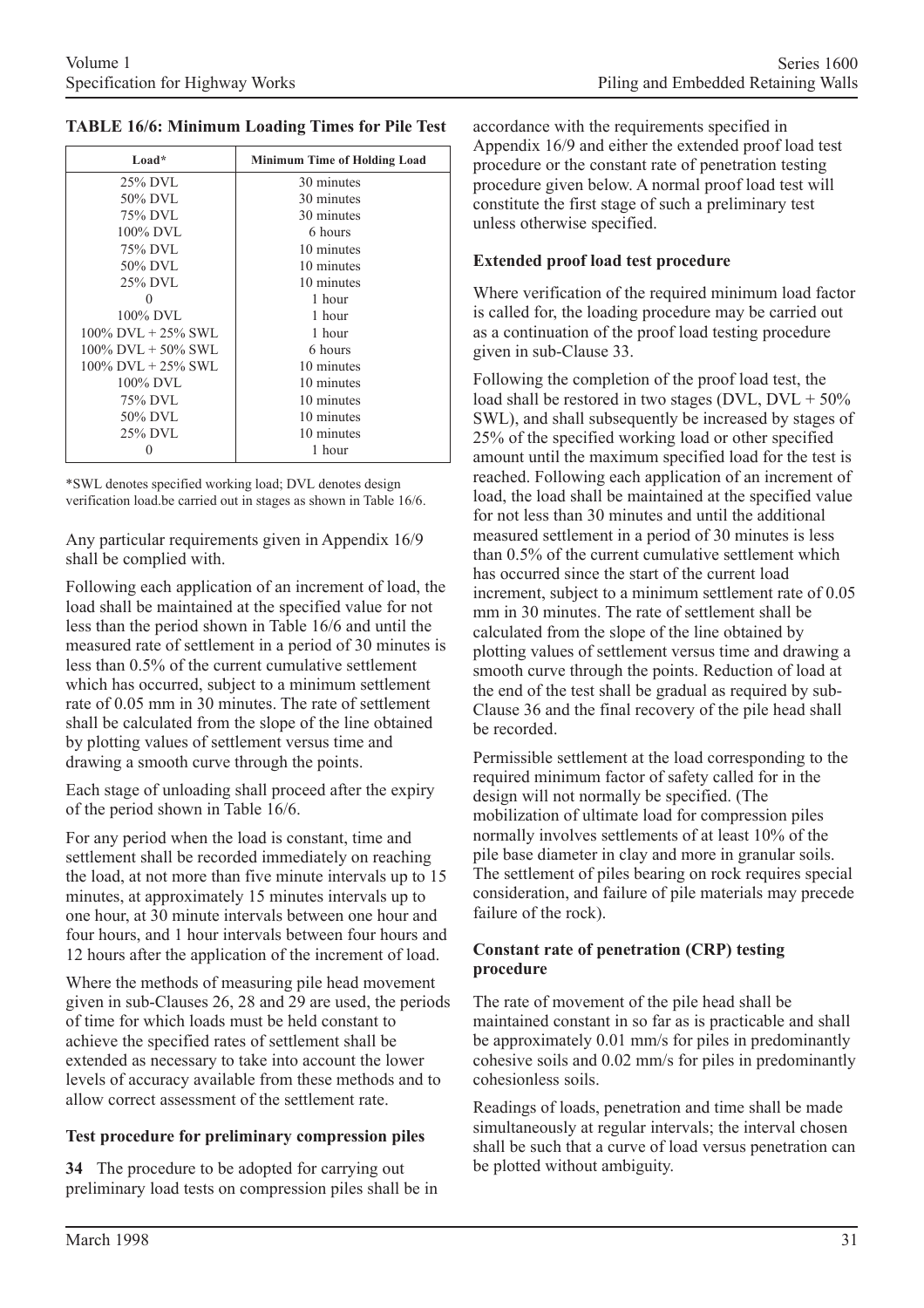**TABLE 16/6: Minimum Loading Times for Pile Test**

| Load* | Minimum Time of Holding Load |
|---|---|
| 25% DVL | 30 minutes |
| 50% DVL | 30 minutes |
| 75% DVL | 30 minutes |
| 100% DVL | 6 hours |
| 75% DVL | 10 minutes |
| 50% DVL | 10 minutes |
| 25% DVL | 10 minutes |
| 0 | 1 hour |
| 100% DVL | 1 hour |
| 100% DVL + 25% SWL | 1 hour |
| 100% DVL + 50% SWL | 6 hours |
| 100% DVL + 25% SWL | 10 minutes |
| 100% DVL | 10 minutes |
| 75% DVL | 10 minutes |
| 50% DVL | 10 minutes |
| 25% DVL | 10 minutes |
| 0 | 1 hour |

*SWL denotes specified working load; DVL denotes design verification load.be carried out in stages as shown in Table 16/6.

Any particular requirements given in Appendix 16/9 shall be complied with.

Following each application of an increment of load, the load shall be maintained at the specified value for not less than the period shown in Table 16/6 and until the measured rate of settlement in a period of 30 minutes is less than 0.5% of the current cumulative settlement which has occurred, subject to a minimum settlement rate of 0.05 mm in 30 minutes. The rate of settlement shall be calculated from the slope of the line obtained by plotting values of settlement versus time and drawing a smooth curve through the points.

Each stage of unloading shall proceed after the expiry of the period shown in Table 16/6.

For any period when the load is constant, time and settlement shall be recorded immediately on reaching the load, at not more than five minute intervals up to 15 minutes, at approximately 15 minutes intervals up to one hour, at 30 minute intervals between one hour and four hours, and 1 hour intervals between four hours and 12 hours after the application of the increment of load.

Where the methods of measuring pile head movement given in sub-Clauses 26, 28 and 29 are used, the periods of time for which loads must be held constant to achieve the specified rates of settlement shall be extended as necessary to take into account the lower levels of accuracy available from these methods and to allow correct assessment of the settlement rate.

### Test procedure for preliminary compression piles

**34** The procedure to be adopted for carrying out preliminary load tests on compression piles shall be in accordance with the requirements specified in Appendix 16/9 and either the extended proof load test procedure or the constant rate of penetration testing procedure given below. A normal proof load test will constitute the first stage of such a preliminary test unless otherwise specified.

### Extended proof load test procedure

Where verification of the required minimum load factor is called for, the loading procedure may be carried out as a continuation of the proof load testing procedure given in sub-Clause 33.

Following the completion of the proof load test, the load shall be restored in two stages (DVL, DVL + 50% SWL), and shall subsequently be increased by stages of 25% of the specified working load or other specified amount until the maximum specified load for the test is reached. Following each application of an increment of load, the load shall be maintained at the specified value for not less than 30 minutes and until the additional measured settlement in a period of 30 minutes is less than 0.5% of the current cumulative settlement which has occurred since the start of the current load increment, subject to a minimum settlement rate of 0.05 mm in 30 minutes. The rate of settlement shall be calculated from the slope of the line obtained by plotting values of settlement versus time and drawing a smooth curve through the points. Reduction of load at the end of the test shall be gradual as required by sub-Clause 36 and the final recovery of the pile head shall be recorded.

Permissible settlement at the load corresponding to the required minimum factor of safety called for in the design will not normally be specified. (The mobilization of ultimate load for compression piles normally involves settlements of at least 10% of the pile base diameter in clay and more in granular soils. The settlement of piles bearing on rock requires special consideration, and failure of pile materials may precede failure of the rock).

### Constant rate of penetration (CRP) testing procedure

The rate of movement of the pile head shall be maintained constant in so far as is practicable and shall be approximately 0.01 mm/s for piles in predominantly cohesive soils and 0.02 mm/s for piles in predominantly cohesionless soils.

Readings of loads, penetration and time shall be made simultaneously at regular intervals; the interval chosen shall be such that a curve of load versus penetration can be plotted without ambiguity.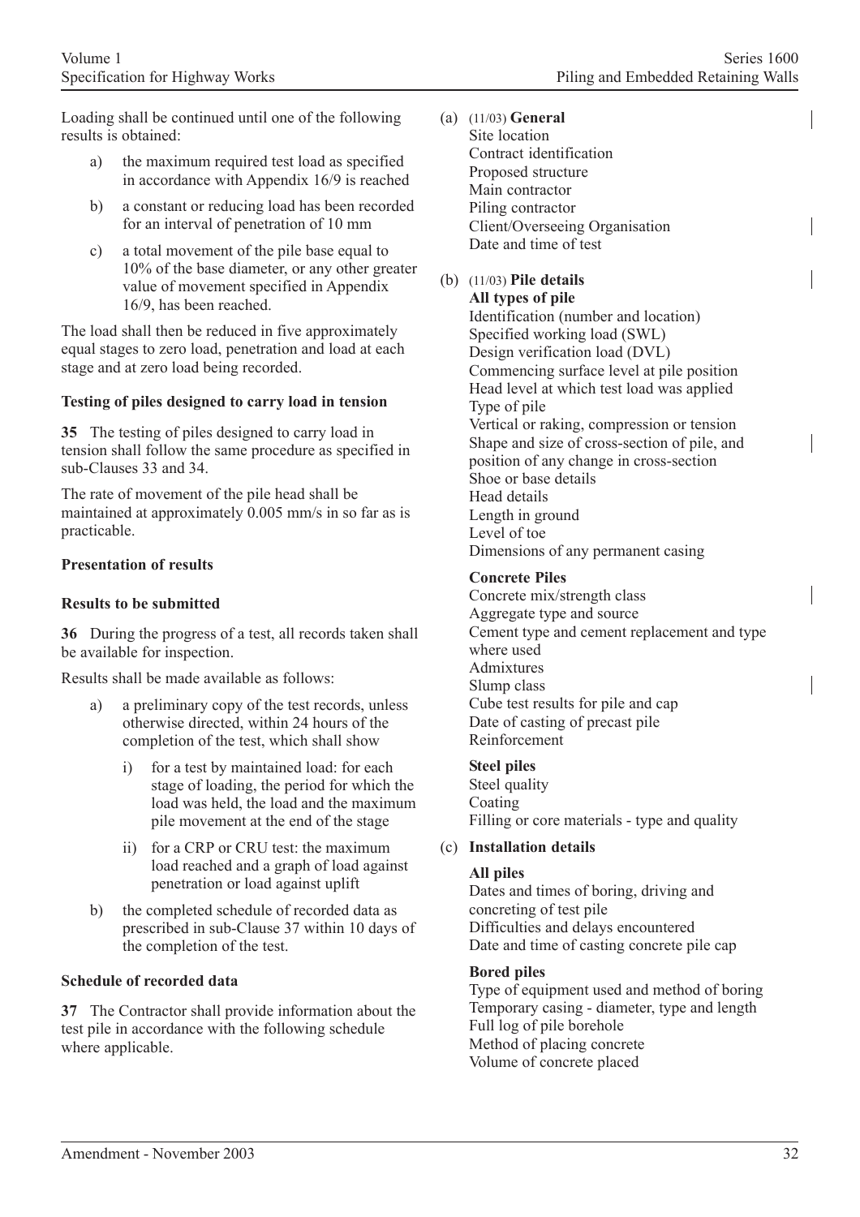Loading shall be continued until one of the following results is obtained:

a) the maximum required test load as specified in accordance with Appendix 16/9 is reached

b) a constant or reducing load has been recorded for an interval of penetration of 10 mm

c) a total movement of the pile base equal to 10% of the base diameter, or any other greater value of movement specified in Appendix 16/9, has been reached.

The load shall then be reduced in five approximately equal stages to zero load, penetration and load at each stage and at zero load being recorded.

**Testing of piles designed to carry load in tension**

**35** The testing of piles designed to carry load in tension shall follow the same procedure as specified in sub-Clauses 33 and 34.

The rate of movement of the pile head shall be maintained at approximately 0.005 mm/s in so far as is practicable.

**Presentation of results**

**Results to be submitted**

**36** During the progress of a test, all records taken shall be available for inspection.

Results shall be made available as follows:

a) a preliminary copy of the test records, unless otherwise directed, within 24 hours of the completion of the test, which shall show

   i) for a test by maintained load: for each stage of loading, the period for which the load was held, the load and the maximum pile movement at the end of the stage

   ii) for a CRP or CRU test: the maximum load reached and a graph of load against penetration or load against uplift

b) the completed schedule of recorded data as prescribed in sub-Clause 37 within 10 days of the completion of the test.

**Schedule of recorded data**

**37** The Contractor shall provide information about the test pile in accordance with the following schedule where applicable.

(a) (11/03) **General**
Site location
Contract identification
Proposed structure
Main contractor
Piling contractor
Client/Overseeing Organisation
Date and time of test

(b) (11/03) **Pile details**

**All types of pile**
Identification (number and location)
Specified working load (SWL)
Design verification load (DVL)
Commencing surface level at pile position
Head level at which test load was applied
Type of pile
Vertical or raking, compression or tension
Shape and size of cross-section of pile, and position of any change in cross-section
Shoe or base details
Head details
Length in ground
Level of toe
Dimensions of any permanent casing

**Concrete Piles**
Concrete mix/strength class
Aggregate type and source
Cement type and cement replacement and type where used
Admixtures
Slump class
Cube test results for pile and cap
Date of casting of precast pile
Reinforcement

**Steel piles**
Steel quality
Coating
Filling or core materials - type and quality

(c) **Installation details**

**All piles**
Dates and times of boring, driving and concreting of test pile
Difficulties and delays encountered
Date and time of casting concrete pile cap

**Bored piles**
Type of equipment used and method of boring
Temporary casing - diameter, type and length
Full log of pile borehole
Method of placing concrete
Volume of concrete placed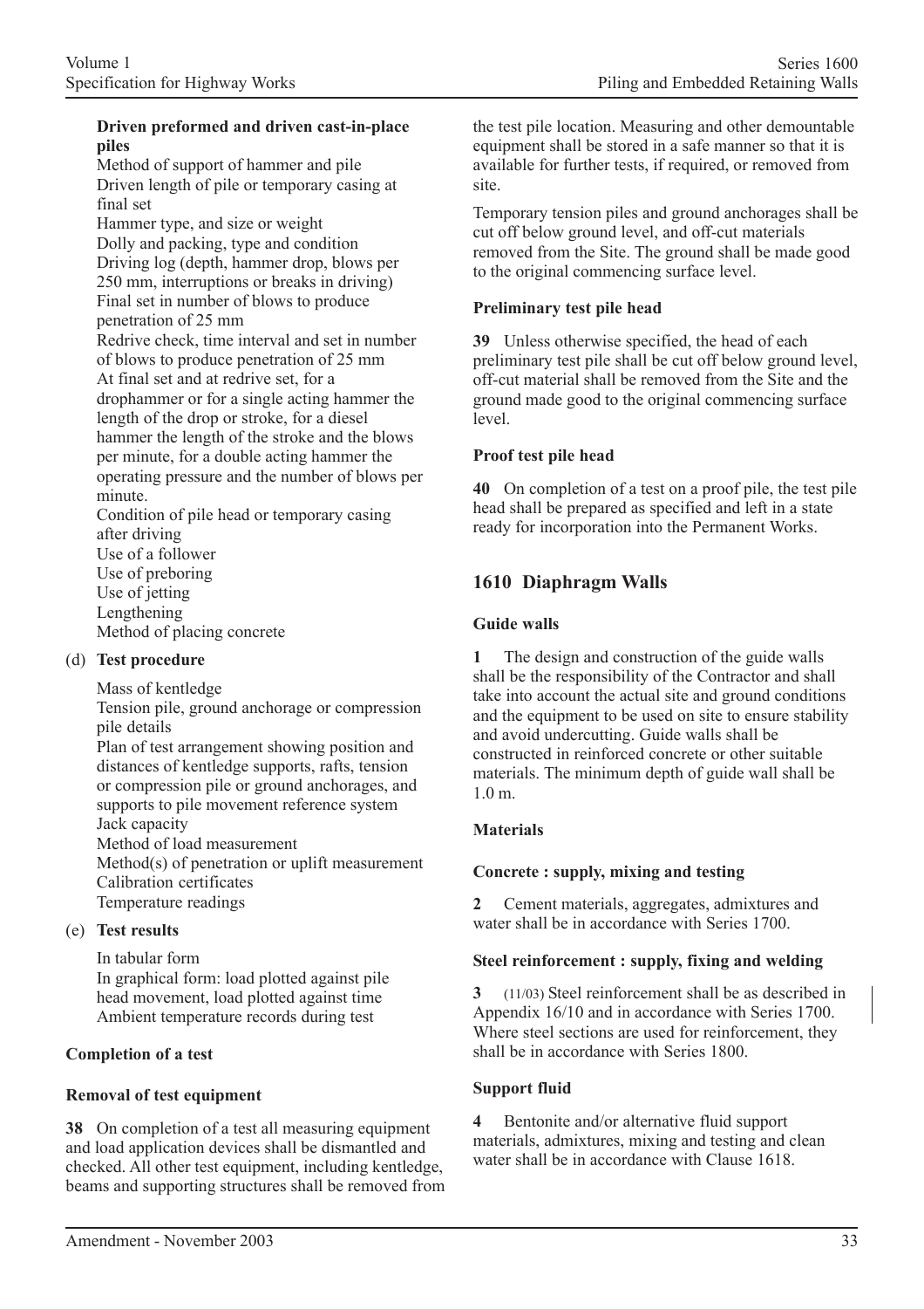**Driven preformed and driven cast-in-place piles**

Method of support of hammer and pile
Driven length of pile or temporary casing at final set
Hammer type, and size or weight
Dolly and packing, type and condition
Driving log (depth, hammer drop, blows per 250 mm, interruptions or breaks in driving)
Final set in number of blows to produce penetration of 25 mm
Redrive check, time interval and set in number of blows to produce penetration of 25 mm
At final set and at redrive set, for a drophammer or for a single acting hammer the length of the drop or stroke, for a diesel hammer the length of the stroke and the blows per minute, for a double acting hammer the operating pressure and the number of blows per minute.
Condition of pile head or temporary casing after driving
Use of a follower
Use of preboring
Use of jetting
Lengthening
Method of placing concrete

(d) **Test procedure**

Mass of kentledge
Tension pile, ground anchorage or compression pile details
Plan of test arrangement showing position and distances of kentledge supports, rafts, tension or compression pile or ground anchorages, and supports to pile movement reference system
Jack capacity
Method of load measurement
Method(s) of penetration or uplift measurement
Calibration certificates
Temperature readings

(e) **Test results**

In tabular form
In graphical form: load plotted against pile head movement, load plotted against time
Ambient temperature records during test

**Completion of a test**

**Removal of test equipment**

**38** On completion of a test all measuring equipment and load application devices shall be dismantled and checked. All other test equipment, including kentledge, beams and supporting structures shall be removed from the test pile location. Measuring and other demountable equipment shall be stored in a safe manner so that it is available for further tests, if required, or removed from site.

Temporary tension piles and ground anchorages shall be cut off below ground level, and off-cut materials removed from the Site. The ground shall be made good to the original commencing surface level.

**Preliminary test pile head**

**39** Unless otherwise specified, the head of each preliminary test pile shall be cut off below ground level, off-cut material shall be removed from the Site and the ground made good to the original commencing surface level.

**Proof test pile head**

**40** On completion of a test on a proof pile, the test pile head shall be prepared as specified and left in a state ready for incorporation into the Permanent Works.

## 1610 Diaphragm Walls

**Guide walls**

**1** The design and construction of the guide walls shall be the responsibility of the Contractor and shall take into account the actual site and ground conditions and the equipment to be used on site to ensure stability and avoid undercutting. Guide walls shall be constructed in reinforced concrete or other suitable materials. The minimum depth of guide wall shall be 1.0 m.

**Materials**

**Concrete : supply, mixing and testing**

**2** Cement materials, aggregates, admixtures and water shall be in accordance with Series 1700.

**Steel reinforcement : supply, fixing and welding**

**3** (11/03) Steel reinforcement shall be as described in Appendix 16/10 and in accordance with Series 1700. Where steel sections are used for reinforcement, they shall be in accordance with Series 1800.

**Support fluid**

**4** Bentonite and/or alternative fluid support materials, admixtures, mixing and testing and clean water shall be in accordance with Clause 1618.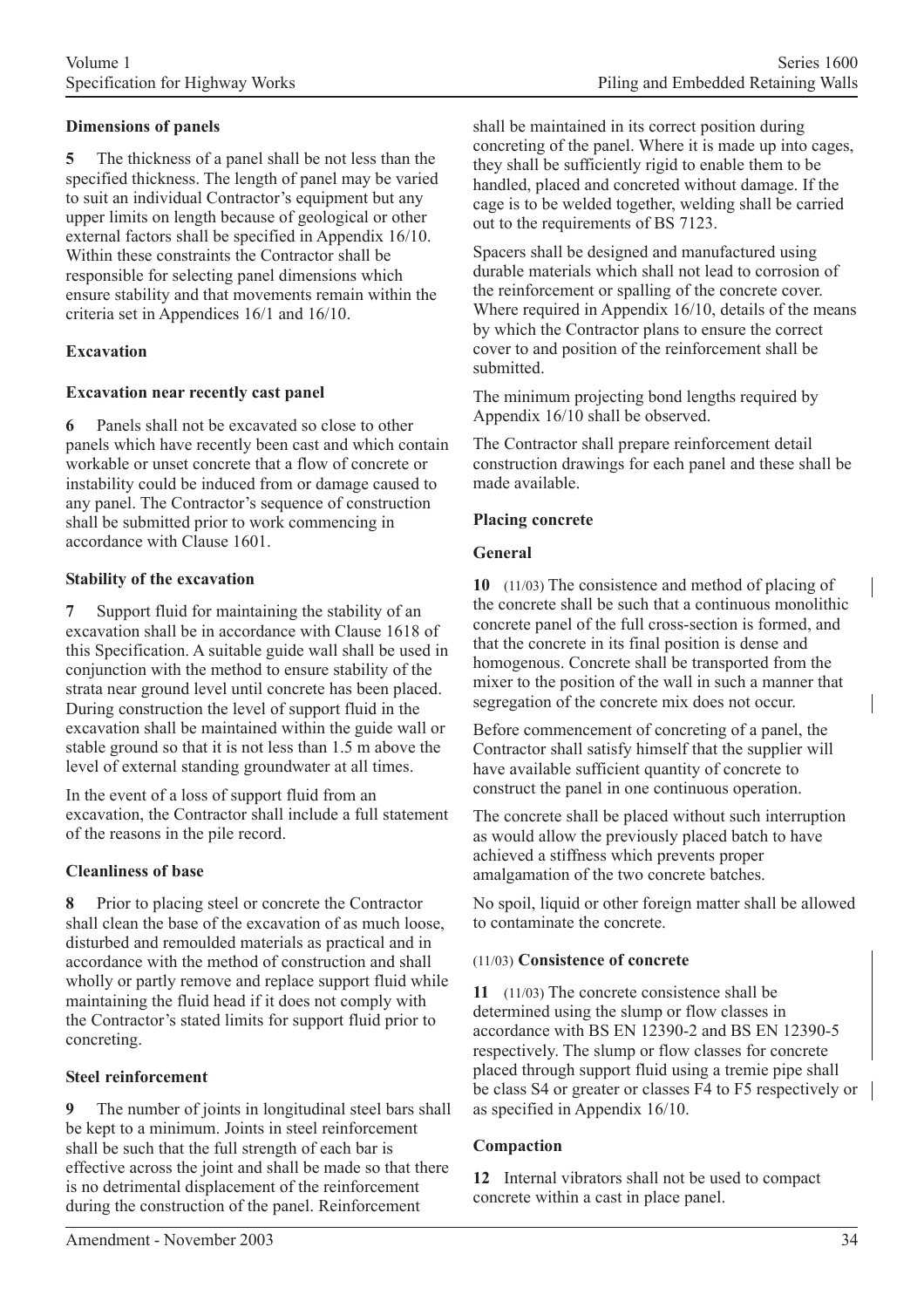**Dimensions of panels**

**5** The thickness of a panel shall be not less than the specified thickness. The length of panel may be varied to suit an individual Contractor's equipment but any upper limits on length because of geological or other external factors shall be specified in Appendix 16/10. Within these constraints the Contractor shall be responsible for selecting panel dimensions which ensure stability and that movements remain within the criteria set in Appendices 16/1 and 16/10.

**Excavation**

**Excavation near recently cast panel**

**6** Panels shall not be excavated so close to other panels which have recently been cast and which contain workable or unset concrete that a flow of concrete or instability could be induced from or damage caused to any panel. The Contractor's sequence of construction shall be submitted prior to work commencing in accordance with Clause 1601.

**Stability of the excavation**

**7** Support fluid for maintaining the stability of an excavation shall be in accordance with Clause 1618 of this Specification. A suitable guide wall shall be used in conjunction with the method to ensure stability of the strata near ground level until concrete has been placed. During construction the level of support fluid in the excavation shall be maintained within the guide wall or stable ground so that it is not less than 1.5 m above the level of external standing groundwater at all times.

In the event of a loss of support fluid from an excavation, the Contractor shall include a full statement of the reasons in the pile record.

**Cleanliness of base**

**8** Prior to placing steel or concrete the Contractor shall clean the base of the excavation of as much loose, disturbed and remoulded materials as practical and in accordance with the method of construction and shall wholly or partly remove and replace support fluid while maintaining the fluid head if it does not comply with the Contractor's stated limits for support fluid prior to concreting.

**Steel reinforcement**

**9** The number of joints in longitudinal steel bars shall be kept to a minimum. Joints in steel reinforcement shall be such that the full strength of each bar is effective across the joint and shall be made so that there is no detrimental displacement of the reinforcement during the construction of the panel. Reinforcement shall be maintained in its correct position during concreting of the panel. Where it is made up into cages, they shall be sufficiently rigid to enable them to be handled, placed and concreted without damage. If the cage is to be welded together, welding shall be carried out to the requirements of BS 7123.

Spacers shall be designed and manufactured using durable materials which shall not lead to corrosion of the reinforcement or spalling of the concrete cover. Where required in Appendix 16/10, details of the means by which the Contractor plans to ensure the correct cover to and position of the reinforcement shall be submitted.

The minimum projecting bond lengths required by Appendix 16/10 shall be observed.

The Contractor shall prepare reinforcement detail construction drawings for each panel and these shall be made available.

**Placing concrete**

**General**

**10** (11/03) The consistence and method of placing of the concrete shall be such that a continuous monolithic concrete panel of the full cross-section is formed, and that the concrete in its final position is dense and homogenous. Concrete shall be transported from the mixer to the position of the wall in such a manner that segregation of the concrete mix does not occur.

Before commencement of concreting of a panel, the Contractor shall satisfy himself that the supplier will have available sufficient quantity of concrete to construct the panel in one continuous operation.

The concrete shall be placed without such interruption as would allow the previously placed batch to have achieved a stiffness which prevents proper amalgamation of the two concrete batches.

No spoil, liquid or other foreign matter shall be allowed to contaminate the concrete.

(11/03) **Consistence of concrete**

**11** (11/03) The concrete consistence shall be determined using the slump or flow classes in accordance with BS EN 12390-2 and BS EN 12390-5 respectively. The slump or flow classes for concrete placed through support fluid using a tremie pipe shall be class S4 or greater or classes F4 to F5 respectively or as specified in Appendix 16/10.

**Compaction**

**12** Internal vibrators shall not be used to compact concrete within a cast in place panel.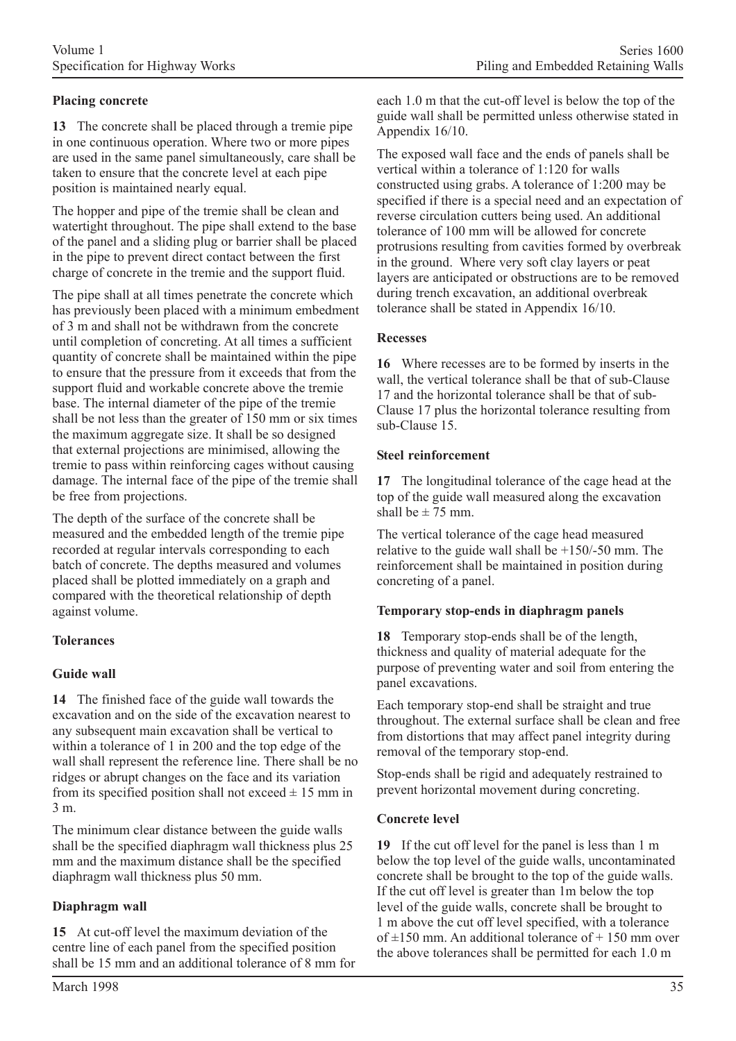**Placing concrete**

**13** The concrete shall be placed through a tremie pipe in one continuous operation. Where two or more pipes are used in the same panel simultaneously, care shall be taken to ensure that the concrete level at each pipe position is maintained nearly equal.

The hopper and pipe of the tremie shall be clean and watertight throughout. The pipe shall extend to the base of the panel and a sliding plug or barrier shall be placed in the pipe to prevent direct contact between the first charge of concrete in the tremie and the support fluid.

The pipe shall at all times penetrate the concrete which has previously been placed with a minimum embedment of 3 m and shall not be withdrawn from the concrete until completion of concreting. At all times a sufficient quantity of concrete shall be maintained within the pipe to ensure that the pressure from it exceeds that from the support fluid and workable concrete above the tremie base. The internal diameter of the pipe of the tremie shall be not less than the greater of 150 mm or six times the maximum aggregate size. It shall be so designed that external projections are minimised, allowing the tremie to pass within reinforcing cages without causing damage. The internal face of the pipe of the tremie shall be free from projections.

The depth of the surface of the concrete shall be measured and the embedded length of the tremie pipe recorded at regular intervals corresponding to each batch of concrete. The depths measured and volumes placed shall be plotted immediately on a graph and compared with the theoretical relationship of depth against volume.

**Tolerances**

**Guide wall**

**14** The finished face of the guide wall towards the excavation and on the side of the excavation nearest to any subsequent main excavation shall be vertical to within a tolerance of 1 in 200 and the top edge of the wall shall represent the reference line. There shall be no ridges or abrupt changes on the face and its variation from its specified position shall not exceed ± 15 mm in 3 m.

The minimum clear distance between the guide walls shall be the specified diaphragm wall thickness plus 25 mm and the maximum distance shall be the specified diaphragm wall thickness plus 50 mm.

**Diaphragm wall**

**15** At cut-off level the maximum deviation of the centre line of each panel from the specified position shall be 15 mm and an additional tolerance of 8 mm for each 1.0 m that the cut-off level is below the top of the guide wall shall be permitted unless otherwise stated in Appendix 16/10.

The exposed wall face and the ends of panels shall be vertical within a tolerance of 1:120 for walls constructed using grabs. A tolerance of 1:200 may be specified if there is a special need and an expectation of reverse circulation cutters being used. An additional tolerance of 100 mm will be allowed for concrete protrusions resulting from cavities formed by overbreak in the ground. Where very soft clay layers or peat layers are anticipated or obstructions are to be removed during trench excavation, an additional overbreak tolerance shall be stated in Appendix 16/10.

**Recesses**

**16** Where recesses are to be formed by inserts in the wall, the vertical tolerance shall be that of sub-Clause 17 and the horizontal tolerance shall be that of sub-Clause 17 plus the horizontal tolerance resulting from sub-Clause 15.

**Steel reinforcement**

**17** The longitudinal tolerance of the cage head at the top of the guide wall measured along the excavation shall be ± 75 mm.

The vertical tolerance of the cage head measured relative to the guide wall shall be +150/-50 mm. The reinforcement shall be maintained in position during concreting of a panel.

**Temporary stop-ends in diaphragm panels**

**18** Temporary stop-ends shall be of the length, thickness and quality of material adequate for the purpose of preventing water and soil from entering the panel excavations.

Each temporary stop-end shall be straight and true throughout. The external surface shall be clean and free from distortions that may affect panel integrity during removal of the temporary stop-end.

Stop-ends shall be rigid and adequately restrained to prevent horizontal movement during concreting.

**Concrete level**

**19** If the cut off level for the panel is less than 1 m below the top level of the guide walls, uncontaminated concrete shall be brought to the top of the guide walls. If the cut off level is greater than 1m below the top level of the guide walls, concrete shall be brought to 1 m above the cut off level specified, with a tolerance of ±150 mm. An additional tolerance of + 150 mm over the above tolerances shall be permitted for each 1.0 m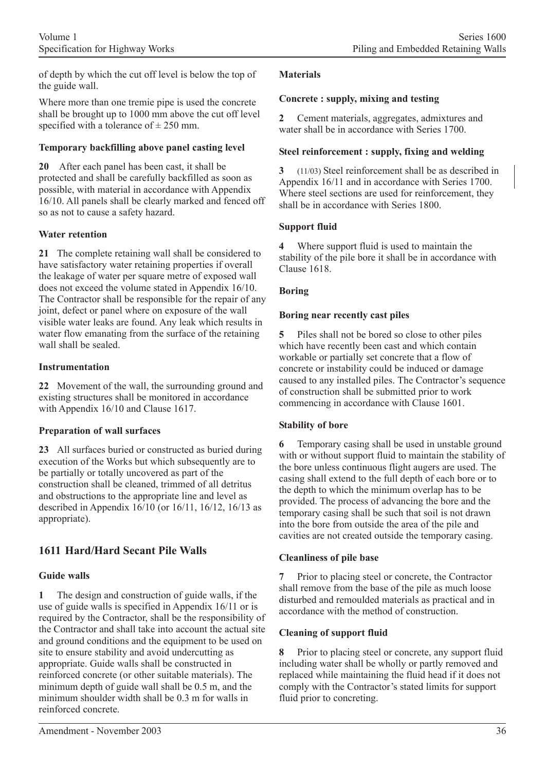of depth by which the cut off level is below the top of the guide wall.

Where more than one tremie pipe is used the concrete shall be brought up to 1000 mm above the cut off level specified with a tolerance of ± 250 mm.

**Temporary backfilling above panel casting level**

**20** After each panel has been cast, it shall be protected and shall be carefully backfilled as soon as possible, with material in accordance with Appendix 16/10. All panels shall be clearly marked and fenced off so as not to cause a safety hazard.

**Water retention**

**21** The complete retaining wall shall be considered to have satisfactory water retaining properties if overall the leakage of water per square metre of exposed wall does not exceed the volume stated in Appendix 16/10. The Contractor shall be responsible for the repair of any joint, defect or panel where on exposure of the wall visible water leaks are found. Any leak which results in water flow emanating from the surface of the retaining wall shall be sealed.

**Instrumentation**

**22** Movement of the wall, the surrounding ground and existing structures shall be monitored in accordance with Appendix 16/10 and Clause 1617.

**Preparation of wall surfaces**

**23** All surfaces buried or constructed as buried during execution of the Works but which subsequently are to be partially or totally uncovered as part of the construction shall be cleaned, trimmed of all detritus and obstructions to the appropriate line and level as described in Appendix 16/10 (or 16/11, 16/12, 16/13 as appropriate).

## 1611 Hard/Hard Secant Pile Walls

**Guide walls**

**1** The design and construction of guide walls, if the use of guide walls is specified in Appendix 16/11 or is required by the Contractor, shall be the responsibility of the Contractor and shall take into account the actual site and ground conditions and the equipment to be used on site to ensure stability and avoid undercutting as appropriate. Guide walls shall be constructed in reinforced concrete (or other suitable materials). The minimum depth of guide wall shall be 0.5 m, and the minimum shoulder width shall be 0.3 m for walls in reinforced concrete.

**Materials**

**Concrete : supply, mixing and testing**

**2** Cement materials, aggregates, admixtures and water shall be in accordance with Series 1700.

**Steel reinforcement : supply, fixing and welding**

**3** (11/03) Steel reinforcement shall be as described in Appendix 16/11 and in accordance with Series 1700. Where steel sections are used for reinforcement, they shall be in accordance with Series 1800.

**Support fluid**

**4** Where support fluid is used to maintain the stability of the pile bore it shall be in accordance with Clause 1618.

**Boring**

**Boring near recently cast piles**

**5** Piles shall not be bored so close to other piles which have recently been cast and which contain workable or partially set concrete that a flow of concrete or instability could be induced or damage caused to any installed piles. The Contractor's sequence of construction shall be submitted prior to work commencing in accordance with Clause 1601.

**Stability of bore**

**6** Temporary casing shall be used in unstable ground with or without support fluid to maintain the stability of the bore unless continuous flight augers are used. The casing shall extend to the full depth of each bore or to the depth to which the minimum overlap has to be provided. The process of advancing the bore and the temporary casing shall be such that soil is not drawn into the bore from outside the area of the pile and cavities are not created outside the temporary casing.

**Cleanliness of pile base**

**7** Prior to placing steel or concrete, the Contractor shall remove from the base of the pile as much loose disturbed and remoulded materials as practical and in accordance with the method of construction.

**Cleaning of support fluid**

**8** Prior to placing steel or concrete, any support fluid including water shall be wholly or partly removed and replaced while maintaining the fluid head if it does not comply with the Contractor's stated limits for support fluid prior to concreting.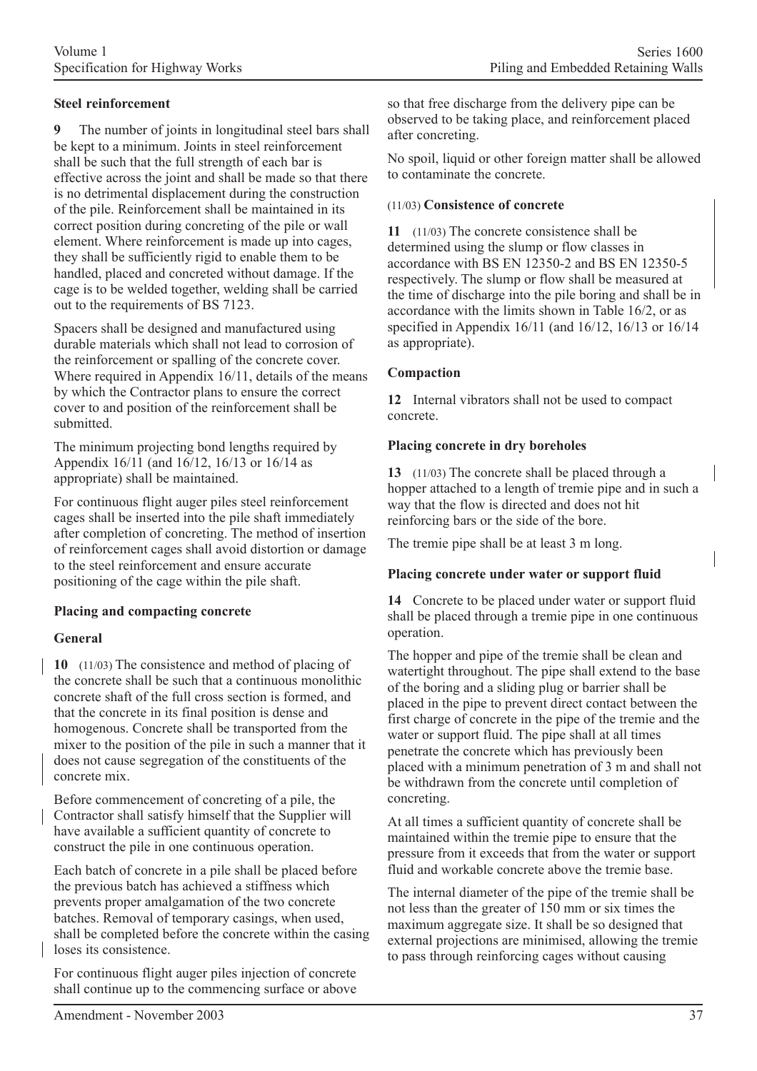## Steel reinforcement

**9** The number of joints in longitudinal steel bars shall be kept to a minimum. Joints in steel reinforcement shall be such that the full strength of each bar is effective across the joint and shall be made so that there is no detrimental displacement during the construction of the pile. Reinforcement shall be maintained in its correct position during concreting of the pile or wall element. Where reinforcement is made up into cages, they shall be sufficiently rigid to enable them to be handled, placed and concreted without damage. If the cage is to be welded together, welding shall be carried out to the requirements of BS 7123.

Spacers shall be designed and manufactured using durable materials which shall not lead to corrosion of the reinforcement or spalling of the concrete cover. Where required in Appendix 16/11, details of the means by which the Contractor plans to ensure the correct cover to and position of the reinforcement shall be submitted.

The minimum projecting bond lengths required by Appendix 16/11 (and 16/12, 16/13 or 16/14 as appropriate) shall be maintained.

For continuous flight auger piles steel reinforcement cages shall be inserted into the pile shaft immediately after completion of concreting. The method of insertion of reinforcement cages shall avoid distortion or damage to the steel reinforcement and ensure accurate positioning of the cage within the pile shaft.

## Placing and compacting concrete

### General

**10** (11/03) The consistence and method of placing of the concrete shall be such that a continuous monolithic concrete shaft of the full cross section is formed, and that the concrete in its final position is dense and homogenous. Concrete shall be transported from the mixer to the position of the pile in such a manner that it does not cause segregation of the constituents of the concrete mix.

Before commencement of concreting of a pile, the Contractor shall satisfy himself that the Supplier will have available a sufficient quantity of concrete to construct the pile in one continuous operation.

Each batch of concrete in a pile shall be placed before the previous batch has achieved a stiffness which prevents proper amalgamation of the two concrete batches. Removal of temporary casings, when used, shall be completed before the concrete within the casing loses its consistence.

For continuous flight auger piles injection of concrete shall continue up to the commencing surface or above so that free discharge from the delivery pipe can be observed to be taking place, and reinforcement placed after concreting.

No spoil, liquid or other foreign matter shall be allowed to contaminate the concrete.

### (11/03) Consistence of concrete

**11** (11/03) The concrete consistence shall be determined using the slump or flow classes in accordance with BS EN 12350-2 and BS EN 12350-5 respectively. The slump or flow shall be measured at the time of discharge into the pile boring and shall be in accordance with the limits shown in Table 16/2, or as specified in Appendix 16/11 (and 16/12, 16/13 or 16/14 as appropriate).

### Compaction

**12** Internal vibrators shall not be used to compact concrete.

### Placing concrete in dry boreholes

**13** (11/03) The concrete shall be placed through a hopper attached to a length of tremie pipe and in such a way that the flow is directed and does not hit reinforcing bars or the side of the bore.

The tremie pipe shall be at least 3 m long.

### Placing concrete under water or support fluid

**14** Concrete to be placed under water or support fluid shall be placed through a tremie pipe in one continuous operation.

The hopper and pipe of the tremie shall be clean and watertight throughout. The pipe shall extend to the base of the boring and a sliding plug or barrier shall be placed in the pipe to prevent direct contact between the first charge of concrete in the pipe of the tremie and the water or support fluid. The pipe shall at all times penetrate the concrete which has previously been placed with a minimum penetration of 3 m and shall not be withdrawn from the concrete until completion of concreting.

At all times a sufficient quantity of concrete shall be maintained within the tremie pipe to ensure that the pressure from it exceeds that from the water or support fluid and workable concrete above the tremie base.

The internal diameter of the pipe of the tremie shall be not less than the greater of 150 mm or six times the maximum aggregate size. It shall be so designed that external projections are minimised, allowing the tremie to pass through reinforcing cages without causing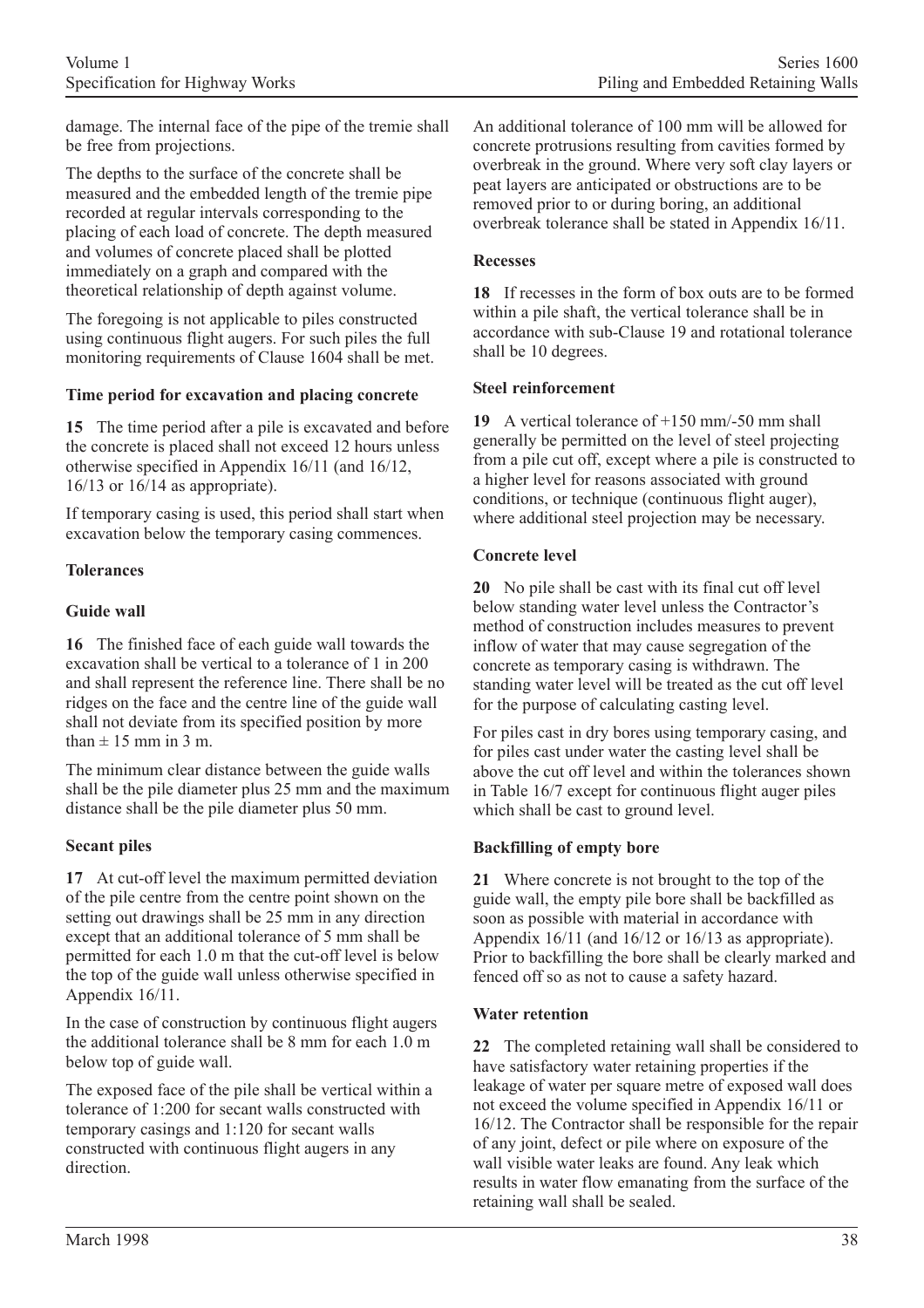damage. The internal face of the pipe of the tremie shall be free from projections.

The depths to the surface of the concrete shall be measured and the embedded length of the tremie pipe recorded at regular intervals corresponding to the placing of each load of concrete. The depth measured and volumes of concrete placed shall be plotted immediately on a graph and compared with the theoretical relationship of depth against volume.

The foregoing is not applicable to piles constructed using continuous flight augers. For such piles the full monitoring requirements of Clause 1604 shall be met.

**Time period for excavation and placing concrete**

**15** The time period after a pile is excavated and before the concrete is placed shall not exceed 12 hours unless otherwise specified in Appendix 16/11 (and 16/12, 16/13 or 16/14 as appropriate).

If temporary casing is used, this period shall start when excavation below the temporary casing commences.

**Tolerances**

**Guide wall**

**16** The finished face of each guide wall towards the excavation shall be vertical to a tolerance of 1 in 200 and shall represent the reference line. There shall be no ridges on the face and the centre line of the guide wall shall not deviate from its specified position by more than ± 15 mm in 3 m.

The minimum clear distance between the guide walls shall be the pile diameter plus 25 mm and the maximum distance shall be the pile diameter plus 50 mm.

**Secant piles**

**17** At cut-off level the maximum permitted deviation of the pile centre from the centre point shown on the setting out drawings shall be 25 mm in any direction except that an additional tolerance of 5 mm shall be permitted for each 1.0 m that the cut-off level is below the top of the guide wall unless otherwise specified in Appendix 16/11.

In the case of construction by continuous flight augers the additional tolerance shall be 8 mm for each 1.0 m below top of guide wall.

The exposed face of the pile shall be vertical within a tolerance of 1:200 for secant walls constructed with temporary casings and 1:120 for secant walls constructed with continuous flight augers in any direction.

An additional tolerance of 100 mm will be allowed for concrete protrusions resulting from cavities formed by overbreak in the ground. Where very soft clay layers or peat layers are anticipated or obstructions are to be removed prior to or during boring, an additional overbreak tolerance shall be stated in Appendix 16/11.

**Recesses**

**18** If recesses in the form of box outs are to be formed within a pile shaft, the vertical tolerance shall be in accordance with sub-Clause 19 and rotational tolerance shall be 10 degrees.

**Steel reinforcement**

**19** A vertical tolerance of +150 mm/-50 mm shall generally be permitted on the level of steel projecting from a pile cut off, except where a pile is constructed to a higher level for reasons associated with ground conditions, or technique (continuous flight auger), where additional steel projection may be necessary.

**Concrete level**

**20** No pile shall be cast with its final cut off level below standing water level unless the Contractor's method of construction includes measures to prevent inflow of water that may cause segregation of the concrete as temporary casing is withdrawn. The standing water level will be treated as the cut off level for the purpose of calculating casting level.

For piles cast in dry bores using temporary casing, and for piles cast under water the casting level shall be above the cut off level and within the tolerances shown in Table 16/7 except for continuous flight auger piles which shall be cast to ground level.

**Backfilling of empty bore**

**21** Where concrete is not brought to the top of the guide wall, the empty pile bore shall be backfilled as soon as possible with material in accordance with Appendix 16/11 (and 16/12 or 16/13 as appropriate). Prior to backfilling the bore shall be clearly marked and fenced off so as not to cause a safety hazard.

**Water retention**

**22** The completed retaining wall shall be considered to have satisfactory water retaining properties if the leakage of water per square metre of exposed wall does not exceed the volume specified in Appendix 16/11 or 16/12. The Contractor shall be responsible for the repair of any joint, defect or pile where on exposure of the wall visible water leaks are found. Any leak which results in water flow emanating from the surface of the retaining wall shall be sealed.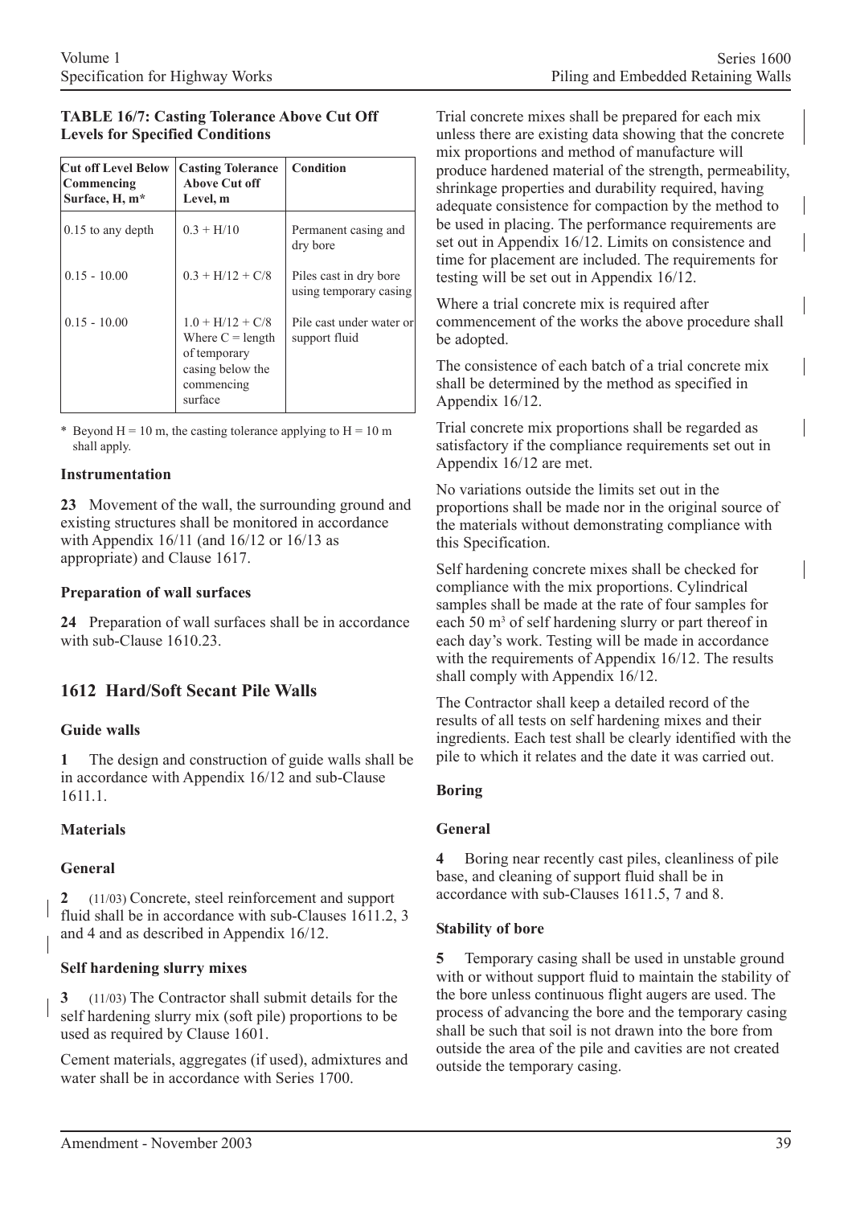**TABLE 16/7: Casting Tolerance Above Cut Off Levels for Specified Conditions**

| Cut off Level Below Commencing Surface, H, m* | Casting Tolerance Above Cut off Level, m | Condition |
|---|---|---|
| 0.15 to any depth | 0.3 + H/10 | Permanent casing and dry bore |
| 0.15 - 10.00 | 0.3 + H/12 + C/8 | Piles cast in dry bore using temporary casing |
| 0.15 - 10.00 | 1.0 + H/12 + C/8 Where C = length of temporary casing below the commencing surface | Pile cast under water or support fluid |

\* Beyond H = 10 m, the casting tolerance applying to H = 10 m shall apply.

### Instrumentation

**23** Movement of the wall, the surrounding ground and existing structures shall be monitored in accordance with Appendix 16/11 (and 16/12 or 16/13 as appropriate) and Clause 1617.

### Preparation of wall surfaces

**24** Preparation of wall surfaces shall be in accordance with sub-Clause 1610.23.

## 1612 Hard/Soft Secant Pile Walls

### Guide walls

**1** The design and construction of guide walls shall be in accordance with Appendix 16/12 and sub-Clause 1611.1.

### Materials

### General

**2** (11/03) Concrete, steel reinforcement and support fluid shall be in accordance with sub-Clauses 1611.2, 3 and 4 and as described in Appendix 16/12.

### Self hardening slurry mixes

**3** (11/03) The Contractor shall submit details for the self hardening slurry mix (soft pile) proportions to be used as required by Clause 1601.

Cement materials, aggregates (if used), admixtures and water shall be in accordance with Series 1700.

Trial concrete mixes shall be prepared for each mix unless there are existing data showing that the concrete mix proportions and method of manufacture will produce hardened material of the strength, permeability, shrinkage properties and durability required, having adequate consistence for compaction by the method to be used in placing. The performance requirements are set out in Appendix 16/12. Limits on consistence and time for placement are included. The requirements for testing will be set out in Appendix 16/12.

Where a trial concrete mix is required after commencement of the works the above procedure shall be adopted.

The consistence of each batch of a trial concrete mix shall be determined by the method as specified in Appendix 16/12.

Trial concrete mix proportions shall be regarded as satisfactory if the compliance requirements set out in Appendix 16/12 are met.

No variations outside the limits set out in the proportions shall be made nor in the original source of the materials without demonstrating compliance with this Specification.

Self hardening concrete mixes shall be checked for compliance with the mix proportions. Cylindrical samples shall be made at the rate of four samples for each 50 $m^3$ of self hardening slurry or part thereof in each day's work. Testing will be made in accordance with the requirements of Appendix 16/12. The results shall comply with Appendix 16/12.

The Contractor shall keep a detailed record of the results of all tests on self hardening mixes and their ingredients. Each test shall be clearly identified with the pile to which it relates and the date it was carried out.

### Boring

### General

**4** Boring near recently cast piles, cleanliness of pile base, and cleaning of support fluid shall be in accordance with sub-Clauses 1611.5, 7 and 8.

### Stability of bore

**5** Temporary casing shall be used in unstable ground with or without support fluid to maintain the stability of the bore unless continuous flight augers are used. The process of advancing the bore and the temporary casing shall be such that soil is not drawn into the bore from outside the area of the pile and cavities are not created outside the temporary casing.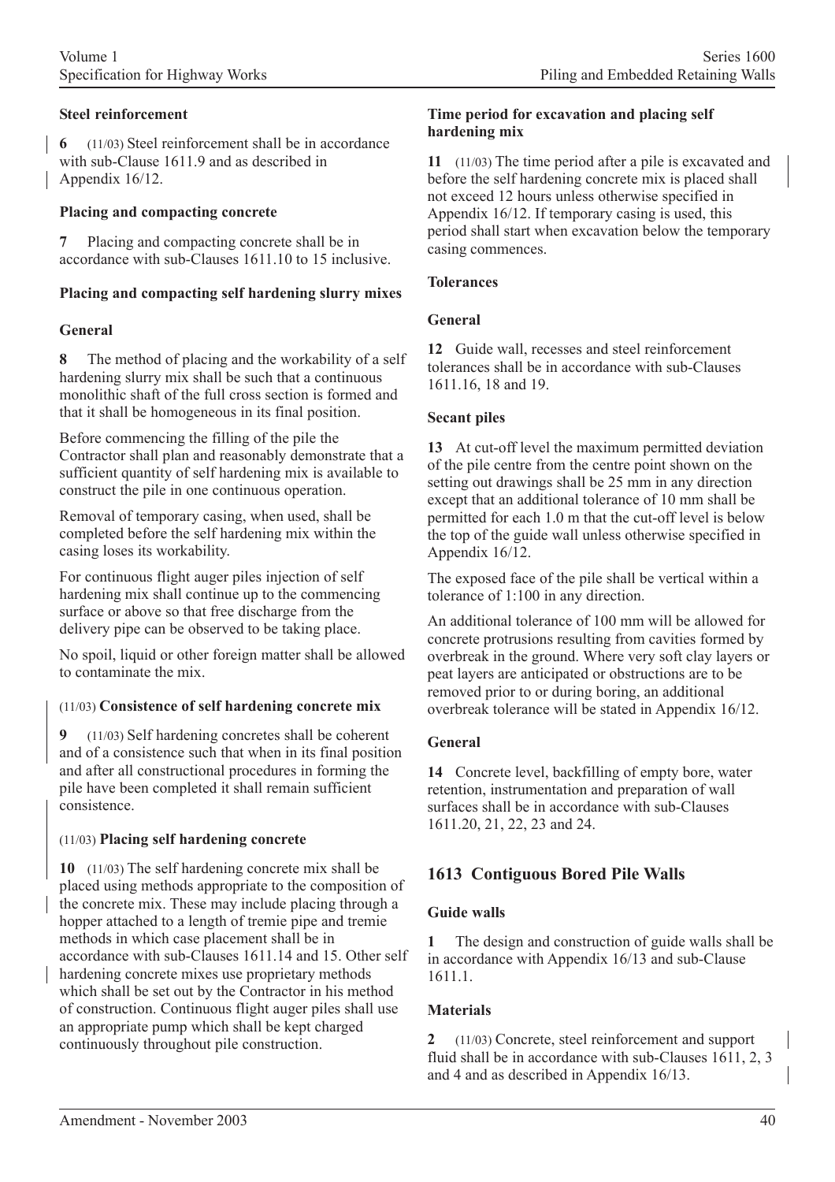**Steel reinforcement**

**6** (11/03) Steel reinforcement shall be in accordance with sub-Clause 1611.9 and as described in Appendix 16/12.

**Placing and compacting concrete**

**7** Placing and compacting concrete shall be in accordance with sub-Clauses 1611.10 to 15 inclusive.

**Placing and compacting self hardening slurry mixes**

**General**

**8** The method of placing and the workability of a self hardening slurry mix shall be such that a continuous monolithic shaft of the full cross section is formed and that it shall be homogeneous in its final position.

Before commencing the filling of the pile the Contractor shall plan and reasonably demonstrate that a sufficient quantity of self hardening mix is available to construct the pile in one continuous operation.

Removal of temporary casing, when used, shall be completed before the self hardening mix within the casing loses its workability.

For continuous flight auger piles injection of self hardening mix shall continue up to the commencing surface or above so that free discharge from the delivery pipe can be observed to be taking place.

No spoil, liquid or other foreign matter shall be allowed to contaminate the mix.

(11/03) **Consistence of self hardening concrete mix**

**9** (11/03) Self hardening concretes shall be coherent and of a consistence such that when in its final position and after all constructional procedures in forming the pile have been completed it shall remain sufficient consistence.

(11/03) **Placing self hardening concrete**

**10** (11/03) The self hardening concrete mix shall be placed using methods appropriate to the composition of the concrete mix. These may include placing through a hopper attached to a length of tremie pipe and tremie methods in which case placement shall be in accordance with sub-Clauses 1611.14 and 15. Other self hardening concrete mixes use proprietary methods which shall be set out by the Contractor in his method of construction. Continuous flight auger piles shall use an appropriate pump which shall be kept charged continuously throughout pile construction.

**Time period for excavation and placing self hardening mix**

**11** (11/03) The time period after a pile is excavated and before the self hardening concrete mix is placed shall not exceed 12 hours unless otherwise specified in Appendix 16/12. If temporary casing is used, this period shall start when excavation below the temporary casing commences.

**Tolerances**

**General**

**12** Guide wall, recesses and steel reinforcement tolerances shall be in accordance with sub-Clauses 1611.16, 18 and 19.

**Secant piles**

**13** At cut-off level the maximum permitted deviation of the pile centre from the centre point shown on the setting out drawings shall be 25 mm in any direction except that an additional tolerance of 10 mm shall be permitted for each 1.0 m that the cut-off level is below the top of the guide wall unless otherwise specified in Appendix 16/12.

The exposed face of the pile shall be vertical within a tolerance of 1:100 in any direction.

An additional tolerance of 100 mm will be allowed for concrete protrusions resulting from cavities formed by overbreak in the ground. Where very soft clay layers or peat layers are anticipated or obstructions are to be removed prior to or during boring, an additional overbreak tolerance will be stated in Appendix 16/12.

**General**

**14** Concrete level, backfilling of empty bore, water retention, instrumentation and preparation of wall surfaces shall be in accordance with sub-Clauses 1611.20, 21, 22, 23 and 24.

## 1613 Contiguous Bored Pile Walls

**Guide walls**

**1** The design and construction of guide walls shall be in accordance with Appendix 16/13 and sub-Clause 1611.1.

**Materials**

**2** (11/03) Concrete, steel reinforcement and support fluid shall be in accordance with sub-Clauses 1611, 2, 3 and 4 and as described in Appendix 16/13.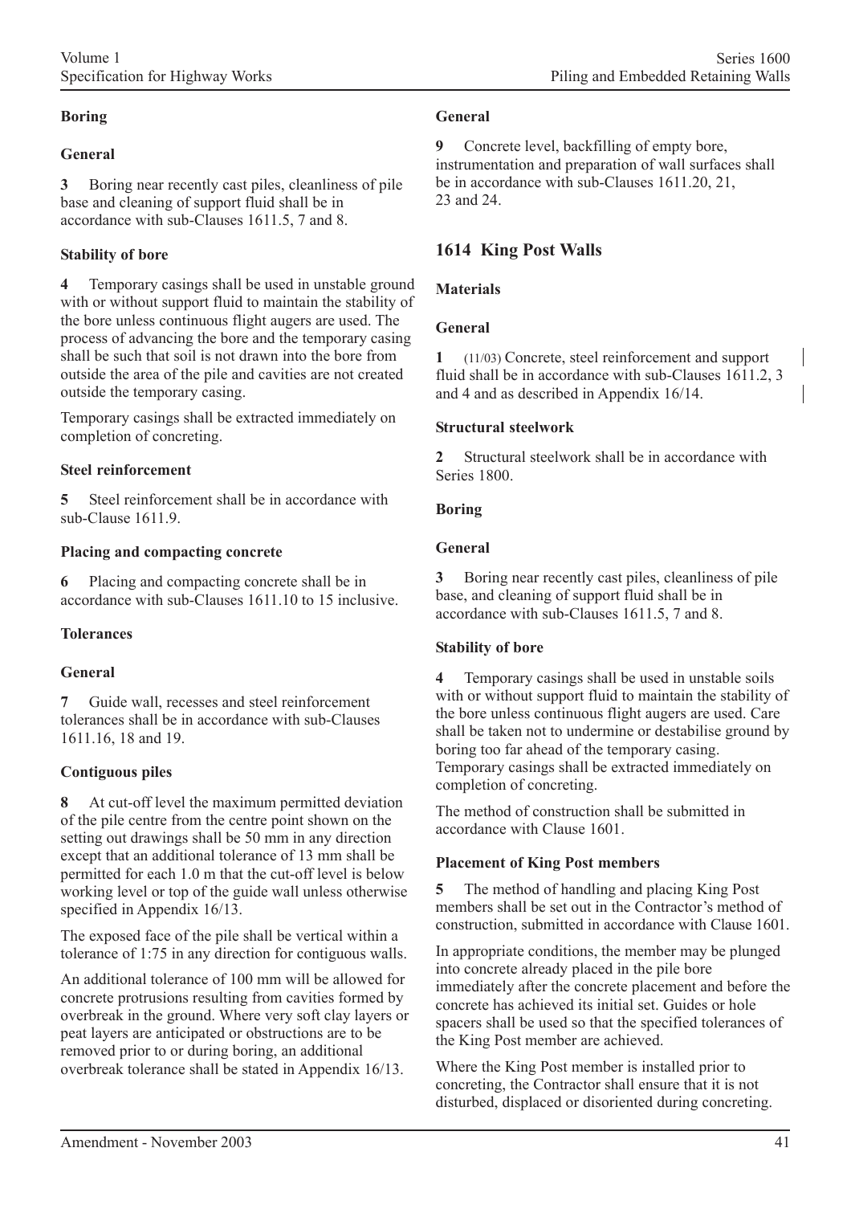**Boring**

**General**

**3** Boring near recently cast piles, cleanliness of pile base and cleaning of support fluid shall be in accordance with sub-Clauses 1611.5, 7 and 8.

**Stability of bore**

**4** Temporary casings shall be used in unstable ground with or without support fluid to maintain the stability of the bore unless continuous flight augers are used. The process of advancing the bore and the temporary casing shall be such that soil is not drawn into the bore from outside the area of the pile and cavities are not created outside the temporary casing.

Temporary casings shall be extracted immediately on completion of concreting.

**Steel reinforcement**

**5** Steel reinforcement shall be in accordance with sub-Clause 1611.9.

**Placing and compacting concrete**

**6** Placing and compacting concrete shall be in accordance with sub-Clauses 1611.10 to 15 inclusive.

**Tolerances**

**General**

**7** Guide wall, recesses and steel reinforcement tolerances shall be in accordance with sub-Clauses 1611.16, 18 and 19.

**Contiguous piles**

**8** At cut-off level the maximum permitted deviation of the pile centre from the centre point shown on the setting out drawings shall be 50 mm in any direction except that an additional tolerance of 13 mm shall be permitted for each 1.0 m that the cut-off level is below working level or top of the guide wall unless otherwise specified in Appendix 16/13.

The exposed face of the pile shall be vertical within a tolerance of 1:75 in any direction for contiguous walls.

An additional tolerance of 100 mm will be allowed for concrete protrusions resulting from cavities formed by overbreak in the ground. Where very soft clay layers or peat layers are anticipated or obstructions are to be removed prior to or during boring, an additional overbreak tolerance shall be stated in Appendix 16/13.

**General**

**9** Concrete level, backfilling of empty bore, instrumentation and preparation of wall surfaces shall be in accordance with sub-Clauses 1611.20, 21, 23 and 24.

## 1614 King Post Walls

**Materials**

**General**

**1** (11/03) Concrete, steel reinforcement and support fluid shall be in accordance with sub-Clauses 1611.2, 3 and 4 and as described in Appendix 16/14.

**Structural steelwork**

**2** Structural steelwork shall be in accordance with Series 1800.

**Boring**

**General**

**3** Boring near recently cast piles, cleanliness of pile base, and cleaning of support fluid shall be in accordance with sub-Clauses 1611.5, 7 and 8.

**Stability of bore**

**4** Temporary casings shall be used in unstable soils with or without support fluid to maintain the stability of the bore unless continuous flight augers are used. Care shall be taken not to undermine or destabilise ground by boring too far ahead of the temporary casing. Temporary casings shall be extracted immediately on completion of concreting.

The method of construction shall be submitted in accordance with Clause 1601.

**Placement of King Post members**

**5** The method of handling and placing King Post members shall be set out in the Contractor's method of construction, submitted in accordance with Clause 1601.

In appropriate conditions, the member may be plunged into concrete already placed in the pile bore immediately after the concrete placement and before the concrete has achieved its initial set. Guides or hole spacers shall be used so that the specified tolerances of the King Post member are achieved.

Where the King Post member is installed prior to concreting, the Contractor shall ensure that it is not disturbed, displaced or disoriented during concreting.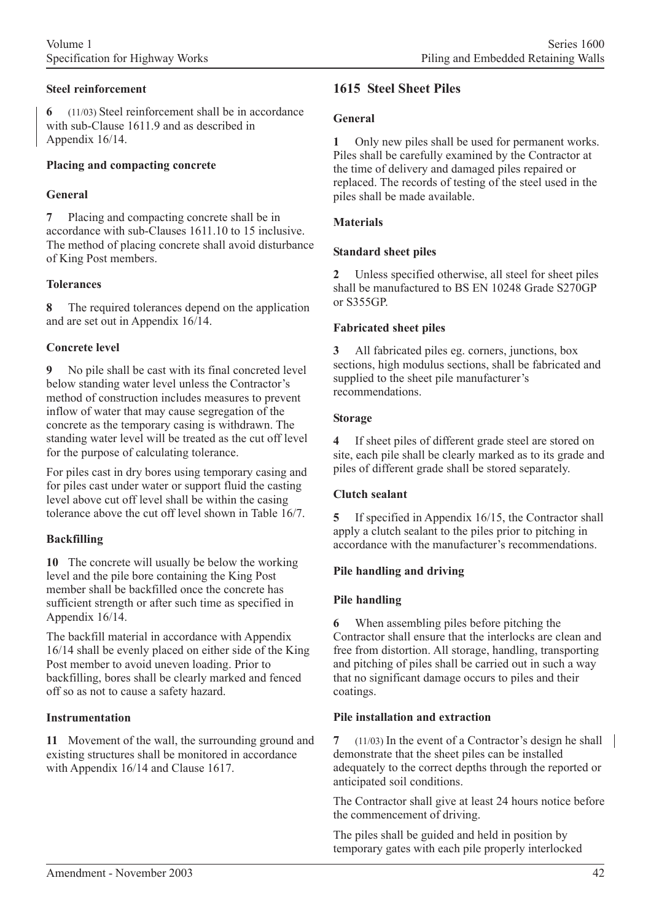**Steel reinforcement**

**6** (11/03) Steel reinforcement shall be in accordance with sub-Clause 1611.9 and as described in Appendix 16/14.

**Placing and compacting concrete**

**General**

**7** Placing and compacting concrete shall be in accordance with sub-Clauses 1611.10 to 15 inclusive. The method of placing concrete shall avoid disturbance of King Post members.

**Tolerances**

**8** The required tolerances depend on the application and are set out in Appendix 16/14.

**Concrete level**

**9** No pile shall be cast with its final concreted level below standing water level unless the Contractor's method of construction includes measures to prevent inflow of water that may cause segregation of the concrete as the temporary casing is withdrawn. The standing water level will be treated as the cut off level for the purpose of calculating tolerance.

For piles cast in dry bores using temporary casing and for piles cast under water or support fluid the casting level above cut off level shall be within the casing tolerance above the cut off level shown in Table 16/7.

**Backfilling**

**10** The concrete will usually be below the working level and the pile bore containing the King Post member shall be backfilled once the concrete has sufficient strength or after such time as specified in Appendix 16/14.

The backfill material in accordance with Appendix 16/14 shall be evenly placed on either side of the King Post member to avoid uneven loading. Prior to backfilling, bores shall be clearly marked and fenced off so as not to cause a safety hazard.

**Instrumentation**

**11** Movement of the wall, the surrounding ground and existing structures shall be monitored in accordance with Appendix 16/14 and Clause 1617.

## 1615 Steel Sheet Piles

**General**

**1** Only new piles shall be used for permanent works. Piles shall be carefully examined by the Contractor at the time of delivery and damaged piles repaired or replaced. The records of testing of the steel used in the piles shall be made available.

**Materials**

**Standard sheet piles**

**2** Unless specified otherwise, all steel for sheet piles shall be manufactured to BS EN 10248 Grade S270GP or S355GP.

**Fabricated sheet piles**

**3** All fabricated piles eg. corners, junctions, box sections, high modulus sections, shall be fabricated and supplied to the sheet pile manufacturer's recommendations.

**Storage**

**4** If sheet piles of different grade steel are stored on site, each pile shall be clearly marked as to its grade and piles of different grade shall be stored separately.

**Clutch sealant**

**5** If specified in Appendix 16/15, the Contractor shall apply a clutch sealant to the piles prior to pitching in accordance with the manufacturer's recommendations.

**Pile handling and driving**

**Pile handling**

**6** When assembling piles before pitching the Contractor shall ensure that the interlocks are clean and free from distortion. All storage, handling, transporting and pitching of piles shall be carried out in such a way that no significant damage occurs to piles and their coatings.

**Pile installation and extraction**

**7** (11/03) In the event of a Contractor's design he shall demonstrate that the sheet piles can be installed adequately to the correct depths through the reported or anticipated soil conditions.

The Contractor shall give at least 24 hours notice before the commencement of driving.

The piles shall be guided and held in position by temporary gates with each pile properly interlocked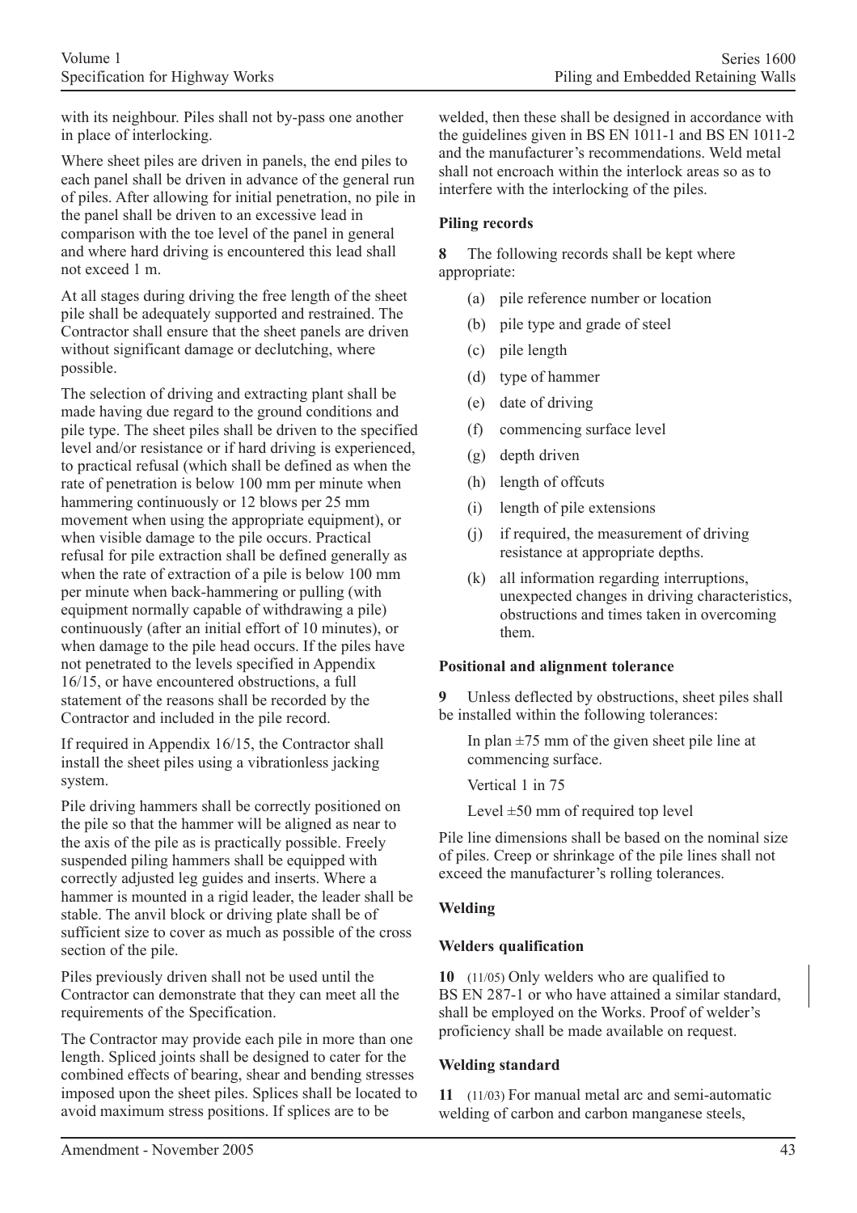with its neighbour. Piles shall not by-pass one another in place of interlocking.

Where sheet piles are driven in panels, the end piles to each panel shall be driven in advance of the general run of piles. After allowing for initial penetration, no pile in the panel shall be driven to an excessive lead in comparison with the toe level of the panel in general and where hard driving is encountered this lead shall not exceed 1 m.

At all stages during driving the free length of the sheet pile shall be adequately supported and restrained. The Contractor shall ensure that the sheet panels are driven without significant damage or declutching, where possible.

The selection of driving and extracting plant shall be made having due regard to the ground conditions and pile type. The sheet piles shall be driven to the specified level and/or resistance or if hard driving is experienced, to practical refusal (which shall be defined as when the rate of penetration is below 100 mm per minute when hammering continuously or 12 blows per 25 mm movement when using the appropriate equipment), or when visible damage to the pile occurs. Practical refusal for pile extraction shall be defined generally as when the rate of extraction of a pile is below 100 mm per minute when back-hammering or pulling (with equipment normally capable of withdrawing a pile) continuously (after an initial effort of 10 minutes), or when damage to the pile head occurs. If the piles have not penetrated to the levels specified in Appendix 16/15, or have encountered obstructions, a full statement of the reasons shall be recorded by the Contractor and included in the pile record.

If required in Appendix 16/15, the Contractor shall install the sheet piles using a vibrationless jacking system.

Pile driving hammers shall be correctly positioned on the pile so that the hammer will be aligned as near to the axis of the pile as is practically possible. Freely suspended piling hammers shall be equipped with correctly adjusted leg guides and inserts. Where a hammer is mounted in a rigid leader, the leader shall be stable. The anvil block or driving plate shall be of sufficient size to cover as much as possible of the cross section of the pile.

Piles previously driven shall not be used until the Contractor can demonstrate that they can meet all the requirements of the Specification.

The Contractor may provide each pile in more than one length. Spliced joints shall be designed to cater for the combined effects of bearing, shear and bending stresses imposed upon the sheet piles. Splices shall be located to avoid maximum stress positions. If splices are to be welded, then these shall be designed in accordance with the guidelines given in BS EN 1011-1 and BS EN 1011-2 and the manufacturer's recommendations. Weld metal shall not encroach within the interlock areas so as to interfere with the interlocking of the piles.

### Piling records

**8** The following records shall be kept where appropriate:

(a) pile reference number or location

(b) pile type and grade of steel

(c) pile length

(d) type of hammer

(e) date of driving

(f) commencing surface level

(g) depth driven

(h) length of offcuts

(i) length of pile extensions

(j) if required, the measurement of driving resistance at appropriate depths.

(k) all information regarding interruptions, unexpected changes in driving characteristics, obstructions and times taken in overcoming them.

### Positional and alignment tolerance

**9** Unless deflected by obstructions, sheet piles shall be installed within the following tolerances:

In plan ±75 mm of the given sheet pile line at commencing surface.

Vertical 1 in 75

Level ±50 mm of required top level

Pile line dimensions shall be based on the nominal size of piles. Creep or shrinkage of the pile lines shall not exceed the manufacturer's rolling tolerances.

## Welding

### Welders qualification

**10** (11/05) Only welders who are qualified to BS EN 287-1 or who have attained a similar standard, shall be employed on the Works. Proof of welder's proficiency shall be made available on request.

### Welding standard

**11** (11/03) For manual metal arc and semi-automatic welding of carbon and carbon manganese steels,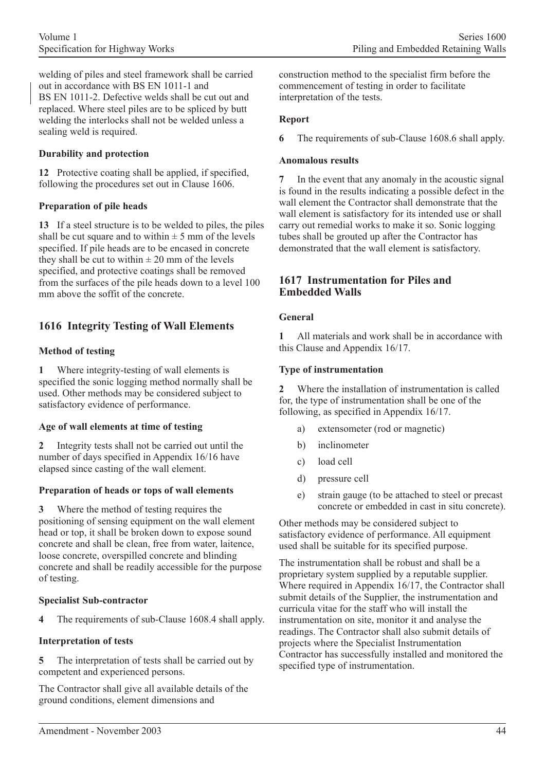welding of piles and steel framework shall be carried out in accordance with BS EN 1011-1 and BS EN 1011-2. Defective welds shall be cut out and replaced. Where steel piles are to be spliced by butt welding the interlocks shall not be welded unless a sealing weld is required.

**Durability and protection**

**12** Protective coating shall be applied, if specified, following the procedures set out in Clause 1606.

**Preparation of pile heads**

**13** If a steel structure is to be welded to piles, the piles shall be cut square and to within ± 5 mm of the levels specified. If pile heads are to be encased in concrete they shall be cut to within ± 20 mm of the levels specified, and protective coatings shall be removed from the surfaces of the pile heads down to a level 100 mm above the soffit of the concrete.

## 1616 Integrity Testing of Wall Elements

**Method of testing**

**1** Where integrity-testing of wall elements is specified the sonic logging method normally shall be used. Other methods may be considered subject to satisfactory evidence of performance.

**Age of wall elements at time of testing**

**2** Integrity tests shall not be carried out until the number of days specified in Appendix 16/16 have elapsed since casting of the wall element.

**Preparation of heads or tops of wall elements**

**3** Where the method of testing requires the positioning of sensing equipment on the wall element head or top, it shall be broken down to expose sound concrete and shall be clean, free from water, laitence, loose concrete, overspilled concrete and blinding concrete and shall be readily accessible for the purpose of testing.

**Specialist Sub-contractor**

**4** The requirements of sub-Clause 1608.4 shall apply.

**Interpretation of tests**

**5** The interpretation of tests shall be carried out by competent and experienced persons.

The Contractor shall give all available details of the ground conditions, element dimensions and construction method to the specialist firm before the commencement of testing in order to facilitate interpretation of the tests.

**Report**

**6** The requirements of sub-Clause 1608.6 shall apply.

**Anomalous results**

**7** In the event that any anomaly in the acoustic signal is found in the results indicating a possible defect in the wall element the Contractor shall demonstrate that the wall element is satisfactory for its intended use or shall carry out remedial works to make it so. Sonic logging tubes shall be grouted up after the Contractor has demonstrated that the wall element is satisfactory.

## 1617 Instrumentation for Piles and Embedded Walls

**General**

**1** All materials and work shall be in accordance with this Clause and Appendix 16/17.

**Type of instrumentation**

**2** Where the installation of instrumentation is called for, the type of instrumentation shall be one of the following, as specified in Appendix 16/17.

a) extensometer (rod or magnetic)

b) inclinometer

c) load cell

d) pressure cell

e) strain gauge (to be attached to steel or precast concrete or embedded in cast in situ concrete).

Other methods may be considered subject to satisfactory evidence of performance. All equipment used shall be suitable for its specified purpose.

The instrumentation shall be robust and shall be a proprietary system supplied by a reputable supplier. Where required in Appendix 16/17, the Contractor shall submit details of the Supplier, the instrumentation and curricula vitae for the staff who will install the instrumentation on site, monitor it and analyse the readings. The Contractor shall also submit details of projects where the Specialist Instrumentation Contractor has successfully installed and monitored the specified type of instrumentation.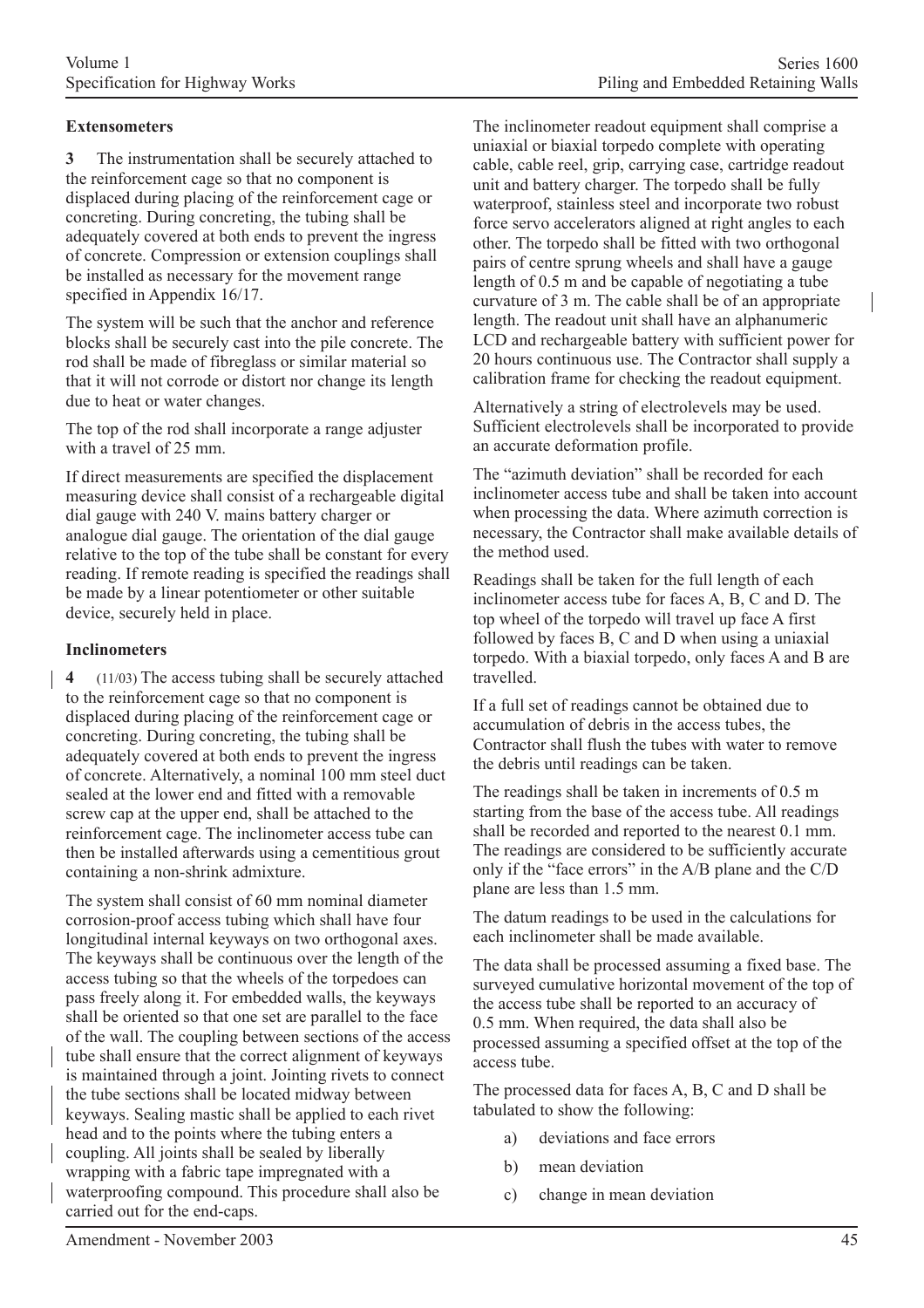### Extensometers

**3** The instrumentation shall be securely attached to the reinforcement cage so that no component is displaced during placing of the reinforcement cage or concreting. During concreting, the tubing shall be adequately covered at both ends to prevent the ingress of concrete. Compression or extension couplings shall be installed as necessary for the movement range specified in Appendix 16/17.

The system will be such that the anchor and reference blocks shall be securely cast into the pile concrete. The rod shall be made of fibreglass or similar material so that it will not corrode or distort nor change its length due to heat or water changes.

The top of the rod shall incorporate a range adjuster with a travel of 25 mm.

If direct measurements are specified the displacement measuring device shall consist of a rechargeable digital dial gauge with 240 V. mains battery charger or analogue dial gauge. The orientation of the dial gauge relative to the top of the tube shall be constant for every reading. If remote reading is specified the readings shall be made by a linear potentiometer or other suitable device, securely held in place.

### Inclinometers

**4** (11/03) The access tubing shall be securely attached to the reinforcement cage so that no component is displaced during placing of the reinforcement cage or concreting. During concreting, the tubing shall be adequately covered at both ends to prevent the ingress of concrete. Alternatively, a nominal 100 mm steel duct sealed at the lower end and fitted with a removable screw cap at the upper end, shall be attached to the reinforcement cage. The inclinometer access tube can then be installed afterwards using a cementitious grout containing a non-shrink admixture.

The system shall consist of 60 mm nominal diameter corrosion-proof access tubing which shall have four longitudinal internal keyways on two orthogonal axes. The keyways shall be continuous over the length of the access tubing so that the wheels of the torpedoes can pass freely along it. For embedded walls, the keyways shall be oriented so that one set are parallel to the face of the wall. The coupling between sections of the access tube shall ensure that the correct alignment of keyways is maintained through a joint. Jointing rivets to connect the tube sections shall be located midway between keyways. Sealing mastic shall be applied to each rivet head and to the points where the tubing enters a coupling. All joints shall be sealed by liberally wrapping with a fabric tape impregnated with a waterproofing compound. This procedure shall also be carried out for the end-caps.

The inclinometer readout equipment shall comprise a uniaxial or biaxial torpedo complete with operating cable, cable reel, grip, carrying case, cartridge readout unit and battery charger. The torpedo shall be fully waterproof, stainless steel and incorporate two robust force servo accelerators aligned at right angles to each other. The torpedo shall be fitted with two orthogonal pairs of centre sprung wheels and shall have a gauge length of 0.5 m and be capable of negotiating a tube curvature of 3 m. The cable shall be of an appropriate length. The readout unit shall have an alphanumeric LCD and rechargeable battery with sufficient power for 20 hours continuous use. The Contractor shall supply a calibration frame for checking the readout equipment.

Alternatively a string of electrolevels may be used. Sufficient electrolevels shall be incorporated to provide an accurate deformation profile.

The "azimuth deviation" shall be recorded for each inclinometer access tube and shall be taken into account when processing the data. Where azimuth correction is necessary, the Contractor shall make available details of the method used.

Readings shall be taken for the full length of each inclinometer access tube for faces A, B, C and D. The top wheel of the torpedo will travel up face A first followed by faces B, C and D when using a uniaxial torpedo. With a biaxial torpedo, only faces A and B are travelled.

If a full set of readings cannot be obtained due to accumulation of debris in the access tubes, the Contractor shall flush the tubes with water to remove the debris until readings can be taken.

The readings shall be taken in increments of 0.5 m starting from the base of the access tube. All readings shall be recorded and reported to the nearest 0.1 mm. The readings are considered to be sufficiently accurate only if the "face errors" in the A/B plane and the C/D plane are less than 1.5 mm.

The datum readings to be used in the calculations for each inclinometer shall be made available.

The data shall be processed assuming a fixed base. The surveyed cumulative horizontal movement of the top of the access tube shall be reported to an accuracy of 0.5 mm. When required, the data shall also be processed assuming a specified offset at the top of the access tube.

The processed data for faces A, B, C and D shall be tabulated to show the following:

a) deviations and face errors

b) mean deviation

c) change in mean deviation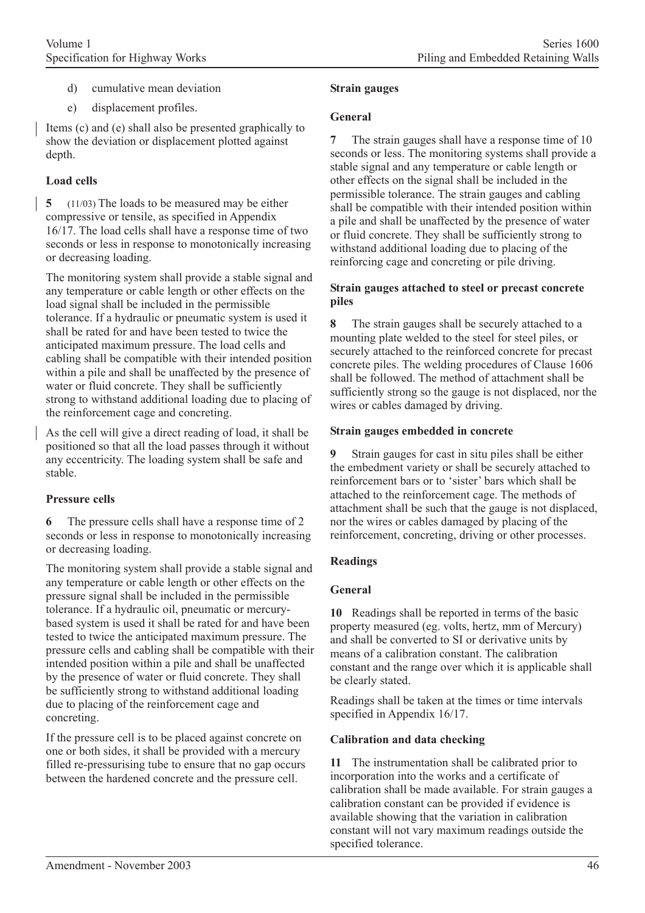d) cumulative mean deviation

e) displacement profiles.

Items (c) and (e) shall also be presented graphically to show the deviation or displacement plotted against depth.

**Load cells**

**5** (11/03) The loads to be measured may be either compressive or tensile, as specified in Appendix 16/17. The load cells shall have a response time of two seconds or less in response to monotonically increasing or decreasing loading.

The monitoring system shall provide a stable signal and any temperature or cable length or other effects on the load signal shall be included in the permissible tolerance. If a hydraulic or pneumatic system is used it shall be rated for and have been tested to twice the anticipated maximum pressure. The load cells and cabling shall be compatible with their intended position within a pile and shall be unaffected by the presence of water or fluid concrete. They shall be sufficiently strong to withstand additional loading due to placing of the reinforcement cage and concreting.

As the cell will give a direct reading of load, it shall be positioned so that all the load passes through it without any eccentricity. The loading system shall be safe and stable.

**Pressure cells**

**6** The pressure cells shall have a response time of 2 seconds or less in response to monotonically increasing or decreasing loading.

The monitoring system shall provide a stable signal and any temperature or cable length or other effects on the pressure signal shall be included in the permissible tolerance. If a hydraulic oil, pneumatic or mercury-based system is used it shall be rated for and have been tested to twice the anticipated maximum pressure. The pressure cells and cabling shall be compatible with their intended position within a pile and shall be unaffected by the presence of water or fluid concrete. They shall be sufficiently strong to withstand additional loading due to placing of the reinforcement cage and concreting.

If the pressure cell is to be placed against concrete on one or both sides, it shall be provided with a mercury filled re-pressurising tube to ensure that no gap occurs between the hardened concrete and the pressure cell.

**Strain gauges**

**General**

**7** The strain gauges shall have a response time of 10 seconds or less. The monitoring systems shall provide a stable signal and any temperature or cable length or other effects on the signal shall be included in the permissible tolerance. The strain gauges and cabling shall be compatible with their intended position within a pile and shall be unaffected by the presence of water or fluid concrete. They shall be sufficiently strong to withstand additional loading due to placing of the reinforcing cage and concreting or pile driving.

**Strain gauges attached to steel or precast concrete piles**

**8** The strain gauges shall be securely attached to a mounting plate welded to the steel for steel piles, or securely attached to the reinforced concrete for precast concrete piles. The welding procedures of Clause 1606 shall be followed. The method of attachment shall be sufficiently strong so the gauge is not displaced, nor the wires or cables damaged by driving.

**Strain gauges embedded in concrete**

**9** Strain gauges for cast in situ piles shall be either the embedment variety or shall be securely attached to reinforcement bars or to 'sister' bars which shall be attached to the reinforcement cage. The methods of attachment shall be such that the gauge is not displaced, nor the wires or cables damaged by placing of the reinforcement, concreting, driving or other processes.

**Readings**

**General**

**10** Readings shall be reported in terms of the basic property measured (eg. volts, hertz, mm of Mercury) and shall be converted to SI or derivative units by means of a calibration constant. The calibration constant and the range over which it is applicable shall be clearly stated.

Readings shall be taken at the times or time intervals specified in Appendix 16/17.

**Calibration and data checking**

**11** The instrumentation shall be calibrated prior to incorporation into the works and a certificate of calibration shall be made available. For strain gauges a calibration constant can be provided if evidence is available showing that the variation in calibration constant will not vary maximum readings outside the specified tolerance.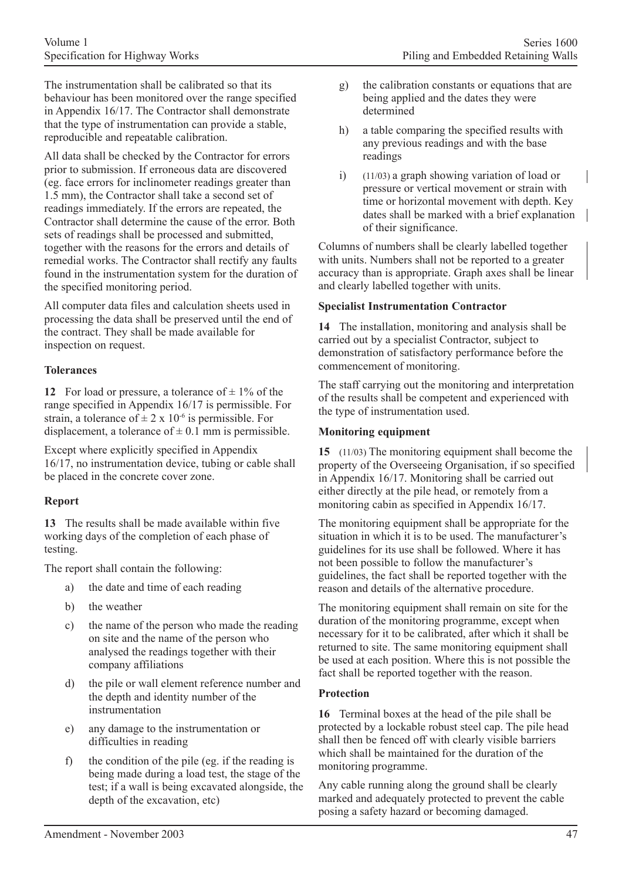The instrumentation shall be calibrated so that its behaviour has been monitored over the range specified in Appendix 16/17. The Contractor shall demonstrate that the type of instrumentation can provide a stable, reproducible and repeatable calibration.

All data shall be checked by the Contractor for errors prior to submission. If erroneous data are discovered (eg. face errors for inclinometer readings greater than 1.5 mm), the Contractor shall take a second set of readings immediately. If the errors are repeated, the Contractor shall determine the cause of the error. Both sets of readings shall be processed and submitted, together with the reasons for the errors and details of remedial works. The Contractor shall rectify any faults found in the instrumentation system for the duration of the specified monitoring period.

All computer data files and calculation sheets used in processing the data shall be preserved until the end of the contract. They shall be made available for inspection on request.

**Tolerances**

**12** For load or pressure, a tolerance of $\pm$ 1% of the range specified in Appendix 16/17 is permissible. For strain, a tolerance of $\pm 2 \times 10^{-6}$ is permissible. For displacement, a tolerance of $\pm$ 0.1 mm is permissible.

Except where explicitly specified in Appendix 16/17, no instrumentation device, tubing or cable shall be placed in the concrete cover zone.

**Report**

**13** The results shall be made available within five working days of the completion of each phase of testing.

The report shall contain the following:

a) the date and time of each reading

b) the weather

c) the name of the person who made the reading on site and the name of the person who analysed the readings together with their company affiliations

d) the pile or wall element reference number and the depth and identity number of the instrumentation

e) any damage to the instrumentation or difficulties in reading

f) the condition of the pile (eg. if the reading is being made during a load test, the stage of the test; if a wall is being excavated alongside, the depth of the excavation, etc)

g) the calibration constants or equations that are being applied and the dates they were determined

h) a table comparing the specified results with any previous readings and with the base readings

i) (11/03) a graph showing variation of load or pressure or vertical movement or strain with time or horizontal movement with depth. Key dates shall be marked with a brief explanation of their significance.

Columns of numbers shall be clearly labelled together with units. Numbers shall not be reported to a greater accuracy than is appropriate. Graph axes shall be linear and clearly labelled together with units.

**Specialist Instrumentation Contractor**

**14** The installation, monitoring and analysis shall be carried out by a specialist Contractor, subject to demonstration of satisfactory performance before the commencement of monitoring.

The staff carrying out the monitoring and interpretation of the results shall be competent and experienced with the type of instrumentation used.

**Monitoring equipment**

**15** (11/03) The monitoring equipment shall become the property of the Overseeing Organisation, if so specified in Appendix 16/17. Monitoring shall be carried out either directly at the pile head, or remotely from a monitoring cabin as specified in Appendix 16/17.

The monitoring equipment shall be appropriate for the situation in which it is to be used. The manufacturer's guidelines for its use shall be followed. Where it has not been possible to follow the manufacturer's guidelines, the fact shall be reported together with the reason and details of the alternative procedure.

The monitoring equipment shall remain on site for the duration of the monitoring programme, except when necessary for it to be calibrated, after which it shall be returned to site. The same monitoring equipment shall be used at each position. Where this is not possible the fact shall be reported together with the reason.

**Protection**

**16** Terminal boxes at the head of the pile shall be protected by a lockable robust steel cap. The pile head shall then be fenced off with clearly visible barriers which shall be maintained for the duration of the monitoring programme.

Any cable running along the ground shall be clearly marked and adequately protected to prevent the cable posing a safety hazard or becoming damaged.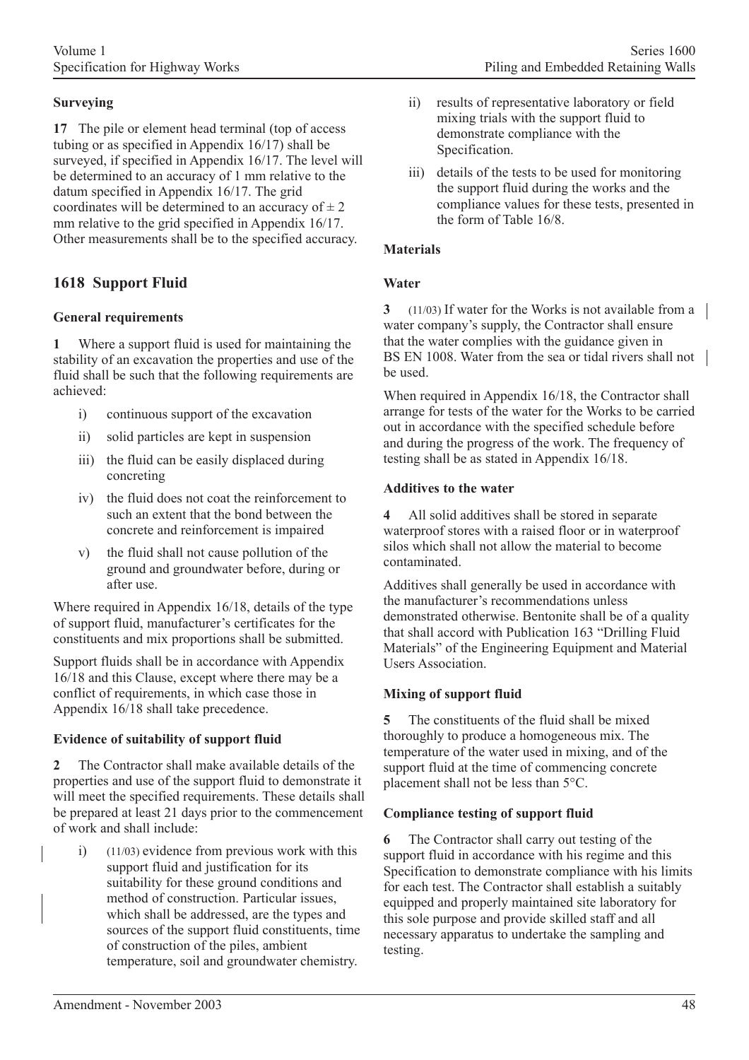### Surveying

**17** The pile or element head terminal (top of access tubing or as specified in Appendix 16/17) shall be surveyed, if specified in Appendix 16/17. The level will be determined to an accuracy of 1 mm relative to the datum specified in Appendix 16/17. The grid coordinates will be determined to an accuracy of ± 2 mm relative to the grid specified in Appendix 16/17. Other measurements shall be to the specified accuracy.

## 1618 Support Fluid

### General requirements

**1** Where a support fluid is used for maintaining the stability of an excavation the properties and use of the fluid shall be such that the following requirements are achieved:

- i) continuous support of the excavation
- ii) solid particles are kept in suspension
- iii) the fluid can be easily displaced during concreting
- iv) the fluid does not coat the reinforcement to such an extent that the bond between the concrete and reinforcement is impaired
- v) the fluid shall not cause pollution of the ground and groundwater before, during or after use.

Where required in Appendix 16/18, details of the type of support fluid, manufacturer's certificates for the constituents and mix proportions shall be submitted.

Support fluids shall be in accordance with Appendix 16/18 and this Clause, except where there may be a conflict of requirements, in which case those in Appendix 16/18 shall take precedence.

### Evidence of suitability of support fluid

**2** The Contractor shall make available details of the properties and use of the support fluid to demonstrate it will meet the specified requirements. These details shall be prepared at least 21 days prior to the commencement of work and shall include:

- i) (11/03) evidence from previous work with this support fluid and justification for its suitability for these ground conditions and method of construction. Particular issues, which shall be addressed, are the types and sources of the support fluid constituents, time of construction of the piles, ambient temperature, soil and groundwater chemistry.
- ii) results of representative laboratory or field mixing trials with the support fluid to demonstrate compliance with the Specification.
- iii) details of the tests to be used for monitoring the support fluid during the works and the compliance values for these tests, presented in the form of Table 16/8.

### Materials

#### Water

**3** (11/03) If water for the Works is not available from a water company's supply, the Contractor shall ensure that the water complies with the guidance given in BS EN 1008. Water from the sea or tidal rivers shall not be used.

When required in Appendix 16/18, the Contractor shall arrange for tests of the water for the Works to be carried out in accordance with the specified schedule before and during the progress of the work. The frequency of testing shall be as stated in Appendix 16/18.

#### Additives to the water

**4** All solid additives shall be stored in separate waterproof stores with a raised floor or in waterproof silos which shall not allow the material to become contaminated.

Additives shall generally be used in accordance with the manufacturer's recommendations unless demonstrated otherwise. Bentonite shall be of a quality that shall accord with Publication 163 "Drilling Fluid Materials" of the Engineering Equipment and Material Users Association.

### Mixing of support fluid

**5** The constituents of the fluid shall be mixed thoroughly to produce a homogeneous mix. The temperature of the water used in mixing, and of the support fluid at the time of commencing concrete placement shall not be less than 5°C.

### Compliance testing of support fluid

**6** The Contractor shall carry out testing of the support fluid in accordance with his regime and this Specification to demonstrate compliance with his limits for each test. The Contractor shall establish a suitably equipped and properly maintained site laboratory for this sole purpose and provide skilled staff and all necessary apparatus to undertake the sampling and testing.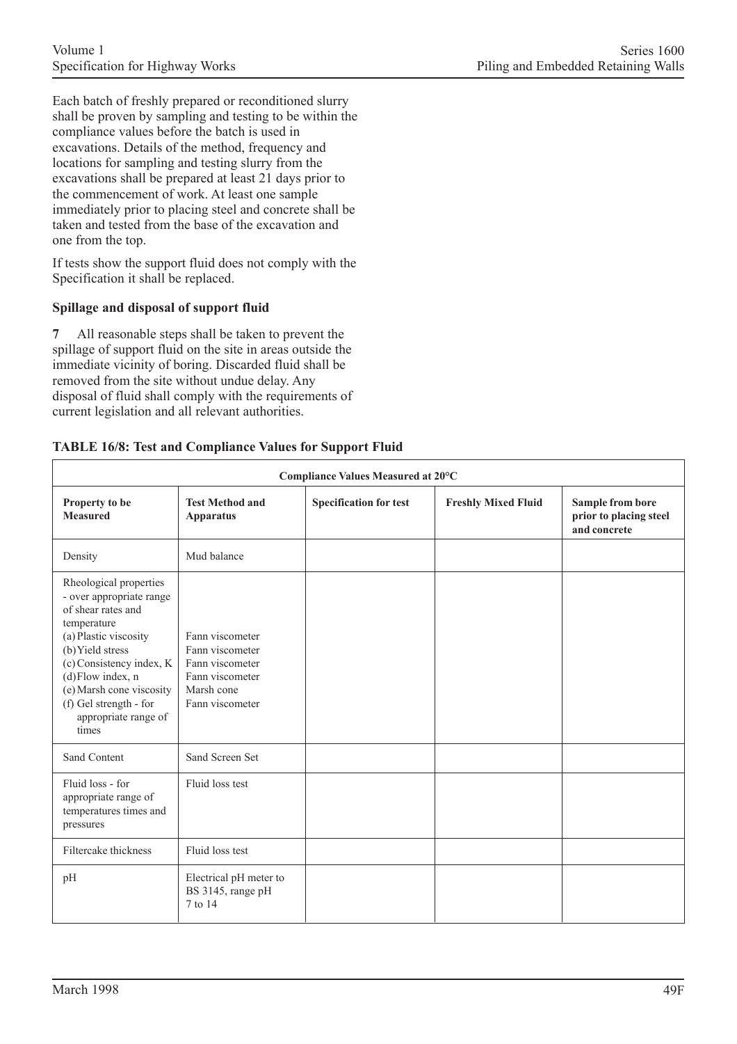Each batch of freshly prepared or reconditioned slurry shall be proven by sampling and testing to be within the compliance values before the batch is used in excavations. Details of the method, frequency and locations for sampling and testing slurry from the excavations shall be prepared at least 21 days prior to the commencement of work. At least one sample immediately prior to placing steel and concrete shall be taken and tested from the base of the excavation and one from the top.

If tests show the support fluid does not comply with the Specification it shall be replaced.

### Spillage and disposal of support fluid

**7** All reasonable steps shall be taken to prevent the spillage of support fluid on the site in areas outside the immediate vicinity of boring. Discarded fluid shall be removed from the site without undue delay. Any disposal of fluid shall comply with the requirements of current legislation and all relevant authorities.

**TABLE 16/8: Test and Compliance Values for Support Fluid**

| Compliance Values Measured at 20°C | | | | |
|---|---|---|---|---|
| **Property to be Measured** | **Test Method and Apparatus** | **Specification for test** | **Freshly Mixed Fluid** | **Sample from bore prior to placing steel and concrete** |
| Density | Mud balance | | | |
| Rheological properties - over appropriate range of shear rates and temperature<br>(a) Plastic viscosity<br>(b) Yield stress<br>(c) Consistency index, K<br>(d) Flow index, n<br>(e) Marsh cone viscosity<br>(f) Gel strength - for appropriate range of times | <br><br><br>Fann viscometer<br>Fann viscometer<br>Fann viscometer<br>Fann viscometer<br>Marsh cone<br>Fann viscometer | | | |
| Sand Content | Sand Screen Set | | | |
| Fluid loss - for appropriate range of temperatures times and pressures | Fluid loss test | | | |
| Filtercake thickness | Fluid loss test | | | |
| pH | Electrical pH meter to BS 3145, range pH 7 to 14 | | | |